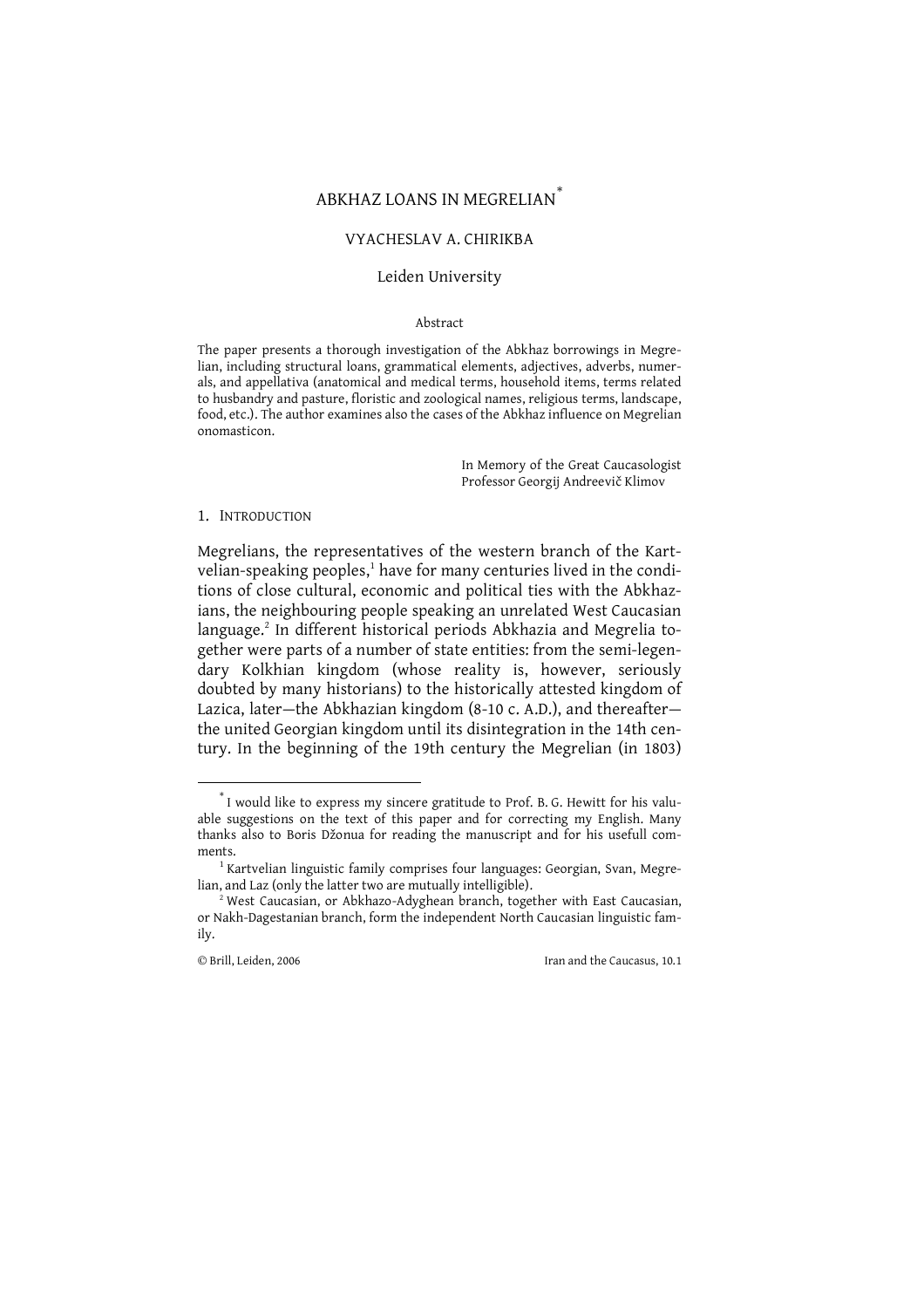# ABKHAZ LOANS IN MEGRELIAN[*]

VYACHESLAV A. CHIRIKBA

Leiden University

Abstract

The paper presents a thorough investigation of the Abkhaz borrowings in Megrelian, including structural loans, grammatical elements, adjectives, adverbs, numerals, and appellativa (anatomical and medical terms, household items, terms related to husbandry and pasture, floristic and zoological names, religious terms, landscape, food, etc.). The author examines also the cases of the Abkhaz influence on Megrelian onomasticon.

In Memory of the Great Caucasologist
Professor Georgij Andreevič Klimov

## 1. INTRODUCTION

Megrelians, the representatives of the western branch of the Kartvelian-speaking peoples,[1] have for many centuries lived in the conditions of close cultural, economic and political ties with the Abkhazians, the neighbouring people speaking an unrelated West Caucasian language.[2] In different historical periods Abkhazia and Megrelia together were parts of a number of state entities: from the semi-legendary Kolkhian kingdom (whose reality is, however, seriously doubted by many historians) to the historically attested kingdom of Lazica, later—the Abkhazian kingdom (8-10 c. A.D.), and thereafter—the united Georgian kingdom until its disintegration in the 14th century. In the beginning of the 19th century the Megrelian (in 1803)

---

[*] I would like to express my sincere gratitude to Prof. B. G. Hewitt for his valuable suggestions on the text of this paper and for correcting my English. Many thanks also to Boris Džonua for reading the manuscript and for his usefull comments.

[1] Kartvelian linguistic family comprises four languages: Georgian, Svan, Megrelian, and Laz (only the latter two are mutually intelligible).

[2] West Caucasian, or Abkhazo-Adyghean branch, together with East Caucasian, or Nakh-Dagestanian branch, form the independent North Caucasian linguistic family.

© Brill, Leiden, 2006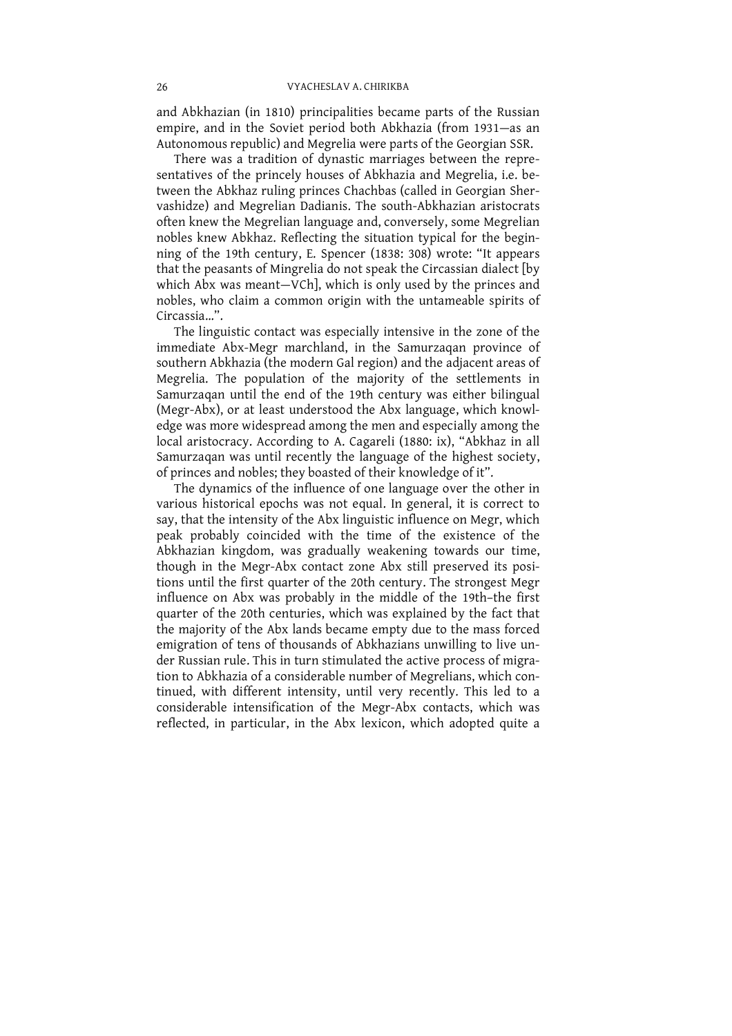and Abkhazian (in 1810) principalities became parts of the Russian empire, and in the Soviet period both Abkhazia (from 1931—as an Autonomous republic) and Megrelia were parts of the Georgian SSR.

There was a tradition of dynastic marriages between the representatives of the princely houses of Abkhazia and Megrelia, i.e. between the Abkhaz ruling princes Chachbas (called in Georgian Shervashidze) and Megrelian Dadianis. The south-Abkhazian aristocrats often knew the Megrelian language and, conversely, some Megrelian nobles knew Abkhaz. Reflecting the situation typical for the beginning of the 19th century, E. Spencer (1838: 308) wrote: "It appears that the peasants of Mingrelia do not speak the Circassian dialect [by which Abx was meant—VCh], which is only used by the princes and nobles, who claim a common origin with the untameable spirits of Circassia…".

The linguistic contact was especially intensive in the zone of the immediate Abx-Megr marchland, in the Samurzaqan province of southern Abkhazia (the modern Gal region) and the adjacent areas of Megrelia. The population of the majority of the settlements in Samurzaqan until the end of the 19th century was either bilingual (Megr-Abx), or at least understood the Abx language, which knowledge was more widespread among the men and especially among the local aristocracy. According to A. Cagareli (1880: ix), "Abkhaz in all Samurzaqan was until recently the language of the highest society, of princes and nobles; they boasted of their knowledge of it".

The dynamics of the influence of one language over the other in various historical epochs was not equal. In general, it is correct to say, that the intensity of the Abx linguistic influence on Megr, which peak probably coincided with the time of the existence of the Abkhazian kingdom, was gradually weakening towards our time, though in the Megr-Abx contact zone Abx still preserved its positions until the first quarter of the 20th century. The strongest Megr influence on Abx was probably in the middle of the 19th–the first quarter of the 20th centuries, which was explained by the fact that the majority of the Abx lands became empty due to the mass forced emigration of tens of thousands of Abkhazians unwilling to live under Russian rule. This in turn stimulated the active process of migration to Abkhazia of a considerable number of Megrelians, which continued, with different intensity, until very recently. This led to a considerable intensification of the Megr-Abx contacts, which was reflected, in particular, in the Abx lexicon, which adopted quite a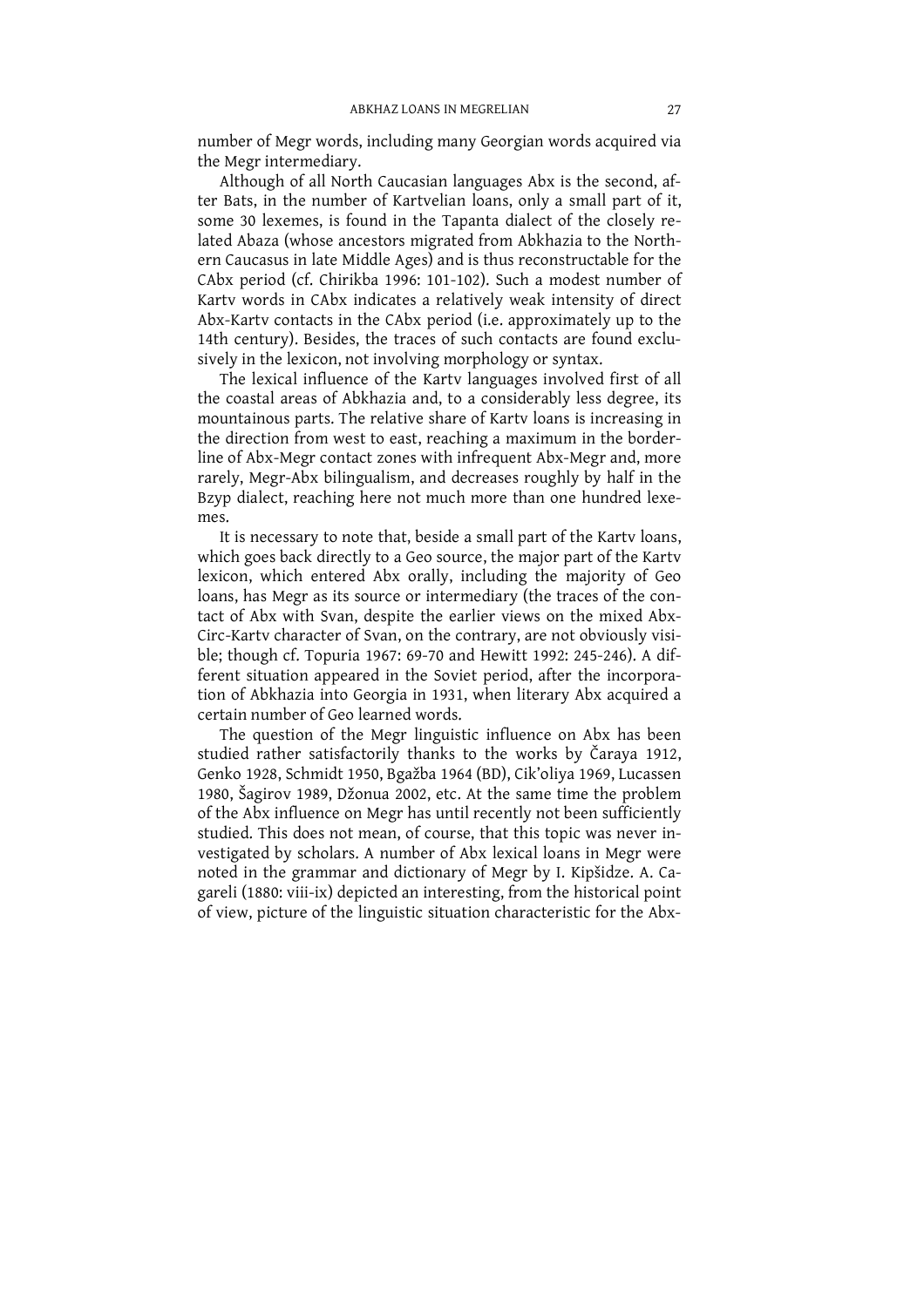number of Megr words, including many Georgian words acquired via the Megr intermediary.

Although of all North Caucasian languages Abx is the second, after Bats, in the number of Kartvelian loans, only a small part of it, some 30 lexemes, is found in the Tapanta dialect of the closely related Abaza (whose ancestors migrated from Abkhazia to the Northern Caucasus in late Middle Ages) and is thus reconstructable for the CAbx period (cf. Chirikba 1996: 101-102). Such a modest number of Kartv words in CAbx indicates a relatively weak intensity of direct Abx-Kartv contacts in the CAbx period (i.e. approximately up to the 14th century). Besides, the traces of such contacts are found exclusively in the lexicon, not involving morphology or syntax.

The lexical influence of the Kartv languages involved first of all the coastal areas of Abkhazia and, to a considerably less degree, its mountainous parts. The relative share of Kartv loans is increasing in the direction from west to east, reaching a maximum in the borderline of Abx-Megr contact zones with infrequent Abx-Megr and, more rarely, Megr-Abx bilingualism, and decreases roughly by half in the Bzyp dialect, reaching here not much more than one hundred lexemes.

It is necessary to note that, beside a small part of the Kartv loans, which goes back directly to a Geo source, the major part of the Kartv lexicon, which entered Abx orally, including the majority of Geo loans, has Megr as its source or intermediary (the traces of the contact of Abx with Svan, despite the earlier views on the mixed Abx-Circ-Kartv character of Svan, on the contrary, are not obviously visible; though cf. Topuria 1967: 69-70 and Hewitt 1992: 245-246). A different situation appeared in the Soviet period, after the incorporation of Abkhazia into Georgia in 1931, when literary Abx acquired a certain number of Geo learned words.

The question of the Megr linguistic influence on Abx has been studied rather satisfactorily thanks to the works by Čaraya 1912, Genko 1928, Schmidt 1950, Bgažba 1964 (BD), Cik'oliya 1969, Lucassen 1980, Šagirov 1989, Džonua 2002, etc. At the same time the problem of the Abx influence on Megr has until recently not been sufficiently studied. This does not mean, of course, that this topic was never investigated by scholars. A number of Abx lexical loans in Megr were noted in the grammar and dictionary of Megr by I. Kipšidze. A. Cagareli (1880: viii-ix) depicted an interesting, from the historical point of view, picture of the linguistic situation characteristic for the Abx-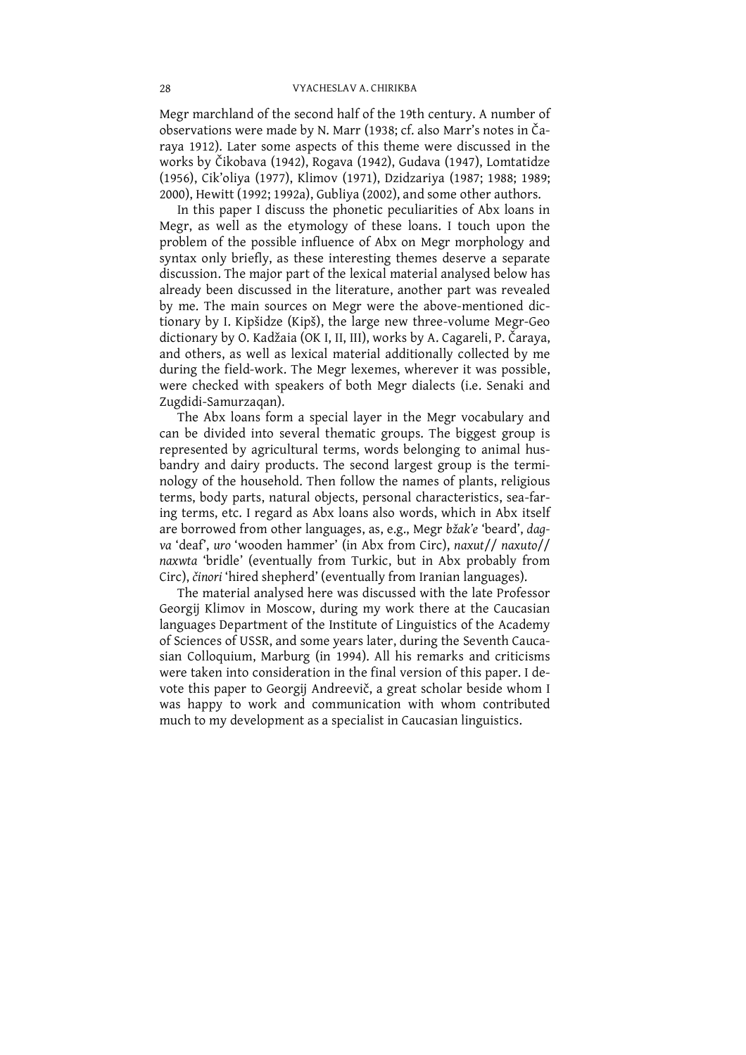Megr marchland of the second half of the 19th century. A number of observations were made by N. Marr (1938; cf. also Marr's notes in Čaraya 1912). Later some aspects of this theme were discussed in the works by Čikobava (1942), Rogava (1942), Gudava (1947), Lomtatidze (1956), Cik'oliya (1977), Klimov (1971), Dzidzariya (1987; 1988; 1989; 2000), Hewitt (1992; 1992a), Gubliya (2002), and some other authors.

In this paper I discuss the phonetic peculiarities of Abx loans in Megr, as well as the etymology of these loans. I touch upon the problem of the possible influence of Abx on Megr morphology and syntax only briefly, as these interesting themes deserve a separate discussion. The major part of the lexical material analysed below has already been discussed in the literature, another part was revealed by me. The main sources on Megr were the above-mentioned dictionary by I. Kipšidze (Kipš), the large new three-volume Megr-Geo dictionary by O. Kadžaia (OK I, II, III), works by A. Cagareli, P. Čaraya, and others, as well as lexical material additionally collected by me during the field-work. The Megr lexemes, wherever it was possible, were checked with speakers of both Megr dialects (i.e. Senaki and Zugdidi-Samurzaqan).

The Abx loans form a special layer in the Megr vocabulary and can be divided into several thematic groups. The biggest group is represented by agricultural terms, words belonging to animal husbandry and dairy products. The second largest group is the terminology of the household. Then follow the names of plants, religious terms, body parts, natural objects, personal characteristics, sea-faring terms, etc. I regard as Abx loans also words, which in Abx itself are borrowed from other languages, as, e.g., Megr *bžak'e* 'beard', *dagva* 'deaf', *uro* 'wooden hammer' (in Abx from Circ), *naxut*// *naxuto*// *naxwta* 'bridle' (eventually from Turkic, but in Abx probably from Circ), *činori* 'hired shepherd' (eventually from Iranian languages).

The material analysed here was discussed with the late Professor Georgij Klimov in Moscow, during my work there at the Caucasian languages Department of the Institute of Linguistics of the Academy of Sciences of USSR, and some years later, during the Seventh Caucasian Colloquium, Marburg (in 1994). All his remarks and criticisms were taken into consideration in the final version of this paper. I devote this paper to Georgij Andreevič, a great scholar beside whom I was happy to work and communication with whom contributed much to my development as a specialist in Caucasian linguistics.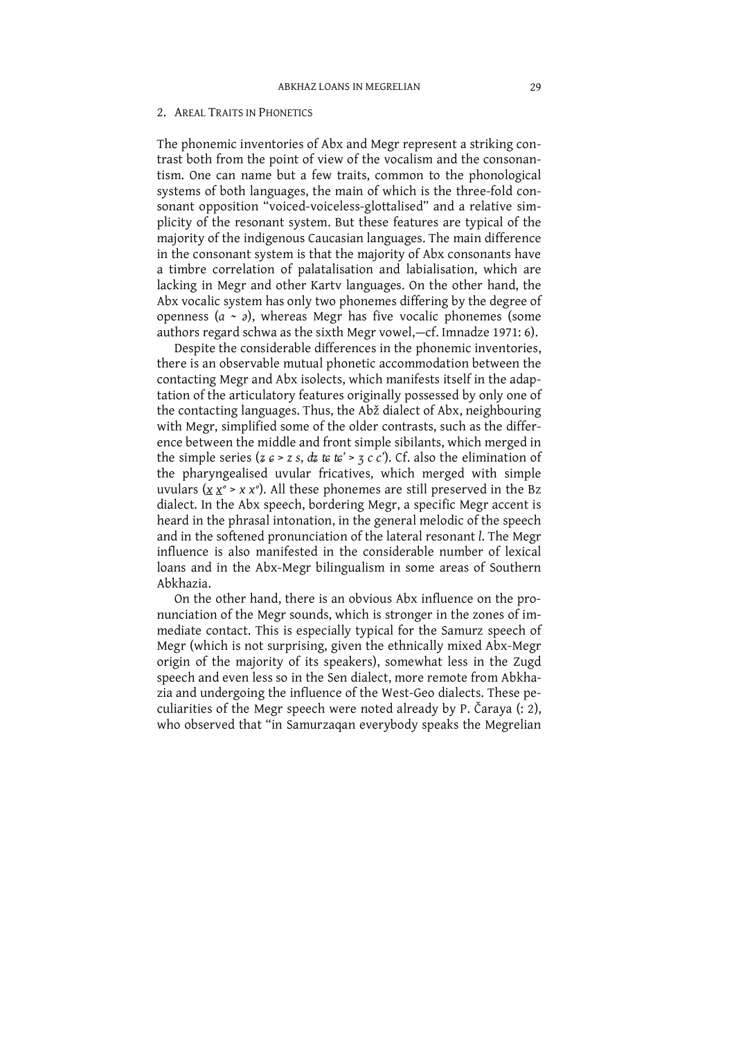## 2. Areal Traits in Phonetics

The phonemic inventories of Abx and Megr represent a striking contrast both from the point of view of the vocalism and the consonantism. One can name but a few traits, common to the phonological systems of both languages, the main of which is the three-fold consonant opposition "voiced-voiceless-glottalised" and a relative simplicity of the resonant system. But these features are typical of the majority of the indigenous Caucasian languages. The main difference in the consonant system is that the majority of Abx consonants have a timbre correlation of palatalisation and labialisation, which are lacking in Megr and other Kartv languages. On the other hand, the Abx vocalic system has only two phonemes differing by the degree of openness (*a* ~ *ə*), whereas Megr has five vocalic phonemes (some authors regard schwa as the sixth Megr vowel,—cf. Imnadze 1971: 6).

Despite the considerable differences in the phonemic inventories, there is an observable mutual phonetic accommodation between the contacting Megr and Abx isolects, which manifests itself in the adaptation of the articulatory features originally possessed by only one of the contacting languages. Thus, the Abž dialect of Abx, neighbouring with Megr, simplified some of the older contrasts, such as the difference between the middle and front simple sibilants, which merged in the simple series (*ʑ ɕ* > *z s*, *ʥ ʨ ʨ'* > *ʒ c c'*). Cf. also the elimination of the pharyngealised uvular fricatives, which merged with simple uvulars (*x̱ x̱°* > *x x°*). All these phonemes are still preserved in the Bz dialect. In the Abx speech, bordering Megr, a specific Megr accent is heard in the phrasal intonation, in the general melodic of the speech and in the softened pronunciation of the lateral resonant *l*. The Megr influence is also manifested in the considerable number of lexical loans and in the Abx-Megr bilingualism in some areas of Southern Abkhazia.

On the other hand, there is an obvious Abx influence on the pronunciation of the Megr sounds, which is stronger in the zones of immediate contact. This is especially typical for the Samurz speech of Megr (which is not surprising, given the ethnically mixed Abx-Megr origin of the majority of its speakers), somewhat less in the Zugd speech and even less so in the Sen dialect, more remote from Abkhazia and undergoing the influence of the West-Geo dialects. These peculiarities of the Megr speech were noted already by P. Čaraya (: 2), who observed that "in Samurzaqan everybody speaks the Megrelian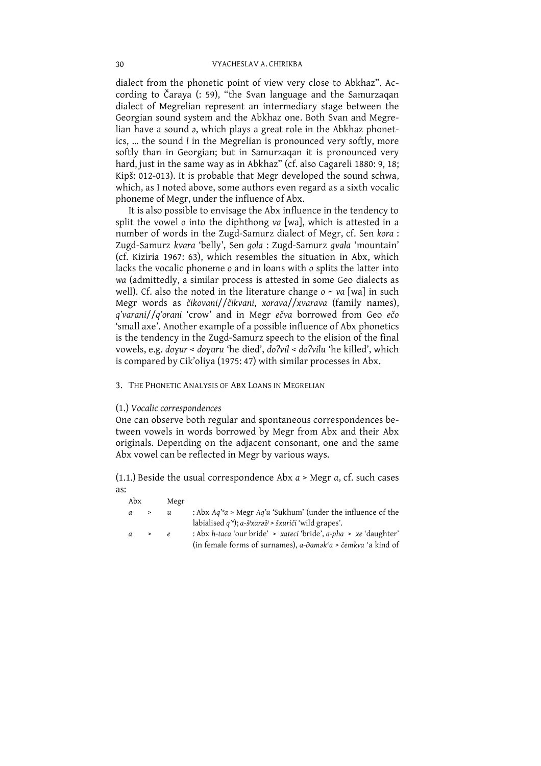dialect from the phonetic point of view very close to Abkhaz". According to Čaraya (: 59), "the Svan language and the Samurzaqan dialect of Megrelian represent an intermediary stage between the Georgian sound system and the Abkhaz one. Both Svan and Megrelian have a sound *ə*, which plays a great role in the Abkhaz phonetics, … the sound *l* in the Megrelian is pronounced very softly, more softly than in Georgian; but in Samurzaqan it is pronounced very hard, just in the same way as in Abkhaz" (cf. also Cagareli 1880: 9, 18; Kipš: 012-013). It is probable that Megr developed the sound schwa, which, as I noted above, some authors even regard as a sixth vocalic phoneme of Megr, under the influence of Abx.

It is also possible to envisage the Abx influence in the tendency to split the vowel *o* into the diphthong *va* [wa], which is attested in a number of words in the Zugd-Samurz dialect of Megr, cf. Sen *kora* : Zugd-Samurz *kvara* 'belly', Sen *gola* : Zugd-Samurz *gvala* 'mountain' (cf. Kiziria 1967: 63), which resembles the situation in Abx, which lacks the vocalic phoneme *o* and in loans with *o* splits the latter into *wa* (admittedly, a similar process is attested in some Geo dialects as well). Cf. also the noted in the literature change *o* ~ *va* [wa] in such Megr words as *čikovani*//*čikvani*, *xorava*//*xvarava* (family names), *q'varani*//*q'orani* 'crow' and in Megr *ečva* borrowed from Geo *ečo* 'small axe'. Another example of a possible influence of Abx phonetics is the tendency in the Zugd-Samurz speech to the elision of the final vowels, e.g. *doɣur* < *doɣuru* 'he died', *doʔvil* < *doʔvilu* 'he killed', which is compared by Cik'oliya (1975: 47) with similar processes in Abx.

## 3. The Phonetic Analysis of Abx Loans in Megrelian

### (1.) *Vocalic correspondences*

One can observe both regular and spontaneous correspondences between vowels in words borrowed by Megr from Abx and their Abx originals. Depending on the adjacent consonant, one and the same Abx vowel can be reflected in Megr by various ways.

(1.1.) Beside the usual correspondence Abx *a* > Megr *a*, cf. such cases as:

| Abx | | Megr | |
|---|---|---|---|
| *a* | > | *u* | : Abx *Aq'ʷa* > Megr *Aq'u* 'Sukhum' (under the influence of the labialised *q'ʷ*); *a-šʲxarəžʲ* > *šxuriči* 'wild grapes'. |
| *a* | > | *e* | : Abx *h-taca* 'our bride' > *xateci* 'bride', *a-pha* > *xe* 'daughter' (in female forms of surnames), *a-čʲamək'ʷa* > *čemkva* 'a kind of |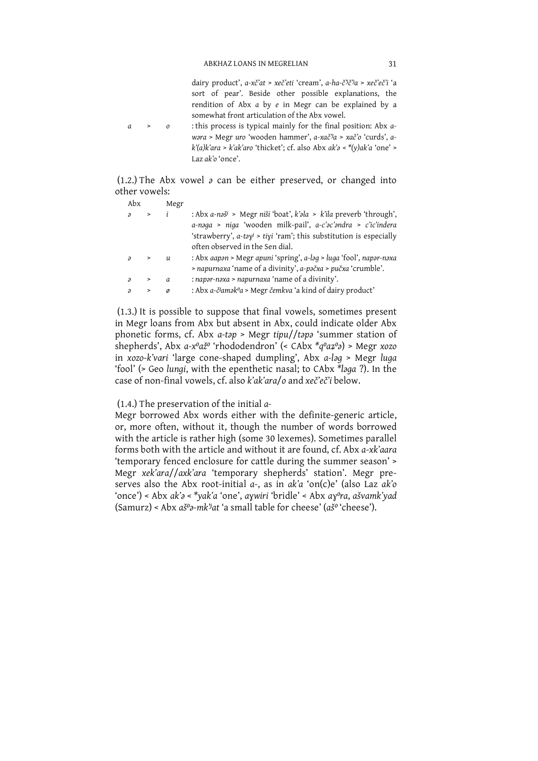dairy product', *a-xč'at* > *xeč'eti* 'cream', *a-ha-čʲčʲa* > *xeč'eč'i* 'a sort of pear'. Beside other possible explanations, the rendition of Abx *a* by *e* in Megr can be explained by a somewhat front articulation of the Abx vowel.

*a* > *o* : this process is typical mainly for the final position: Abx *a-wəra* > Megr *uro* 'wooden hammer', *a-xačʲa* > *xač'o* 'curds', *a-k'(a)k'ara* > *k'ak'aro* 'thicket'; cf. also Abx *ak'ə* < *\*(y)ak'a* 'one' > Laz *ak'o* 'once'.

(1.2.) The Abx vowel *ə* can be either preserved, or changed into other vowels:

| Abx | | Megr | |
|---|---|---|---|
| *ə* | > | *i* | : Abx *a-nəšʲ* > Megr *niši* 'boat', *k'əla* > *k'ila* preverb 'through', *a-nəga* > *niga* 'wooden milk-pail', *a-c'əc'əndra* > *c'ic'indera* 'strawberry', *a-təɣʲ* > *tiɣi* 'ram'; this substitution is especially often observed in the Sen dial. |
| *ə* | > | *u* | : Abx *aapən* > Megr *apuni* 'spring', *a-ləg* > *luga* 'fool', *napər-nəxa* > *napurnaxa* 'name of a divinity', *a-pəčxa* > *pučxa* 'crumble'. |
| *ə* | > | *a* | : *napər-nəxa* > *napurnaxa* 'name of a divinity'. |
| *ə* | > | *ø* | : Abx *a-čʲaməkᵒa* > Megr *čemkva* 'a kind of dairy product' |

(1.3.) It is possible to suppose that final vowels, sometimes present in Megr loans from Abx but absent in Abx, could indicate older Abx phonetic forms, cf. Abx *a-təp* > Megr *tipu*//*təpə* 'summer station of shepherds', Abx *a-xᵒažᵒ* 'rhododendron' (< CAbx *\*qᵒaẓᵒə*) > Megr *xozo* in *xozo-k'vari* 'large cone-shaped dumpling', Abx *a-ləg* > Megr *luga* 'fool' (> Geo *lungi*, with the epenthetic nasal; to CAbx *\*ləga* ?). In the case of non-final vowels, cf. also *k'ak'ara/o* and *xeč'eč'i* below.

(1.4.) The preservation of the initial *a-*

Megr borrowed Abx words either with the definite-generic article, or, more often, without it, though the number of words borrowed with the article is rather high (some 30 lexemes). Sometimes parallel forms both with the article and without it are found, cf. Abx *a-xk'aara* 'temporary fenced enclosure for cattle during the summer season' > Megr *xek'ara*//*axk'ara* 'temporary shepherds' station'. Megr preserves also the Abx root-initial *a-*, as in *ak'a* 'on(c)e' (also Laz *ak'o* 'once') < Abx *ak'ə* < *\*yak'a* 'one', *aɣwiri* 'bridle' < Abx *aɣᵒra*, *ašvamk'yad* (Samurz) < Abx *ašᵒə-mkʲat* 'a small table for cheese' (*ašᵒ* 'cheese').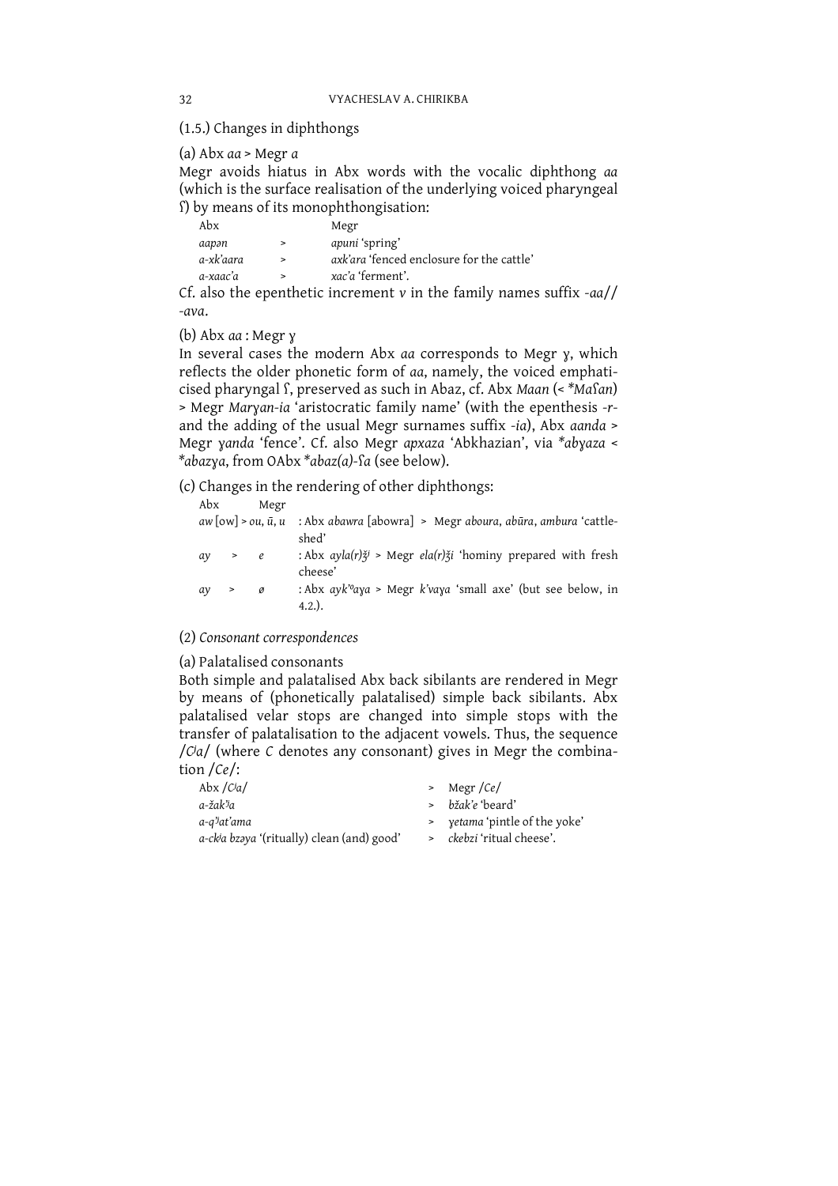(1.5.) Changes in diphthongs

(a) Abx *aa* > Megr *a*

Megr avoids hiatus in Abx words with the vocalic diphthong *aa* (which is the surface realisation of the underlying voiced pharyngeal ʕ) by means of its monophthongisation:

| Abx | | Megr |
|---|---|---|
| *aapən* | > | *apuni* 'spring' |
| *a-xk'aara* | > | *axk'ara* 'fenced enclosure for the cattle' |
| *a-xaac'a* | > | *xac'a* 'ferment'. |

Cf. also the epenthetic increment *v* in the family names suffix *-aa*// *-ava*.

(b) Abx *aa* : Megr ɣ

In several cases the modern Abx *aa* corresponds to Megr ɣ, which reflects the older phonetic form of *aa*, namely, the voiced emphaticised pharyngal ʕ, preserved as such in Abaz, cf. Abx *Maan* (< *\*Maʕan*) > Megr *Marɣan-ia* 'aristocratic family name' (with the epenthesis *-r-* and the adding of the usual Megr surnames suffix *-ia*), Abx *aanda* > Megr *ɣanda* 'fence'. Cf. also Megr *apxaza* 'Abkhazian', via *\*abɣaza* < *\*abazɣa*, from OAbx *\*abaz(a)-ʕa* (see below).

(c) Changes in the rendering of other diphthongs:

| Abx | | Megr | |
|---|---|---|---|
| *aw* [ow] | > | *ou*, *ū*, *u* | : Abx *abawra* [abowra] > Megr *aboura*, *abūra*, *ambura* 'cattle-shed' |
| *ay* | > | *e* | : Abx *ayla(r)ǯʲ* > Megr *ela(r)ǯi* 'hominy prepared with fresh cheese' |
| *ay* | > | *ø* | : Abx *aykʷaɣa* > Megr *k'vaɣa* 'small axe' (but see below, in 4.2.). |

(2) *Consonant correspondences*

(a) Palatalised consonants

Both simple and palatalised Abx back sibilants are rendered in Megr by means of (phonetically palatalised) simple back sibilants. Abx palatalised velar stops are changed into simple stops with the transfer of palatalisation to the adjacent vowels. Thus, the sequence /*Cʲa*/ (where *C* denotes any consonant) gives in Megr the combination /*Ce*/:

| | | |
|---|---|---|
| Abx /*Cʲa*/ | > | Megr /*Ce*/ |
| *a-žakʲa* | > | *bžak'e* 'beard' |
| *a-qʲat'ama* | > | *ɣetama* 'pintle of the yoke' |
| *a-ckʲa bzəɣa* '(ritually) clean (and) good' | > | *ckebzi* 'ritual cheese'. |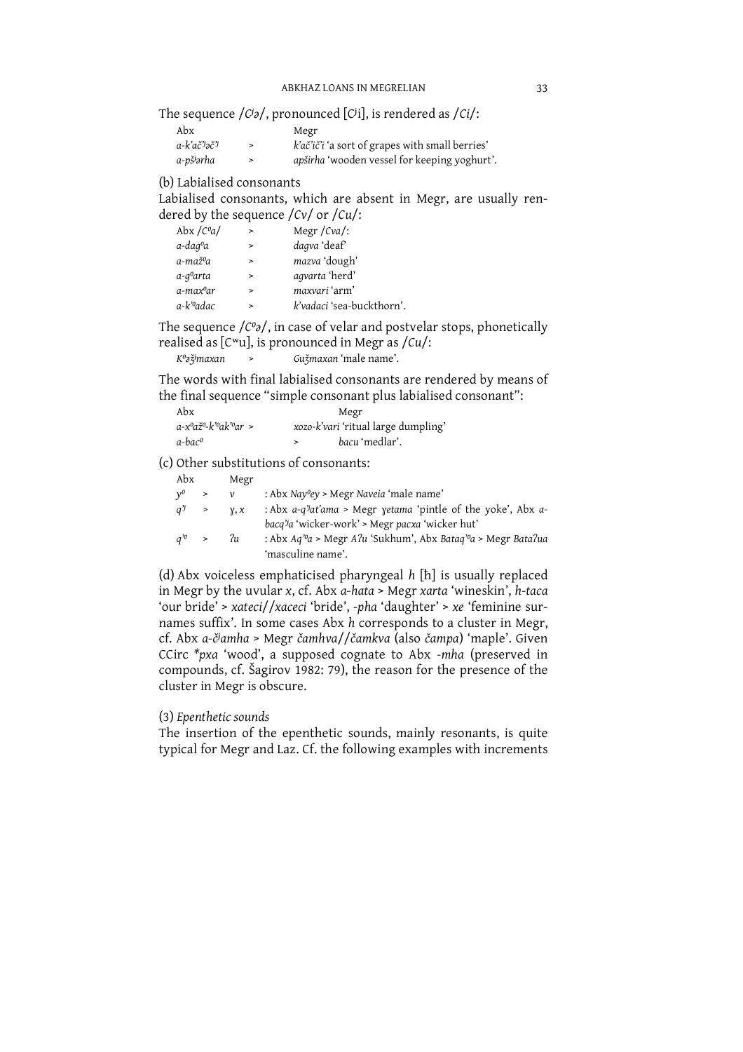The sequence /*Cʲə*/, pronounced [Cʲi], is rendered as /*Ci*/:

| Abx | | Megr |
|---|---|---|
| *a-k'ačʲəčʲ* | > | *k'ač'ič'i* 'a sort of grapes with small berries' |
| *a-pšʲərha* | > | *apširha* 'wooden vessel for keeping yoghurt'. |

(b) Labialised consonants

Labialised consonants, which are absent in Megr, are usually rendered by the sequence /*Cv*/ or /*Cu*/:

| Abx /*Cᵒa*/ | > | Megr /*Cva*/: |
|---|---|---|
| *a-dagᵒa* | > | *dagva* 'deaf' |
| *a-mažᵒa* | > | *mazva* 'dough' |
| *a-gᵒarta* | > | *agvarta* 'herd' |
| *a-maxᵒar* | > | *maxvari* 'arm' |
| *a-k'ᵒadac* | > | *k'vadaci* 'sea-buckthorn'. |

The sequence /*Cᵒə*/, in case of velar and postvelar stops, phonetically realised as [Cʷu], is pronounced in Megr as /*Cu*/:

*Kᵒəǯʲmaxan* > *Guǯmaxan* 'male name'.

The words with final labialised consonants are rendered by means of the final sequence "simple consonant plus labialised consonant":

| Abx | | Megr |
|---|---|---|
| *a-xᵒažᵒ-k'ᵒak'ᵒar* > | | *xozo-k'vari* 'ritual large dumpling' |
| *a-bacᵒ* | > | *bacu* 'medlar'. |

(c) Other substitutions of consonants:

| Abx | | Megr | |
|---|---|---|---|
| *yᵒ* | > | *v* | : Abx *Nayᵒey* > Megr *Naveia* 'male name' |
| *qʲ* | > | *ɣ, x* | : Abx *a-qʲat'ama* > Megr *ɣetama* 'pintle of the yoke', Abx *a-bacqʲa* 'wicker-work' > Megr *pacxa* 'wicker hut' |
| *q'ᵒ* | > | *ʔu* | : Abx *Aq'ᵒa* > Megr *Aʔu* 'Sukhum', Abx *Bataq'ᵒa* > Megr *Bataʔua* 'masculine name'. |

(d) Abx voiceless emphaticised pharyngeal *h* [ħ] is usually replaced in Megr by the uvular *x*, cf. Abx *a-hata* > Megr *xarta* 'wineskin', *h-taca* 'our bride' > *xateci*//*xaceci* 'bride', *-pha* 'daughter' > *xe* 'feminine surnames suffix'. In some cases Abx *h* corresponds to a cluster in Megr, cf. Abx *a-čʲamha* > Megr *čamhva*//*čamkva* (also *čampa*) 'maple'. Given CCirc *\*pxa* 'wood', a supposed cognate to Abx *-mha* (preserved in compounds, cf. Šagirov 1982: 79), the reason for the presence of the cluster in Megr is obscure.

(3) *Epenthetic sounds*

The insertion of the epenthetic sounds, mainly resonants, is quite typical for Megr and Laz. Cf. the following examples with increments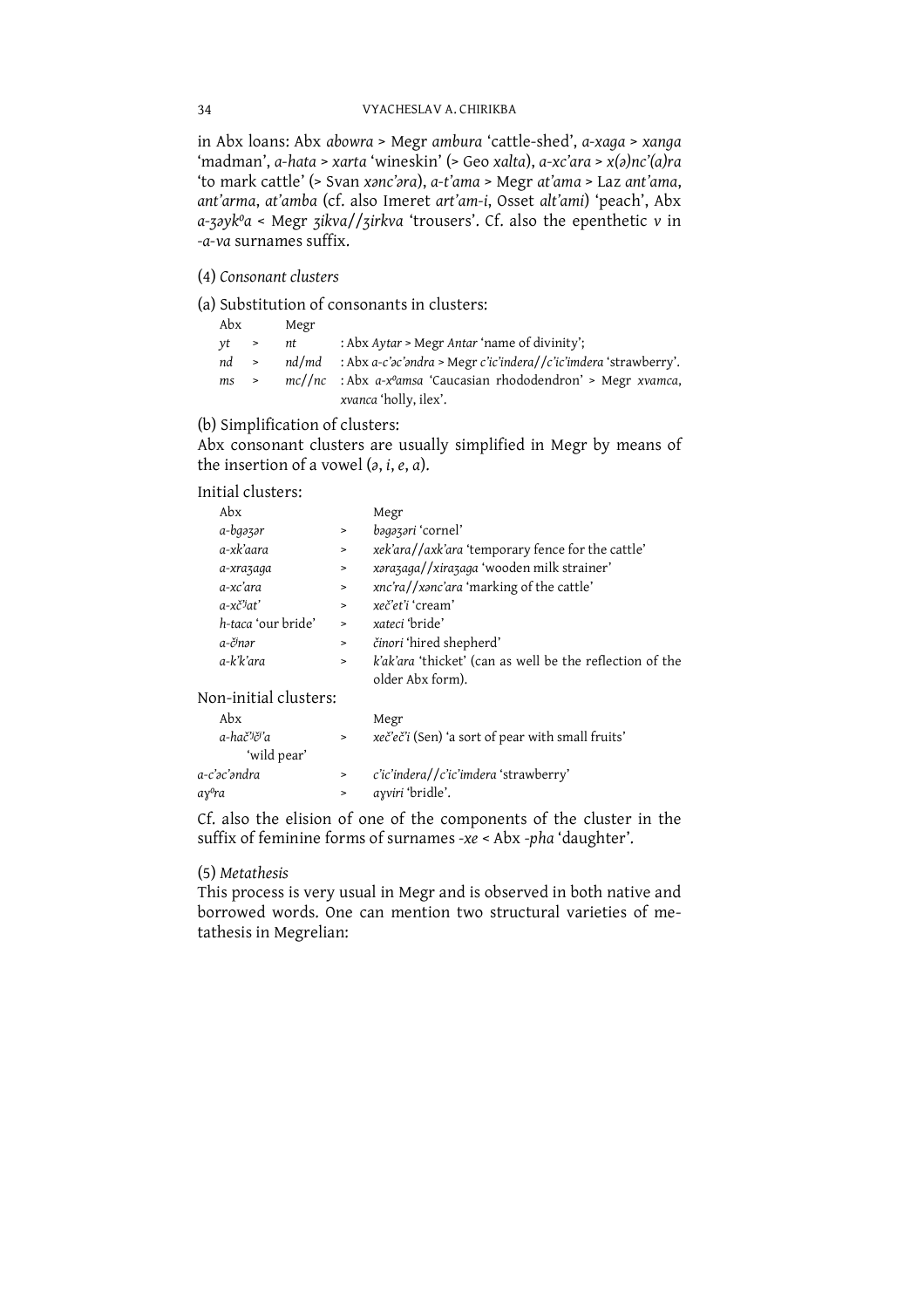in Abx loans: Abx *abowra* > Megr *ambura* 'cattle-shed', *a-xaga* > *xanga* 'madman', *a-hata* > *xarta* 'wineskin' (> Geo *xalta*), *a-xc'ara* > *x(ə)nc'(a)ra* 'to mark cattle' (> Svan *xənc'əra*), *a-t'ama* > Megr *at'ama* > Laz *ant'ama*, *ant'arma*, *at'amba* (cf. also Imeret *art'am-i*, Osset *alt'ami*) 'peach', Abx *a-ʒəykᵒa* < Megr *ʒikva//ʒirkva* 'trousers'. Cf. also the epenthetic *v* in *-a-va* surnames suffix.

(4) *Consonant clusters*

(a) Substitution of consonants in clusters:

| Abx | | Megr | |
|---|---|---|---|
| *yt* | > | *nt* | : Abx *Aytar* > Megr *Antar* 'name of divinity'; |
| *nd* | > | *nd/md* | : Abx *a-c'əc'əndra* > Megr *c'ic'indera//c'ic'imdera* 'strawberry'. |
| *ms* | > | *mc//nc* | : Abx *a-xᵒamsa* 'Caucasian rhododendron' > Megr *xvamca*, *xvanca* 'holly, ilex'. |

(b) Simplification of clusters:

Abx consonant clusters are usually simplified in Megr by means of the insertion of a vowel (*ə*, *i*, *e*, *a*).

Initial clusters:

| Abx | | Megr |
|---|---|---|
| *a-bgəʒər* | > | *bəgəʒəri* 'cornel' |
| *a-xk'aara* | > | *xek'ara//axk'ara* 'temporary fence for the cattle' |
| *a-xraʒaga* | > | *xəraʒaga//xiraʒaga* 'wooden milk strainer' |
| *a-xc'ara* | > | *xnc'ra//xənc'ara* 'marking of the cattle' |
| *a-xč'ʲat'* | > | *xeč'et'i* 'cream' |
| *h-taca* 'our bride' | > | *xateci* 'bride' |
| *a-čʲnər* | > | *činori* 'hired shepherd' |
| *a-k'k'ara* | > | *k'ak'ara* 'thicket' (can as well be the reflection of the older Abx form). |

Non-initial clusters:

| Abx | | Megr |
|---|---|---|
| *a-hač'ʲč'a* 'wild pear' | > | *xeč'eč'i* (Sen) 'a sort of pear with small fruits' |
| *a-c'əc'əndra* | > | *c'ic'indera//c'ic'imdera* 'strawberry' |
| *ayᵒra* | > | *ayviri* 'bridle'. |

Cf. also the elision of one of the components of the cluster in the suffix of feminine forms of surnames *-xe* < Abx *-pha* 'daughter'.

(5) *Metathesis*

This process is very usual in Megr and is observed in both native and borrowed words. One can mention two structural varieties of metathesis in Megrelian: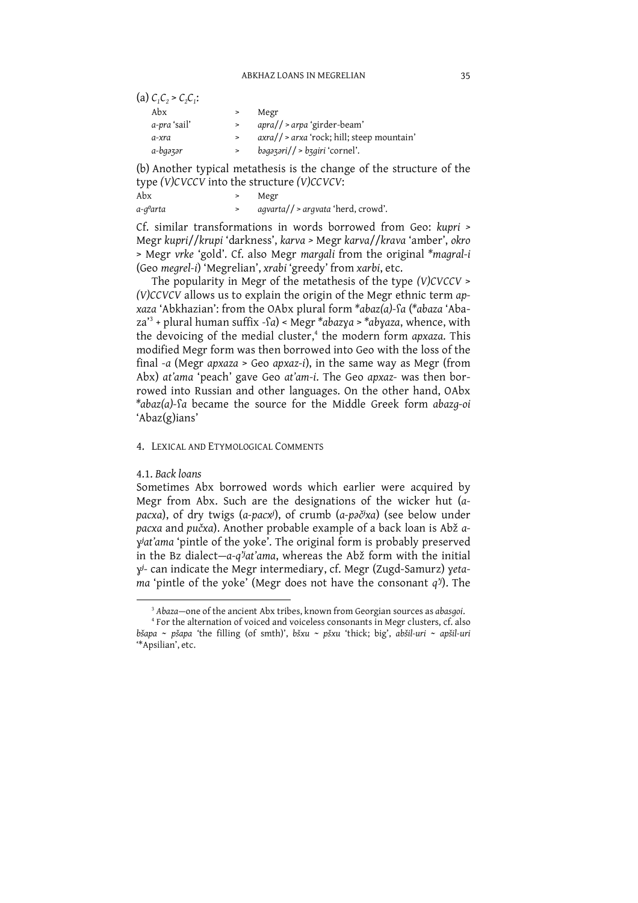(a) $C_1C_2 > C_2C_1$:

| Abx | > | Megr |
|---|---|---|
| *a-pra* 'sail' | > | *apra*// > *arpa* 'girder-beam' |
| *a-xra* | > | *axra*// > *arxa* 'rock; hill; steep mountain' |
| *a-bgəʒər* | > | *bəgəʒəri*// > *bʒgiri* 'cornel'. |

(b) Another typical metathesis is the change of the structure of the type *(V)CVCCV* into the structure *(V)CCVCV*:

| Abx | > | Megr |
|---|---|---|
| *a-g°arta* | > | *agvarta*// > *argvata* 'herd, crowd'. |

Cf. similar transformations in words borrowed from Geo: *kupri* > Megr *kupri*//*krupi* 'darkness', *karva* > Megr *karva*//*krava* 'amber', *okro* > Megr *vrke* 'gold'. Cf. also Megr *margali* from the original *\*magral-i* (Geo *megrel-i*) 'Megrelian', *xrabi* 'greedy' from *xarbi*, etc.

The popularity in Megr of the metathesis of the type *(V)CVCCV* > *(V)CCVCV* allows us to explain the origin of the Megr ethnic term *apxaza* 'Abkhazian': from the OAbx plural form *\*abaz(a)-ʕa* (*\*abaza* 'Abaza'[3] + plural human suffix *-ʕa*) < Megr *\*abazɣa* > *\*abɣaza*, whence, with the devoicing of the medial cluster,[4] the modern form *apxaza*. This modified Megr form was then borrowed into Geo with the loss of the final *-a* (Megr *apxaza* > Geo *apxaz-i*), in the same way as Megr (from Abx) *at'ama* 'peach' gave Geo *at'am-i*. The Geo *apxaz-* was then borrowed into Russian and other languages. On the other hand, OAbx *\*abaz(a)-ʕa* became the source for the Middle Greek form *abazg-oi* 'Abaz(g)ians'

## 4. Lexical and Etymological Comments

### 4.1. *Back loans*

Sometimes Abx borrowed words which earlier were acquired by Megr from Abx. Such are the designations of the wicker hut (*a-pacxa*), of dry twigs (*a-pacx^j*), of crumb (*a-pəč^jxa*) (see below under *pacxa* and *pučxa*). Another probable example of a back loan is Abž *a-ɣ^jat'ama* 'pintle of the yoke'. The original form is probably preserved in the Bz dialect—*a-q'^jat'ama*, whereas the Abž form with the initial *ɣ^j-* can indicate the Megr intermediary, cf. Megr (Zugd-Samurz) *ɣetama* 'pintle of the yoke' (Megr does not have the consonant *q'^j*). The

---

[3] *Abaza*—one of the ancient Abx tribes, known from Georgian sources as *abasgoi*.

[4] For the alternation of voiced and voiceless consonants in Megr clusters, cf. also *bšapa* ~ *pšapa* 'the filling (of smth)', *bšxu* ~ *pšxu* 'thick; big', *abšil-uri* ~ *apšil-uri* '\*Apsilian', etc.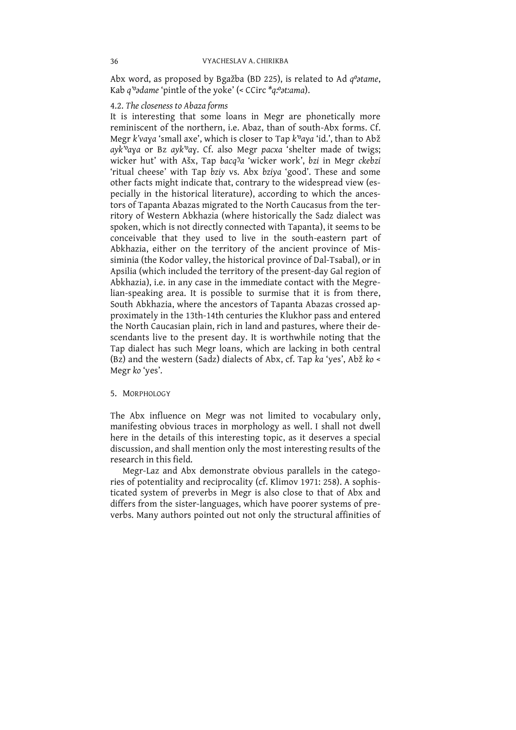Abx word, as proposed by Bgažba (BD 225), is related to Ad *q⁰ətame*, Kab *q'⁰ədame* 'pintle of the yoke' (< CCirc *\*q:⁰ət:ama*).

### 4.2. *The closeness to Abaza forms*

It is interesting that some loans in Megr are phonetically more reminiscent of the northern, i.e. Abaz, than of south-Abx forms. Cf. Megr *k'vaɣa* 'small axe', which is closer to Tap *k'⁰aɣa* 'id.', than to Abž *ayk'⁰aɣa* or Bz *ayk'⁰aɣ*. Cf. also Megr *pacxa* 'shelter made of twigs; wicker hut' with Ašx, Tap *bacq'ʲa* 'wicker work', *bzi* in Megr *ckebzi* 'ritual cheese' with Tap *bziy* vs. Abx *bziya* 'good'. These and some other facts might indicate that, contrary to the widespread view (especially in the historical literature), according to which the ancestors of Tapanta Abazas migrated to the North Caucasus from the territory of Western Abkhazia (where historically the Sadz dialect was spoken, which is not directly connected with Tapanta), it seems to be conceivable that they used to live in the south-eastern part of Abkhazia, either on the territory of the ancient province of Missiminia (the Kodor valley, the historical province of Dal-Tsabal), or in Apsilia (which included the territory of the present-day Gal region of Abkhazia), i.e. in any case in the immediate contact with the Megrelian-speaking area. It is possible to surmise that it is from there, South Abkhazia, where the ancestors of Tapanta Abazas crossed approximately in the 13th-14th centuries the Klukhor pass and entered the North Caucasian plain, rich in land and pastures, where their descendants live to the present day. It is worthwhile noting that the Tap dialect has such Megr loans, which are lacking in both central (Bz) and the western (Sadz) dialects of Abx, cf. Tap *ka* 'yes', Abž *ko* < Megr *ko* 'yes'.

## 5. Morphology

The Abx influence on Megr was not limited to vocabulary only, manifesting obvious traces in morphology as well. I shall not dwell here in the details of this interesting topic, as it deserves a special discussion, and shall mention only the most interesting results of the research in this field.

Megr-Laz and Abx demonstrate obvious parallels in the categories of potentiality and reciprocality (cf. Klimov 1971: 258). A sophisticated system of preverbs in Megr is also close to that of Abx and differs from the sister-languages, which have poorer systems of preverbs. Many authors pointed out not only the structural affinities of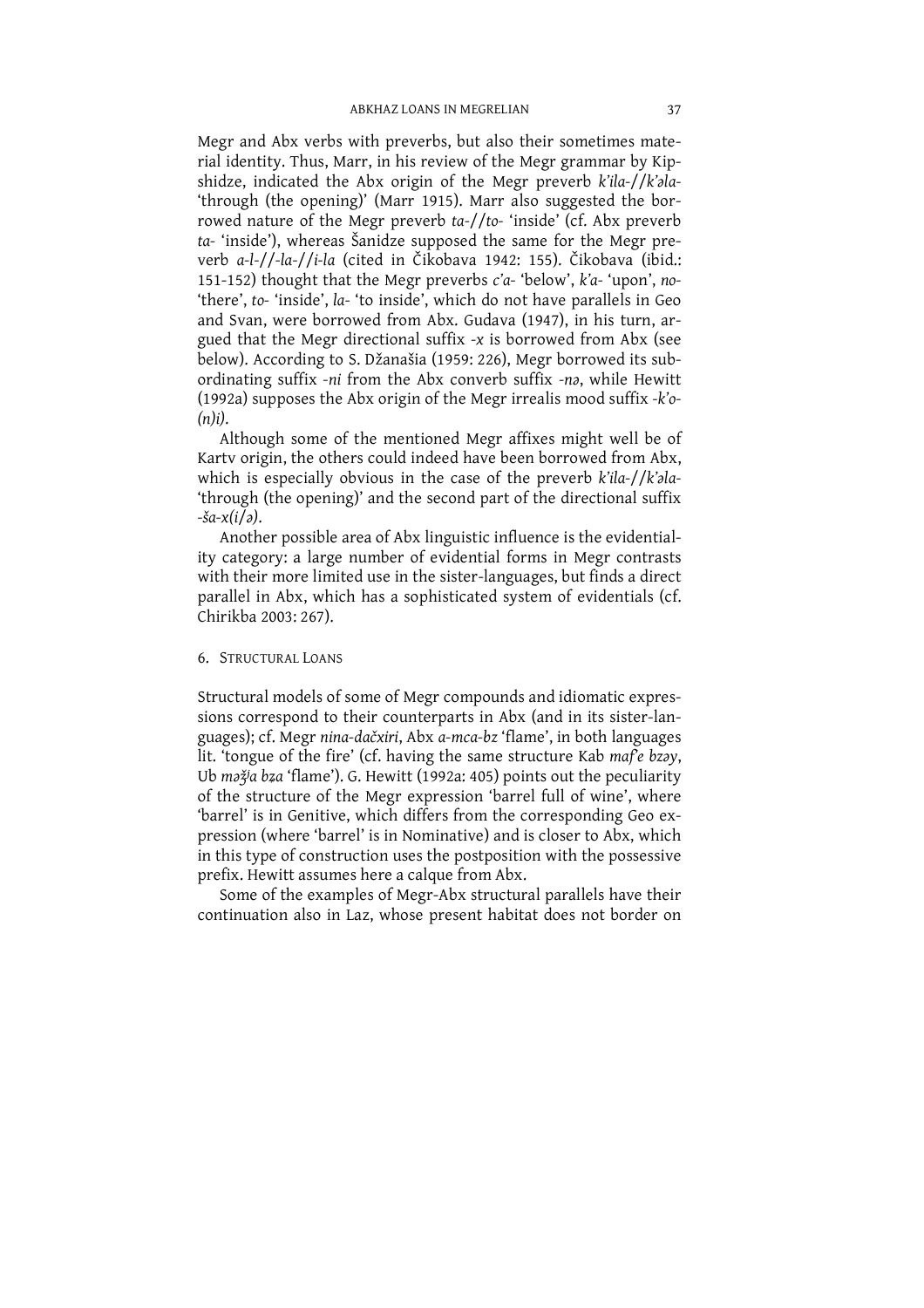Megr and Abx verbs with preverbs, but also their sometimes material identity. Thus, Marr, in his review of the Megr grammar by Kipshidze, indicated the Abx origin of the Megr preverb *k'ila-//k'əla-* 'through (the opening)' (Marr 1915). Marr also suggested the borrowed nature of the Megr preverb *ta-//to-* 'inside' (cf. Abx preverb *ta-* 'inside'), whereas Šanidze supposed the same for the Megr preverb *a-l-//-la-//i-la* (cited in Čikobava 1942: 155). Čikobava (ibid.: 151-152) thought that the Megr preverbs *c'a-* 'below', *k'a-* 'upon', *no-* 'there', *to-* 'inside', *la-* 'to inside', which do not have parallels in Geo and Svan, were borrowed from Abx. Gudava (1947), in his turn, argued that the Megr directional suffix *-x* is borrowed from Abx (see below). According to S. Džanašia (1959: 226), Megr borrowed its subordinating suffix *-ni* from the Abx converb suffix *-nə*, while Hewitt (1992a) supposes the Abx origin of the Megr irrealis mood suffix *-k'o-(n)i)*.

Although some of the mentioned Megr affixes might well be of Kartv origin, the others could indeed have been borrowed from Abx, which is especially obvious in the case of the preverb *k'ila-//k'əla-* 'through (the opening)' and the second part of the directional suffix *-ša-x(i/ə)*.

Another possible area of Abx linguistic influence is the evidentiality category: a large number of evidential forms in Megr contrasts with their more limited use in the sister-languages, but finds a direct parallel in Abx, which has a sophisticated system of evidentials (cf. Chirikba 2003: 267).

## 6. Structural Loans

Structural models of some of Megr compounds and idiomatic expressions correspond to their counterparts in Abx (and in its sister-languages); cf. Megr *nina-dačxiri*, Abx *a-mca-bz* 'flame', in both languages lit. 'tongue of the fire' (cf. having the same structure Kab *maf'e bzəy*, Ub *məǯʲa bẓa* 'flame'). G. Hewitt (1992a: 405) points out the peculiarity of the structure of the Megr expression 'barrel full of wine', where 'barrel' is in Genitive, which differs from the corresponding Geo expression (where 'barrel' is in Nominative) and is closer to Abx, which in this type of construction uses the postposition with the possessive prefix. Hewitt assumes here a calque from Abx.

Some of the examples of Megr-Abx structural parallels have their continuation also in Laz, whose present habitat does not border on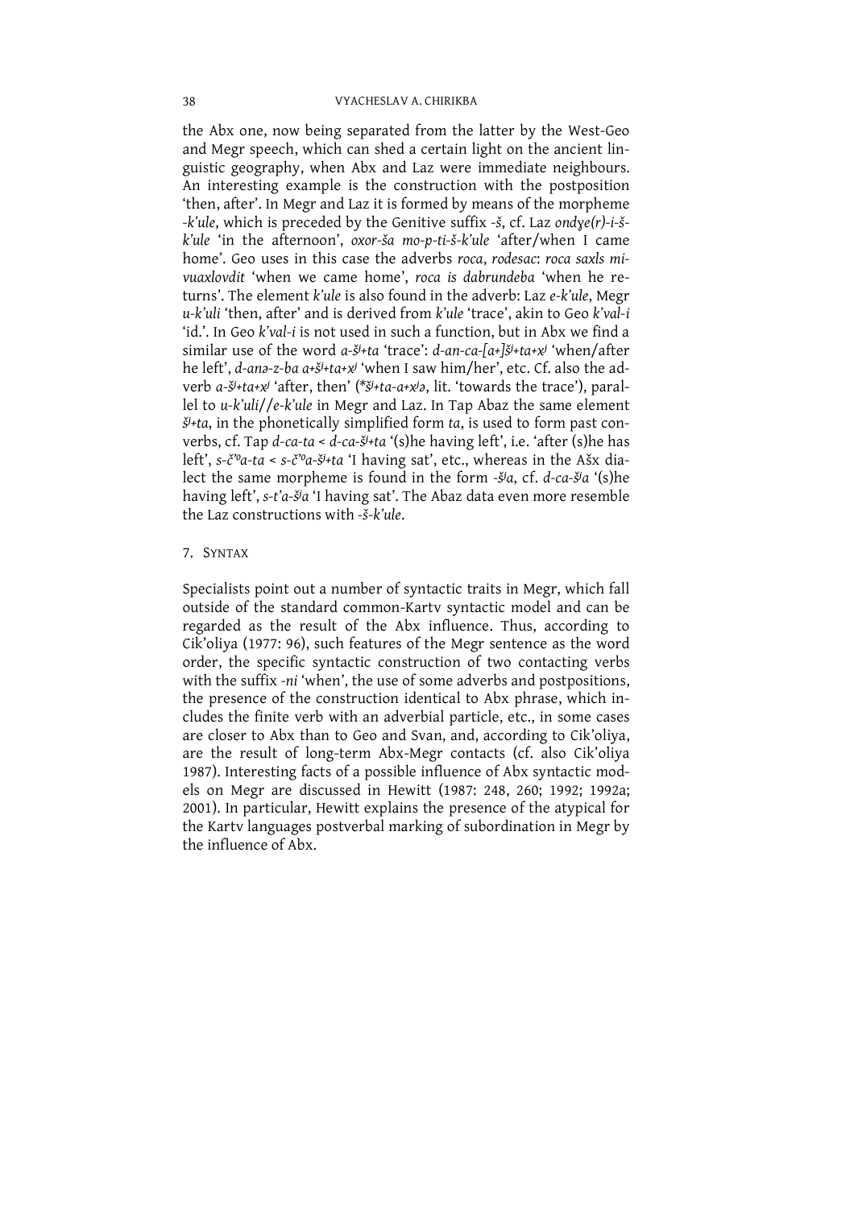the Abx one, now being separated from the latter by the West-Geo and Megr speech, which can shed a certain light on the ancient linguistic geography, when Abx and Laz were immediate neighbours. An interesting example is the construction with the postposition 'then, after'. In Megr and Laz it is formed by means of the morpheme *-k'ule*, which is preceded by the Genitive suffix *-š*, cf. Laz *ondɣe(r)-i-š-k'ule* 'in the afternoon', *oxor-ša mo-p-ti-š-k'ule* 'after/when I came home'. Geo uses in this case the adverbs *roca*, *rodesac*: *roca saxls mi-vuaxlovdit* 'when we came home', *roca is dabrundeba* 'when he returns'. The element *k'ule* is also found in the adverb: Laz *e-k'ule*, Megr *u-k'uli* 'then, after' and is derived from *k'ule* 'trace', akin to Geo *k'val-i* 'id.'. In Geo *k'val-i* is not used in such a function, but in Abx we find a similar use of the word *a-šʲ+ta* 'trace': *d-an-ca-[a+]šʲ+ta+xʲ* 'when/after he left', *d-anə-z-ba a+šʲ+ta+xʲ* 'when I saw him/her', etc. Cf. also the adverb *a-šʲ+ta+xʲ* 'after, then' (*\*šʲ+ta-a+xʲə*, lit. 'towards the trace'), parallel to *u-k'uli*//*e-k'ule* in Megr and Laz. In Tap Abaz the same element *šʲ+ta*, in the phonetically simplified form *ta*, is used to form past converbs, cf. Tap *d-ca-ta* < *d-ca-šʲ+ta* '(s)he having left', i.e. 'after (s)he has left', *s-č'ºa-ta* < *s-č'ºa-šʲ+ta* 'I having sat', etc., whereas in the Ašx dialect the same morpheme is found in the form *-šʲa*, cf. *d-ca-šʲa* '(s)he having left', *s-t'a-šʲa* 'I having sat'. The Abaz data even more resemble the Laz constructions with *-š-k'ule*.

## 7. Syntax

Specialists point out a number of syntactic traits in Megr, which fall outside of the standard common-Kartv syntactic model and can be regarded as the result of the Abx influence. Thus, according to Cik'oliya (1977: 96), such features of the Megr sentence as the word order, the specific syntactic construction of two contacting verbs with the suffix *-ni* 'when', the use of some adverbs and postpositions, the presence of the construction identical to Abx phrase, which includes the finite verb with an adverbial particle, etc., in some cases are closer to Abx than to Geo and Svan, and, according to Cik'oliya, are the result of long-term Abx-Megr contacts (cf. also Cik'oliya 1987). Interesting facts of a possible influence of Abx syntactic models on Megr are discussed in Hewitt (1987: 248, 260; 1992; 1992a; 2001). In particular, Hewitt explains the presence of the atypical for the Kartv languages postverbal marking of subordination in Megr by the influence of Abx.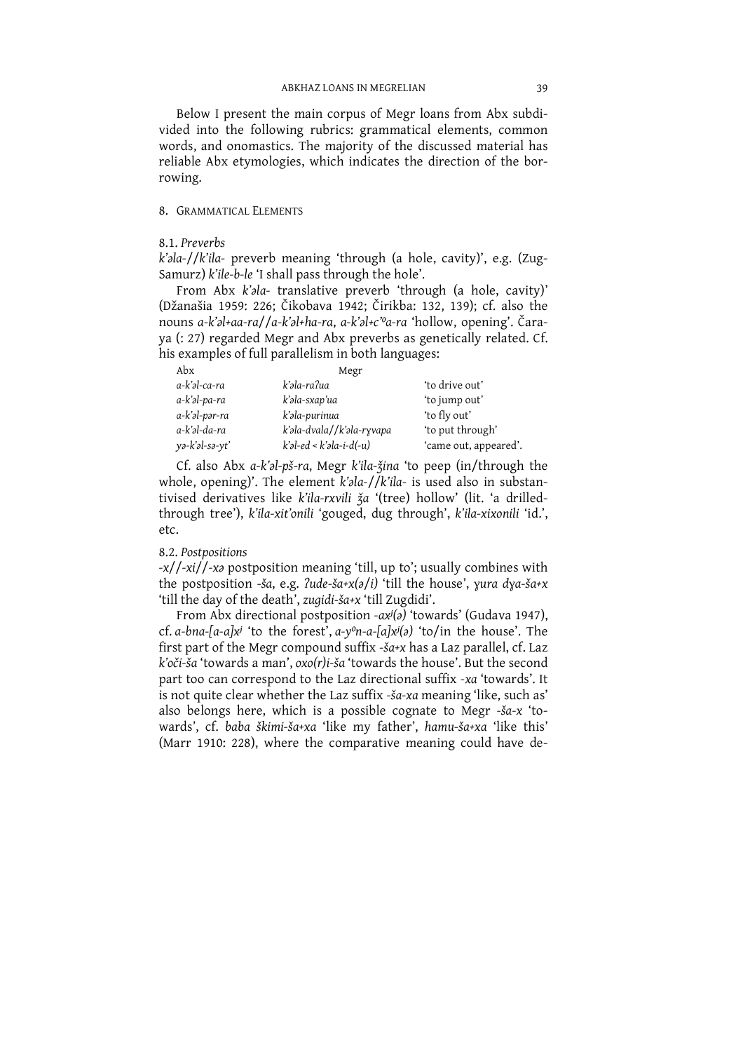Below I present the main corpus of Megr loans from Abx subdivided into the following rubrics: grammatical elements, common words, and onomastics. The majority of the discussed material has reliable Abx etymologies, which indicates the direction of the borrowing.

## 8. Grammatical Elements

### 8.1. *Preverbs*

*k'əla-*//*k'ila-* preverb meaning 'through (a hole, cavity)', e.g. (Zug-Samurz) *k'ile-b-le* 'I shall pass through the hole'.

From Abx *k'əla-* translative preverb 'through (a hole, cavity)' (Džanašia 1959: 226; Čikobava 1942; Čirikba: 132, 139); cf. also the nouns *a-k'əl+aa-ra*//*a-k'əl+ha-ra*, *a-k'əl+c'ºa-ra* 'hollow, opening'. Čaraya (: 27) regarded Megr and Abx preverbs as genetically related. Cf. his examples of full parallelism in both languages:

| Abx | Megr | |
|---|---|---|
| *a-k'əl-ca-ra* | *k'əla-raʔua* | 'to drive out' |
| *a-k'əl-pa-ra* | *k'əla-sxap'ua* | 'to jump out' |
| *a-k'əl-pər-ra* | *k'əla-purinua* | 'to fly out' |
| *a-k'əl-da-ra* | *k'əla-dvala*//*k'əla-rɣvapa* | 'to put through' |
| *yə-k'əl-sə-yt'* | *k'əl-ed < k'əla-i-d(-u)* | 'came out, appeared'. |

Cf. also Abx *a-k'əl-pš-ra*, Megr *k'ila-ǯina* 'to peep (in/through the whole, opening)'. The element *k'əla-*//*k'ila-* is used also in substantivised derivatives like *k'ila-rxvili ǯa* '(tree) hollow' (lit. 'a drilled-through tree'), *k'ila-xit'onili* 'gouged, dug through', *k'ila-xixonili* 'id.', etc.

### 8.2. *Postpositions*

*-x*//*-xi*//*-xə* postposition meaning 'till, up to'; usually combines with the postposition *-ša*, e.g. *ʔude-ša+x(ə/i)* 'till the house', *ɣura dɣa-ša+x* 'till the day of the death', *zugidi-ša+x* 'till Zugdidi'.

From Abx directional postposition *-axʲ(ə)* 'towards' (Gudava 1947), cf. *a-bna-[a-a]xʲ* 'to the forest', *a-yºn-a-[a]xʲ(ə)* 'to/in the house'. The first part of the Megr compound suffix *-ša+x* has a Laz parallel, cf. Laz *k'oči-ša* 'towards a man', *oxo(r)i-ša* 'towards the house'. But the second part too can correspond to the Laz directional suffix *-xa* 'towards'. It is not quite clear whether the Laz suffix *-ša-xa* meaning 'like, such as' also belongs here, which is a possible cognate to Megr *-ša-x* 'towards', cf. *baba škimi-ša+xa* 'like my father', *hamu-ša+xa* 'like this' (Marr 1910: 228), where the comparative meaning could have de-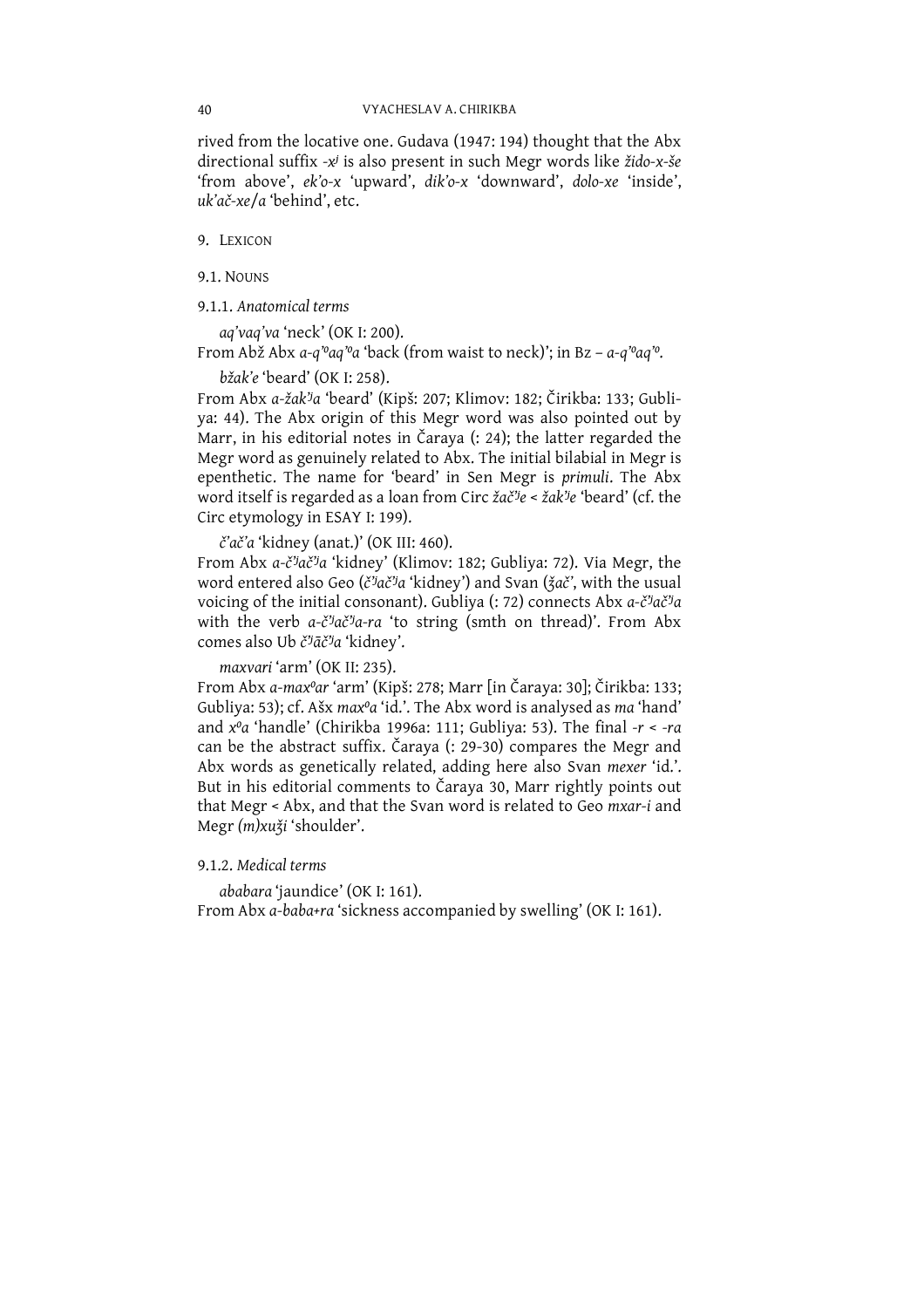rived from the locative one. Gudava (1947: 194) thought that the Abx directional suffix *-x*ʲ is also present in such Megr words like *žido-x-še* 'from above', *ek'o-x* 'upward', *dik'o-x* 'downward', *dolo-xe* 'inside', *uk'ač-xe/a* 'behind', etc.

## 9. Lexicon

### 9.1. Nouns

#### 9.1.1. *Anatomical terms*

*aq'vaq'va* 'neck' (OK I: 200).
From Abž Abx *a-q'ºaq'ºa* 'back (from waist to neck)'; in Bz – *a-q'ºaq'º*.

*bžak'e* 'beard' (OK I: 258).
From Abx *a-žakʲa* 'beard' (Kipš: 207; Klimov: 182; Čirikba: 133; Gubliya: 44). The Abx origin of this Megr word was also pointed out by Marr, in his editorial notes in Čaraya (: 24); the latter regarded the Megr word as genuinely related to Abx. The initial bilabial in Megr is epenthetic. The name for 'beard' in Sen Megr is *primuli*. The Abx word itself is regarded as a loan from Circ *žačʲe* < *žakʲe* 'beard' (cf. the Circ etymology in ESAY I: 199).

*č'ač'a* 'kidney (anat.)' (OK III: 460).
From Abx *a-čʲačʲa* 'kidney' (Klimov: 182; Gubliya: 72). Via Megr, the word entered also Geo (*čʲačʲa* 'kidney') and Svan (*ǯač'*, with the usual voicing of the initial consonant). Gubliya (: 72) connects Abx *a-čʲačʲa* with the verb *a-čʲačʲa-ra* 'to string (smth on thread)'. From Abx comes also Ub *čʲāčʲa* 'kidney'.

*maxvari* 'arm' (OK II: 235).
From Abx *a-maxºar* 'arm' (Kipš: 278; Marr [in Čaraya: 30]; Čirikba: 133; Gubliya: 53); cf. Ašx *maxºa* 'id.'. The Abx word is analysed as *ma* 'hand' and *xºa* 'handle' (Chirikba 1996a: 111; Gubliya: 53). The final *-r* < *-ra* can be the abstract suffix. Čaraya (: 29-30) compares the Megr and Abx words as genetically related, adding here also Svan *mexer* 'id.'. But in his editorial comments to Čaraya 30, Marr rightly points out that Megr < Abx, and that the Svan word is related to Geo *mxar-i* and Megr *(m)xuǯi* 'shoulder'.

#### 9.1.2. *Medical terms*

*ababara* 'jaundice' (OK I: 161).
From Abx *a-baba+ra* 'sickness accompanied by swelling' (OK I: 161).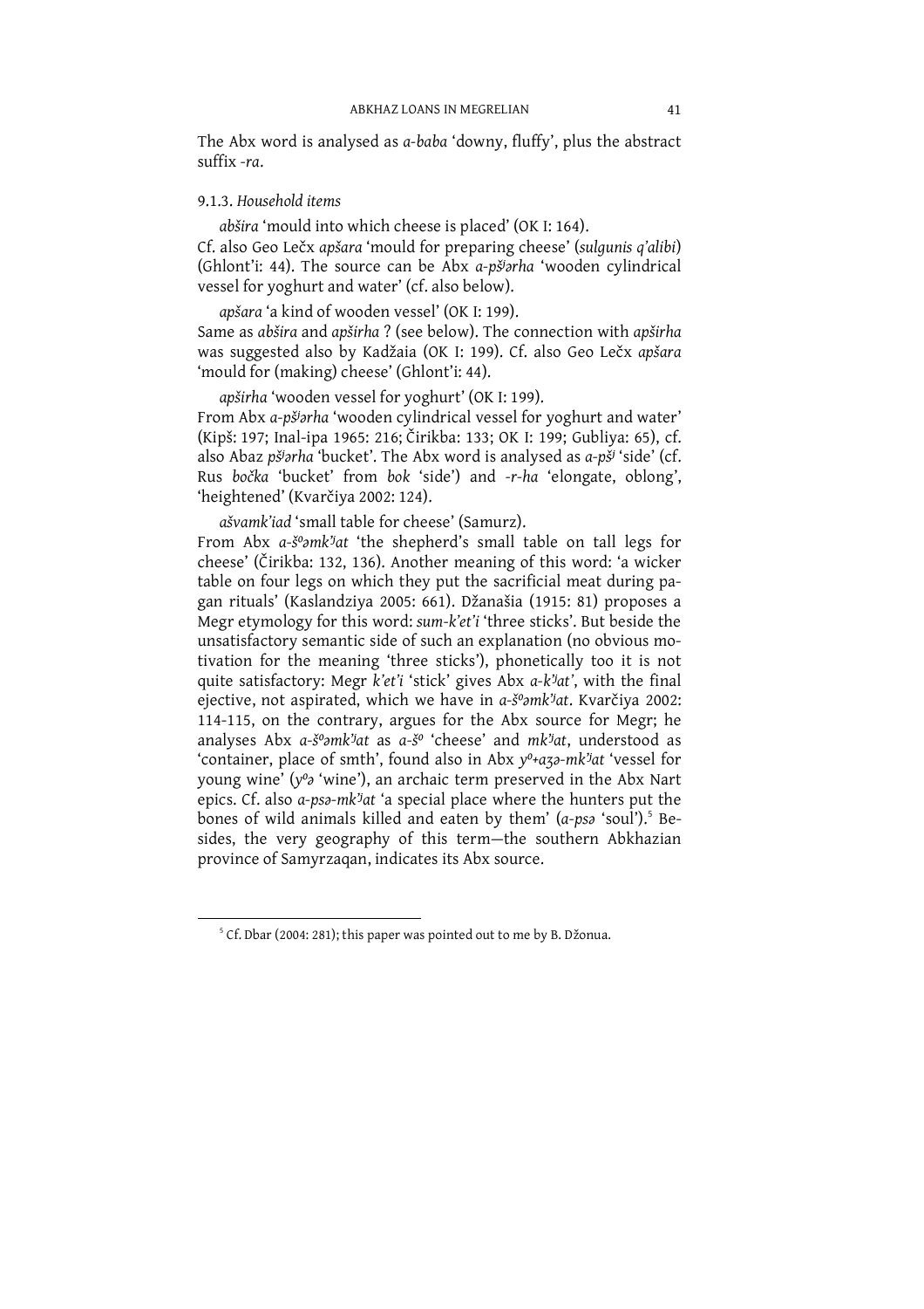The Abx word is analysed as *a-baba* 'downy, fluffy', plus the abstract suffix *-ra*.

9.1.3. *Household items*

*abšira* 'mould into which cheese is placed' (OK I: 164).
Cf. also Geo Lečx *apšara* 'mould for preparing cheese' (*sulgunis q'alibi*) (Ghlont'i: 44). The source can be Abx *a-pšʲərha* 'wooden cylindrical vessel for yoghurt and water' (cf. also below).

*apšara* 'a kind of wooden vessel' (OK I: 199).
Same as *abšira* and *apširha* ? (see below). The connection with *apširha* was suggested also by Kadžaia (OK I: 199). Cf. also Geo Lečx *apšara* 'mould for (making) cheese' (Ghlont'i: 44).

*apširha* 'wooden vessel for yoghurt' (OK I: 199).
From Abx *a-pšʲərha* 'wooden cylindrical vessel for yoghurt and water' (Kipš: 197; Inal-ipa 1965: 216; Čirikba: 133; OK I: 199; Gubliya: 65), cf. also Abaz *pšʲərha* 'bucket'. The Abx word is analysed as *a-pšʲ* 'side' (cf. Rus *bočka* 'bucket' from *bok* 'side') and *-r-ha* 'elongate, oblong', 'heightened' (Kvarčiya 2002: 124).

*ašvamk'iad* 'small table for cheese' (Samurz).
From Abx *a-šᵒəmkʲat* 'the shepherd's small table on tall legs for cheese' (Čirikba: 132, 136). Another meaning of this word: 'a wicker table on four legs on which they put the sacrificial meat during pagan rituals' (Kaslandziya 2005: 661). Džanašia (1915: 81) proposes a Megr etymology for this word: *sum-k'et'i* 'three sticks'. But beside the unsatisfactory semantic side of such an explanation (no obvious motivation for the meaning 'three sticks'), phonetically too it is not quite satisfactory: Megr *k'et'i* 'stick' gives Abx *a-kʲat'*, with the final ejective, not aspirated, which we have in *a-šᵒəmkʲat*. Kvarčiya 2002: 114-115, on the contrary, argues for the Abx source for Megr; he analyses Abx *a-šᵒəmkʲat* as *a-šᵒ* 'cheese' and *mkʲat*, understood as 'container, place of smth', found also in Abx *yᵒ+aʒə-mkʲat* 'vessel for young wine' (*yᵒə* 'wine'), an archaic term preserved in the Abx Nart epics. Cf. also *a-psə-mkʲat* 'a special place where the hunters put the bones of wild animals killed and eaten by them' (*a-psə* 'soul').[5] Besides, the very geography of this term—the southern Abkhazian province of Samyrzaqan, indicates its Abx source.

---

[5] Cf. Dbar (2004: 281); this paper was pointed out to me by B. Džonua.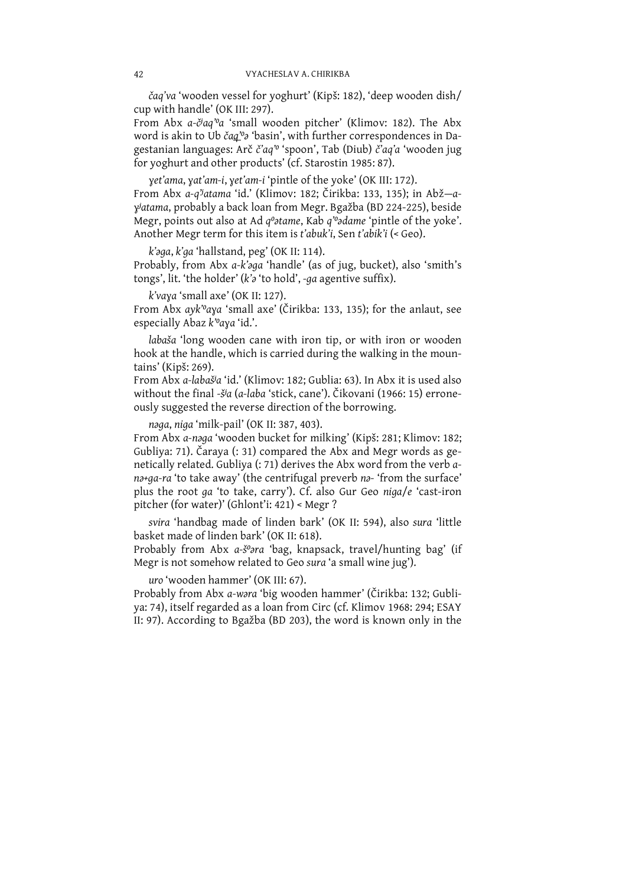*čaq'va* 'wooden vessel for yoghurt' (Kipš: 182), 'deep wooden dish/ cup with handle' (OK III: 297).
From Abx *a-č̌aq'ᵒa* 'small wooden pitcher' (Klimov: 182). The Abx word is akin to Ub *čaq'ᵒə* 'basin', with further correspondences in Dagestanian languages: Arč *č'aq'ᵒ* 'spoon', Tab (Diub) *č'aq'a* 'wooden jug for yoghurt and other products' (cf. Starostin 1985: 87).

*ɣet'ama*, *ɣat'am-i*, *ɣet'am-i* 'pintle of the yoke' (OK III: 172).
From Abx *a-q'ʲatama* 'id.' (Klimov: 182; Čirikba: 133, 135); in Abž—*a-ɣʲatama*, probably a back loan from Megr. Bgažba (BD 224-225), beside Megr, points out also at Ad *qᵒətame*, Kab *q'ᵒədame* 'pintle of the yoke'. Another Megr term for this item is *t'abuk'i*, Sen *t'abik'i* (< Geo).

*k'əga*, *k'ga* 'hallstand, peg' (OK II: 114).
Probably, from Abx *a-k'əga* 'handle' (as of jug, bucket), also 'smith's tongs', lit. 'the holder' (*k'ə* 'to hold', *-ga* agentive suffix).

*k'vaɣa* 'small axe' (OK II: 127).
From Abx *ayk'ᵒaɣa* 'small axe' (Čirikba: 133, 135); for the anlaut, see especially Abaz *k'ᵒaɣa* 'id.'.

*labaša* 'long wooden cane with iron tip, or with iron or wooden hook at the handle, which is carried during the walking in the mountains' (Kipš: 269).
From Abx *a-labašʲa* 'id.' (Klimov: 182; Gublia: 63). In Abx it is used also without the final *-šʲa* (*a-laba* 'stick, cane'). Čikovani (1966: 15) erroneously suggested the reverse direction of the borrowing.

*nəga*, *niga* 'milk-pail' (OK II: 387, 403).
From Abx *a-nəga* 'wooden bucket for milking' (Kipš: 281; Klimov: 182; Gubliya: 71). Čaraya (: 31) compared the Abx and Megr words as genetically related. Gubliya (: 71) derives the Abx word from the verb *a-nə+ga-ra* 'to take away' (the centrifugal preverb *nə-* 'from the surface' plus the root *ga* 'to take, carry'). Cf. also Gur Geo *niga/e* 'cast-iron pitcher (for water)' (Ghlont'i: 421) < Megr ?

*svira* 'handbag made of linden bark' (OK II: 594), also *sura* 'little basket made of linden bark' (OK II: 618).
Probably from Abx *a-šᵒəra* 'bag, knapsack, travel/hunting bag' (if Megr is not somehow related to Geo *sura* 'a small wine jug').

*uro* 'wooden hammer' (OK III: 67).
Probably from Abx *a-wəra* 'big wooden hammer' (Čirikba: 132; Gubliya: 74), itself regarded as a loan from Circ (cf. Klimov 1968: 294; ESAY II: 97). According to Bgažba (BD 203), the word is known only in the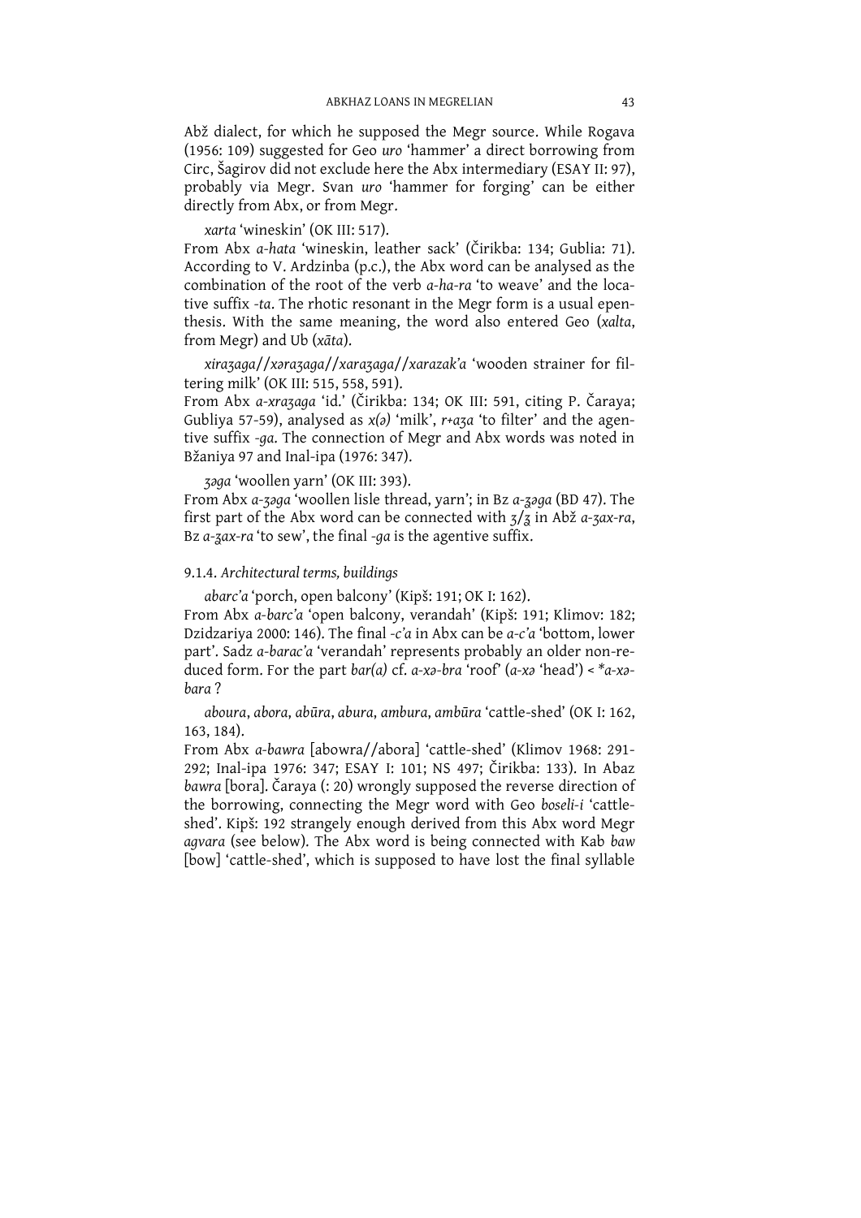Abž dialect, for which he supposed the Megr source. While Rogava (1956: 109) suggested for Geo *uro* 'hammer' a direct borrowing from Circ, Šagirov did not exclude here the Abx intermediary (ESAY II: 97), probably via Megr. Svan *uro* 'hammer for forging' can be either directly from Abx, or from Megr.

*xarta* 'wineskin' (OK III: 517).

From Abx *a-hata* 'wineskin, leather sack' (Čirikba: 134; Gublia: 71). According to V. Ardzinba (p.c.), the Abx word can be analysed as the combination of the root of the verb *a-ha-ra* 'to weave' and the locative suffix *-ta*. The rhotic resonant in the Megr form is a usual epenthesis. With the same meaning, the word also entered Geo (*xalta*, from Megr) and Ub (*xāta*).

*xiraʒaga*//*xəraʒaga*//*xaraʒaga*//*xarazak'a* 'wooden strainer for filtering milk' (OK III: 515, 558, 591).

From Abx *a-xraʒaga* 'id.' (Čirikba: 134; OK III: 591, citing P. Čaraya; Gubliya 57-59), analysed as *x(ə)* 'milk', *r+aʒa* 'to filter' and the agentive suffix *-ga*. The connection of Megr and Abx words was noted in Bžaniya 97 and Inal-ipa (1976: 347).

*ʒəga* 'woollen yarn' (OK III: 393).

From Abx *a-ʒəga* 'woollen lisle thread, yarn'; in Bz *a-ʒ̢əga* (BD 47). The first part of the Abx word can be connected with *ʒ*/*ʒ̢* in Abž *a-ʒax-ra*, Bz *a-ʒ̢ax-ra* 'to sew', the final *-ga* is the agentive suffix.

### 9.1.4. *Architectural terms, buildings*

*abarc'a* 'porch, open balcony' (Kipš: 191; OK I: 162).

From Abx *a-barc'a* 'open balcony, verandah' (Kipš: 191; Klimov: 182; Dzidzariya 2000: 146). The final *-c'a* in Abx can be *a-c'a* 'bottom, lower part'. Sadz *a-barac'a* 'verandah' represents probably an older non-reduced form. For the part *bar(a)* cf. *a-xə-bra* 'roof' (*a-xə* 'head') < *\*a-xə-bara* ?

*aboura*, *abora*, *abūra*, *abura*, *ambura*, *ambūra* 'cattle-shed' (OK I: 162, 163, 184).

From Abx *a-bawra* [abowra//abora] 'cattle-shed' (Klimov 1968: 291-292; Inal-ipa 1976: 347; ESAY I: 101; NS 497; Čirikba: 133). In Abaz *bawra* [bora]. Čaraya (: 20) wrongly supposed the reverse direction of the borrowing, connecting the Megr word with Geo *boseli-i* 'cattle-shed'. Kipš: 192 strangely enough derived from this Abx word Megr *agvara* (see below). The Abx word is being connected with Kab *baw* [bow] 'cattle-shed', which is supposed to have lost the final syllable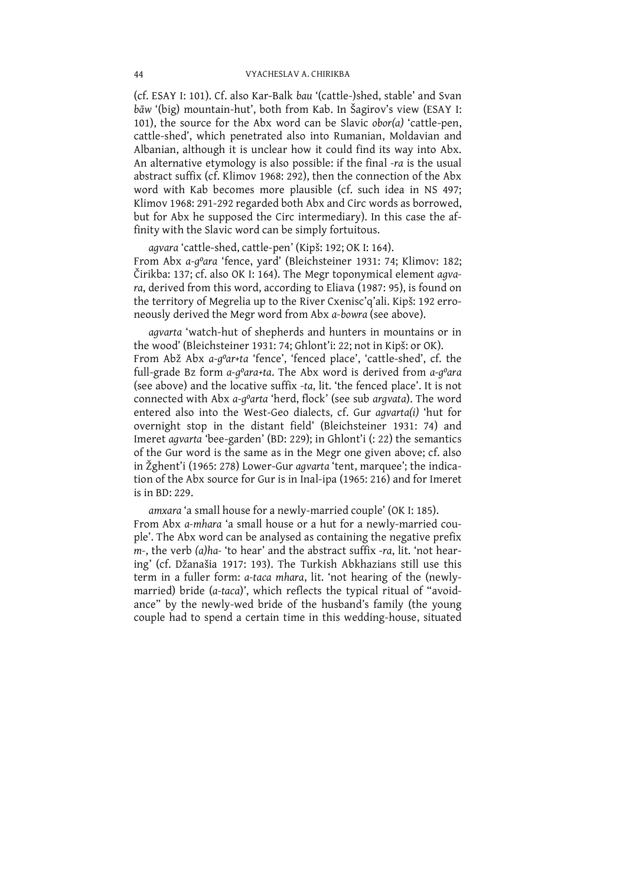(cf. ESAY I: 101). Cf. also Kar-Balk *bau* '(cattle-)shed, stable' and Svan *bāw* '(big) mountain-hut', both from Kab. In Šagirov's view (ESAY I: 101), the source for the Abx word can be Slavic *obor(a)* 'cattle-pen, cattle-shed', which penetrated also into Rumanian, Moldavian and Albanian, although it is unclear how it could find its way into Abx. An alternative etymology is also possible: if the final *-ra* is the usual abstract suffix (cf. Klimov 1968: 292), then the connection of the Abx word with Kab becomes more plausible (cf. such idea in NS 497; Klimov 1968: 291-292 regarded both Abx and Circ words as borrowed, but for Abx he supposed the Circ intermediary). In this case the affinity with the Slavic word can be simply fortuitous.

*agvara* 'cattle-shed, cattle-pen' (Kipš: 192; OK I: 164).
From Abx *a-g°ara* 'fence, yard' (Bleichsteiner 1931: 74; Klimov: 182; Čirikba: 137; cf. also OK I: 164). The Megr toponymical element *agvara*, derived from this word, according to Eliava (1987: 95), is found on the territory of Megrelia up to the River Cxenisc'q'ali. Kipš: 192 erroneously derived the Megr word from Abx *a-bowra* (see above).

*agvarta* 'watch-hut of shepherds and hunters in mountains or in the wood' (Bleichsteiner 1931: 74; Ghlont'i: 22; not in Kipš: or OK).
From Abž Abx *a-g°ar+ta* 'fence', 'fenced place', 'cattle-shed', cf. the full-grade Bz form *a-g°ara+ta*. The Abx word is derived from *a-g°ara* (see above) and the locative suffix *-ta*, lit. 'the fenced place'. It is not connected with Abx *a-g°arta* 'herd, flock' (see sub *argvata*). The word entered also into the West-Geo dialects, cf. Gur *agvarta(i)* 'hut for overnight stop in the distant field' (Bleichsteiner 1931: 74) and Imeret *agvarta* 'bee-garden' (BD: 229); in Ghlont'i (: 22) the semantics of the Gur word is the same as in the Megr one given above; cf. also in Žghent'i (1965: 278) Lower-Gur *agvarta* 'tent, marquee'; the indication of the Abx source for Gur is in Inal-ipa (1965: 216) and for Imeret is in BD: 229.

*amxara* 'a small house for a newly-married couple' (OK I: 185).
From Abx *a-mhara* 'a small house or a hut for a newly-married couple'. The Abx word can be analysed as containing the negative prefix *m-*, the verb *(a)ha-* 'to hear' and the abstract suffix *-ra*, lit. 'not hearing' (cf. Džanašia 1917: 193). The Turkish Abkhazians still use this term in a fuller form: *a-taca mhara*, lit. 'not hearing of the (newly-married) bride (*a-taca*)', which reflects the typical ritual of "avoidance" by the newly-wed bride of the husband's family (the young couple had to spend a certain time in this wedding-house, situated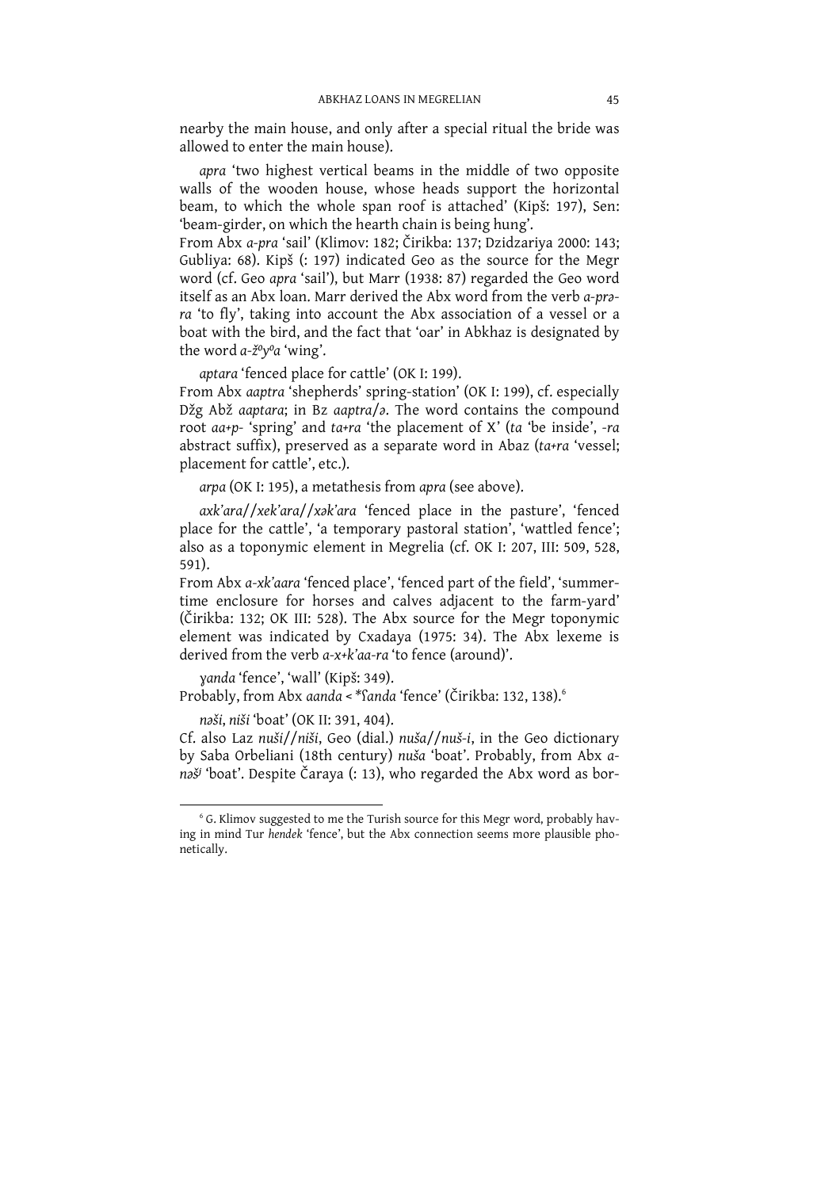nearby the main house, and only after a special ritual the bride was allowed to enter the main house).

*apra* 'two highest vertical beams in the middle of two opposite walls of the wooden house, whose heads support the horizontal beam, to which the whole span roof is attached' (Kipš: 197), Sen: 'beam-girder, on which the hearth chain is being hung'.
From Abx *a-pra* 'sail' (Klimov: 182; Čirikba: 137; Dzidzariya 2000: 143; Gubliya: 68). Kipš (: 197) indicated Geo as the source for the Megr word (cf. Geo *apra* 'sail'), but Marr (1938: 87) regarded the Geo word itself as an Abx loan. Marr derived the Abx word from the verb *a-prə-ra* 'to fly', taking into account the Abx association of a vessel or a boat with the bird, and the fact that 'oar' in Abkhaz is designated by the word *a-ž°y°a* 'wing'.

*aptara* 'fenced place for cattle' (OK I: 199).
From Abx *aaptra* 'shepherds' spring-station' (OK I: 199), cf. especially Džg Abž *aaptara*; in Bz *aaptra/ə*. The word contains the compound root *aa+p-* 'spring' and *ta+ra* 'the placement of X' (*ta* 'be inside', *-ra* abstract suffix), preserved as a separate word in Abaz (*ta+ra* 'vessel; placement for cattle', etc.).

*arpa* (OK I: 195), a metathesis from *apra* (see above).

*axk'ara//xek'ara//xək'ara* 'fenced place in the pasture', 'fenced place for the cattle', 'a temporary pastoral station', 'wattled fence'; also as a toponymic element in Megrelia (cf. OK I: 207, III: 509, 528, 591).
From Abx *a-xk'aara* 'fenced place', 'fenced part of the field', 'summer-time enclosure for horses and calves adjacent to the farm-yard' (Čirikba: 132; OK III: 528). The Abx source for the Megr toponymic element was indicated by Cxadaya (1975: 34). The Abx lexeme is derived from the verb *a-x+k'aa-ra* 'to fence (around)'.

*ɣanda* 'fence', 'wall' (Kipš: 349).
Probably, from Abx *aanda* < *\*ʕanda* 'fence' (Čirikba: 132, 138).[6]

*nəši*, *niši* 'boat' (OK II: 391, 404).
Cf. also Laz *nuši//niši*, Geo (dial.) *nuša//nuš-i*, in the Geo dictionary by Saba Orbeliani (18th century) *nuša* 'boat'. Probably, from Abx *a-nəš^j* 'boat'. Despite Čaraya (: 13), who regarded the Abx word as bor-

[6] G. Klimov suggested to me the Turish source for this Megr word, probably having in mind Tur *hendek* 'fence', but the Abx connection seems more plausible phonetically.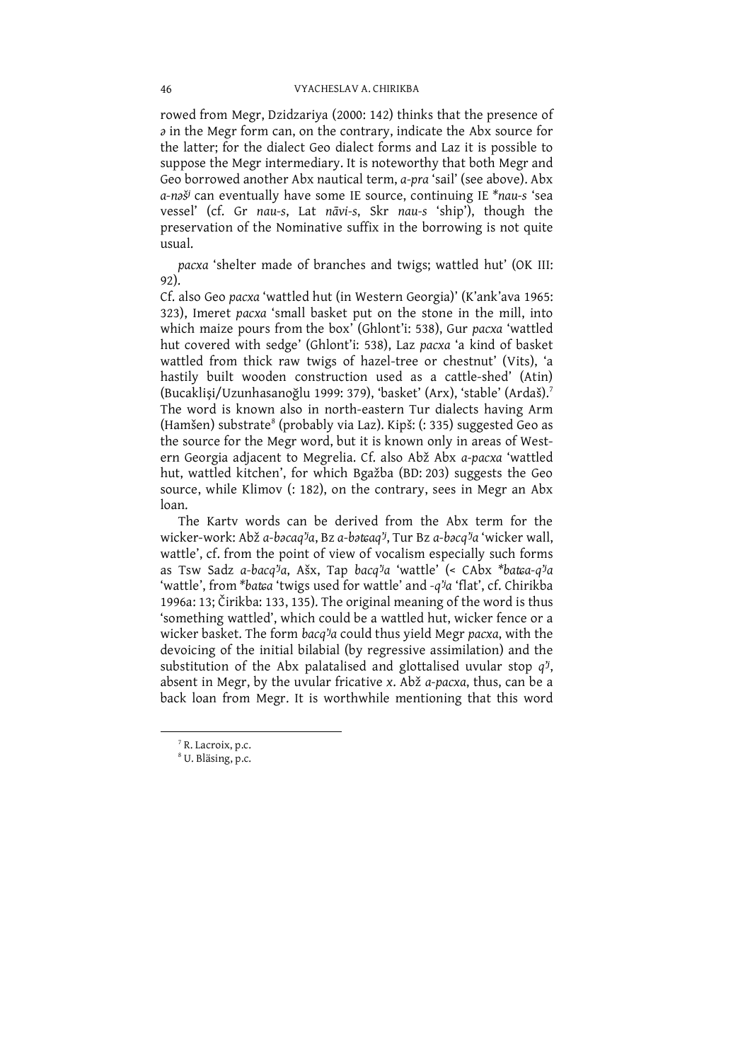rowed from Megr, Dzidzariya (2000: 142) thinks that the presence of *ə* in the Megr form can, on the contrary, indicate the Abx source for the latter; for the dialect Geo dialect forms and Laz it is possible to suppose the Megr intermediary. It is noteworthy that both Megr and Geo borrowed another Abx nautical term, *a-pra* 'sail' (see above). Abx *a-nəš^j* can eventually have some IE source, continuing IE \**nau-s* 'sea vessel' (cf. Gr *nau-s*, Lat *nāvi-s*, Skr *nau-s* 'ship'), though the preservation of the Nominative suffix in the borrowing is not quite usual.

*pacxa* 'shelter made of branches and twigs; wattled hut' (OK III: 92).

Cf. also Geo *pacxa* 'wattled hut (in Western Georgia)' (K'ank'ava 1965: 323), Imeret *pacxa* 'small basket put on the stone in the mill, into which maize pours from the box' (Ghlont'i: 538), Gur *pacxa* 'wattled hut covered with sedge' (Ghlont'i: 538), Laz *pacxa* 'a kind of basket wattled from thick raw twigs of hazel-tree or chestnut' (Vits), 'a hastily built wooden construction used as a cattle-shed' (Atin) (Bucaklişi/Uzunhasanoğlu 1999: 379), 'basket' (Arx), 'stable' (Ardaš).[7] The word is known also in north-eastern Tur dialects having Arm (Hamšen) substrate[8] (probably via Laz). Kipš: (: 335) suggested Geo as the source for the Megr word, but it is known only in areas of Western Georgia adjacent to Megrelia. Cf. also Abž Abx *a-pacxa* 'wattled hut, wattled kitchen', for which Bgažba (BD: 203) suggests the Geo source, while Klimov (: 182), on the contrary, sees in Megr an Abx loan.

The Kartv words can be derived from the Abx term for the wicker-work: Abž *a-bəcaq'^ja*, Bz *a-bətɕaq'^j*, Tur Bz *a-bəcq'^ja* 'wicker wall, wattle', cf. from the point of view of vocalism especially such forms as Tsw Sadz *a-bacq'^ja*, Ašx, Tap *bacq'^ja* 'wattle' (< CAbx \**batɕa-q'^ja* 'wattle', from \**batɕa* 'twigs used for wattle' and *-q'^ja* 'flat', cf. Chirikba 1996a: 13; Čirikba: 133, 135). The original meaning of the word is thus 'something wattled', which could be a wattled hut, wicker fence or a wicker basket. The form *bacq'^ja* could thus yield Megr *pacxa*, with the devoicing of the initial bilabial (by regressive assimilation) and the substitution of the Abx palatalised and glottalised uvular stop *q'^j*, absent in Megr, by the uvular fricative *x*. Abž *a-pacxa*, thus, can be a back loan from Megr. It is worthwhile mentioning that this word

[7] R. Lacroix, p.c.

[8] U. Bläsing, p.c.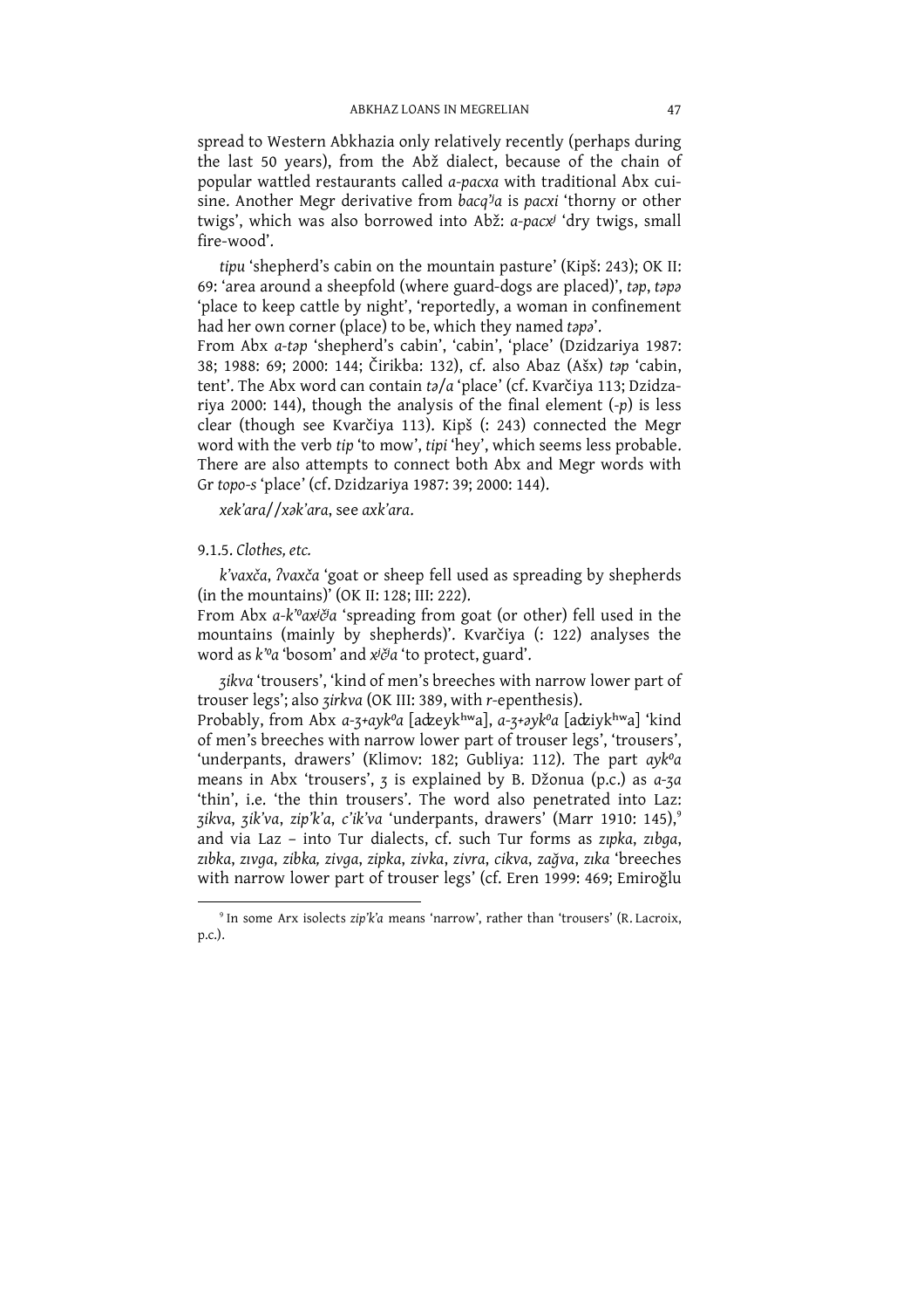spread to Western Abkhazia only relatively recently (perhaps during the last 50 years), from the Abž dialect, because of the chain of popular wattled restaurants called *a-pacxa* with traditional Abx cuisine. Another Megr derivative from *bacqʲa* is *pacxi* 'thorny or other twigs', which was also borrowed into Abž: *a-pacxʲ* 'dry twigs, small fire-wood'.

*tipu* 'shepherd's cabin on the mountain pasture' (Kipš: 243); OK II: 69: 'area around a sheepfold (where guard-dogs are placed)', *təp*, *təpə* 'place to keep cattle by night', 'reportedly, a woman in confinement had her own corner (place) to be, which they named *təpə*'.
From Abx *a-təp* 'shepherd's cabin', 'cabin', 'place' (Dzidzariya 1987: 38; 1988: 69; 2000: 144; Čirikba: 132), cf. also Abaz (Ašx) *təp* 'cabin, tent'. The Abx word can contain *tə/a* 'place' (cf. Kvarčiya 113; Dzidzariya 2000: 144), though the analysis of the final element (*-p*) is less clear (though see Kvarčiya 113). Kipš (: 243) connected the Megr word with the verb *tip* 'to mow', *tipi* 'hey', which seems less probable. There are also attempts to connect both Abx and Megr words with Gr *topo-s* 'place' (cf. Dzidzariya 1987: 39; 2000: 144).

*xek'ara*//*xək'ara*, see *axk'ara*.

9.1.5. *Clothes, etc.*

*k'vaxča*, *ʔvaxča* 'goat or sheep fell used as spreading by shepherds (in the mountains)' (OK II: 128; III: 222).
From Abx *a-k'ᵒaxʲčʲa* 'spreading from goat (or other) fell used in the mountains (mainly by shepherds)'. Kvarčiya (: 122) analyses the word as *k'ᵒa* 'bosom' and *xʲčʲa* 'to protect, guard'.

*ʒikva* 'trousers', 'kind of men's breeches with narrow lower part of trouser legs'; also *ʒirkva* (OK III: 389, with *r*-epenthesis).
Probably, from Abx *a-ʒ+aykᵒa* [adzeykʰʷa], *a-ʒ+əykᵒa* [adziykʰʷa] 'kind of men's breeches with narrow lower part of trouser legs', 'trousers', 'underpants, drawers' (Klimov: 182; Gubliya: 112). The part *aykᵒa* means in Abx 'trousers', *ʒ* is explained by B. Džonua (p.c.) as *a-ʒa* 'thin', i.e. 'the thin trousers'. The word also penetrated into Laz: *ʒikva*, *ʒik'va*, *zip'k'a*, *c'ik'va* 'underpants, drawers' (Marr 1910: 145),[9] and via Laz – into Tur dialects, cf. such Tur forms as *zıpka*, *zıbga*, *zıbka*, *zıvga*, *zibka, zivga*, *zipka*, *zivka*, *zivra*, *cikva*, *zağva*, *zıka* 'breeches with narrow lower part of trouser legs' (cf. Eren 1999: 469; Emiroğlu

[9] In some Arx isolects *zip'k'a* means 'narrow', rather than 'trousers' (R. Lacroix, p.c.).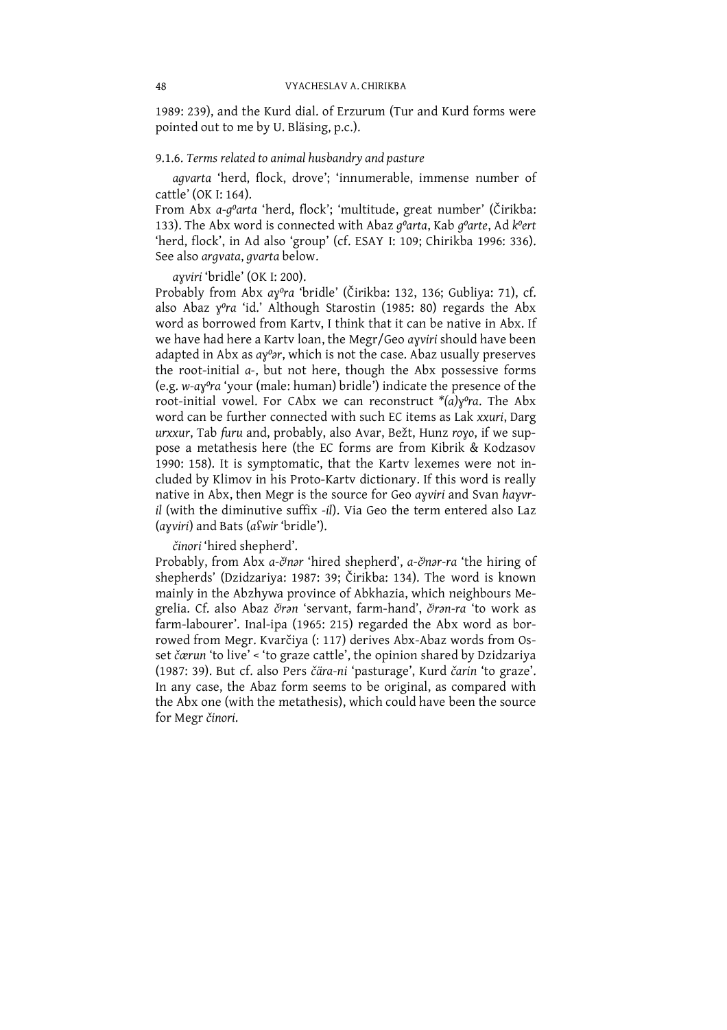1989: 239), and the Kurd dial. of Erzurum (Tur and Kurd forms were pointed out to me by U. Bläsing, p.c.).

9.1.6. *Terms related to animal husbandry and pasture*

*agvarta* 'herd, flock, drove'; 'innumerable, immense number of cattle' (OK I: 164).
From Abx *a-g⁰arta* 'herd, flock'; 'multitude, great number' (Čirikba: 133). The Abx word is connected with Abaz *g⁰arta*, Kab *g⁰arte*, Ad *k⁰ert* 'herd, flock', in Ad also 'group' (cf. ESAY I: 109; Chirikba 1996: 336). See also *argvata*, *gvarta* below.

*aɣviri* 'bridle' (OK I: 200).
Probably from Abx *aɣ⁰ra* 'bridle' (Čirikba: 132, 136; Gubliya: 71), cf. also Abaz *ɣ⁰ra* 'id.' Although Starostin (1985: 80) regards the Abx word as borrowed from Kartv, I think that it can be native in Abx. If we have had here a Kartv loan, the Megr/Geo *aɣviri* should have been adapted in Abx as *aɣ⁰ər*, which is not the case. Abaz usually preserves the root-initial *a-*, but not here, though the Abx possessive forms (e.g. *w-aɣ⁰ra* 'your (male: human) bridle') indicate the presence of the root-initial vowel. For CAbx we can reconstruct *\*(a)ɣ⁰ra*. The Abx word can be further connected with such EC items as Lak *xxuri*, Darg *urxxur*, Tab *furu* and, probably, also Avar, Bežt, Hunz *roɣo*, if we suppose a metathesis here (the EC forms are from Kibrik & Kodzasov 1990: 158). It is symptomatic, that the Kartv lexemes were not included by Klimov in his Proto-Kartv dictionary. If this word is really native in Abx, then Megr is the source for Geo *aɣviri* and Svan *haɣvr-il* (with the diminutive suffix *-il*). Via Geo the term entered also Laz (*aɣviri*) and Bats (*aʕwir* 'bridle').

*činori* 'hired shepherd'.
Probably, from Abx *a-č̌nər* 'hired shepherd', *a-č̌nər-ra* 'the hiring of shepherds' (Dzidzariya: 1987: 39; Čirikba: 134). The word is known mainly in the Abzhywa province of Abkhazia, which neighbours Megrelia. Cf. also Abaz *č̌rən* 'servant, farm-hand', *č̌rən-ra* 'to work as farm-labourer'. Inal-ipa (1965: 215) regarded the Abx word as borrowed from Megr. Kvarčiya (: 117) derives Abx-Abaz words from Osset *čærun* 'to live' < 'to graze cattle', the opinion shared by Dzidzariya (1987: 39). But cf. also Pers *čära-ni* 'pasturage', Kurd *čarin* 'to graze'. In any case, the Abaz form seems to be original, as compared with the Abx one (with the metathesis), which could have been the source for Megr *činori*.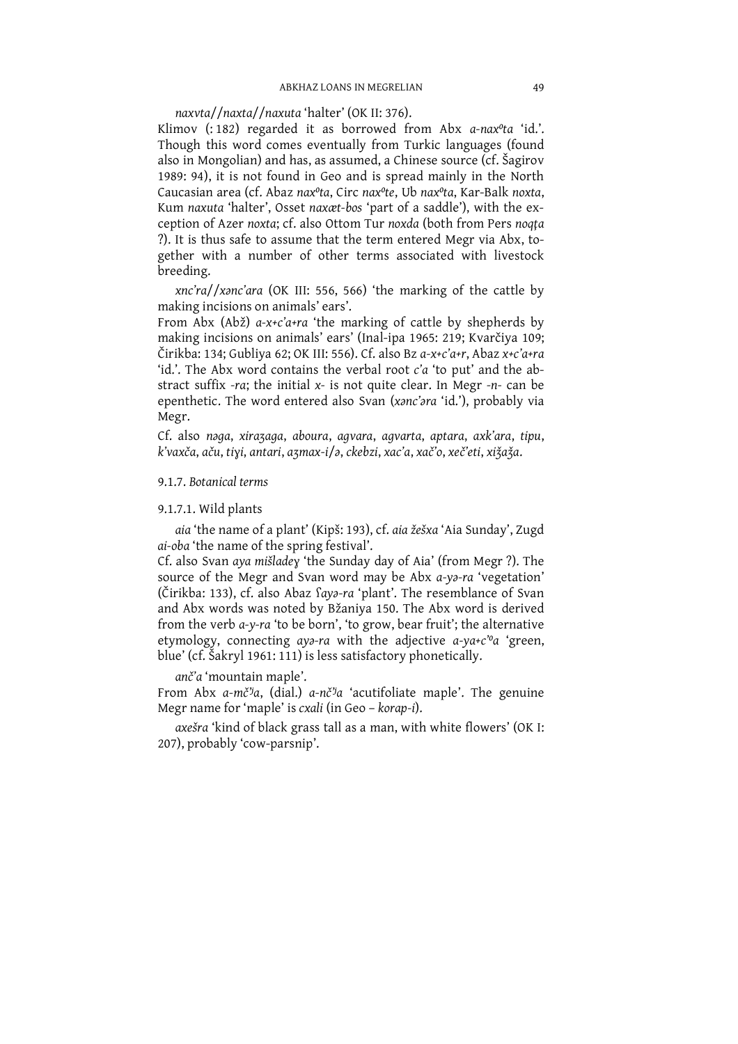*naxvta*//*naxta*//*naxuta* 'halter' (OK II: 376).

Klimov (: 182) regarded it as borrowed from Abx *a-naxºta* 'id.'. Though this word comes eventually from Turkic languages (found also in Mongolian) and has, as assumed, a Chinese source (cf. Šagirov 1989: 94), it is not found in Geo and is spread mainly in the North Caucasian area (cf. Abaz *naxºta*, Circ *naxºte*, Ub *naxºta*, Kar-Balk *noxta*, Kum *naxuta* 'halter', Osset *naxæt-bos* 'part of a saddle'), with the exception of Azer *noxta*; cf. also Ottom Tur *noxda* (both from Pers *noqṭa* ?). It is thus safe to assume that the term entered Megr via Abx, together with a number of other terms associated with livestock breeding.

*xnc'ra*//*xənc'ara* (OK III: 556, 566) 'the marking of the cattle by making incisions on animals' ears'.

From Abx (Abž) *a-x+c'a+ra* 'the marking of cattle by shepherds by making incisions on animals' ears' (Inal-ipa 1965: 219; Kvarčiya 109; Čirikba: 134; Gubliya 62; OK III: 556). Cf. also Bz *a-x+c'a+r*, Abaz *x+c'a+ra* 'id.'. The Abx word contains the verbal root *c'a* 'to put' and the abstract suffix *-ra*; the initial *x-* is not quite clear. In Megr *-n-* can be epenthetic. The word entered also Svan (*xənc'əra* 'id.'), probably via Megr.

Cf. also *nəga*, *xiraʒaga*, *aboura*, *agvara*, *agvarta*, *aptara*, *axk'ara*, *tipu*, *k'vaxča*, *aču*, *tiyi*, *antari*, *aʒmax-i*/*ə*, *ckebzi*, *xac'a*, *xač'o*, *xeč'eti*, *xiǯaǯa*.

#### 9.1.7. *Botanical terms*

##### 9.1.7.1. Wild plants

*aia* 'the name of a plant' (Kipš: 193), cf. *aia žešxa* 'Aia Sunday', Zugd *ai-oba* 'the name of the spring festival'.

Cf. also Svan *aya mišladeγ* 'the Sunday day of Aia' (from Megr ?). The source of the Megr and Svan word may be Abx *a-yə-ra* 'vegetation' (Čirikba: 133), cf. also Abaz *ʕayə-ra* 'plant'. The resemblance of Svan and Abx words was noted by Bžaniya 150. The Abx word is derived from the verb *a-y-ra* 'to be born', 'to grow, bear fruit'; the alternative etymology, connecting *ayə-ra* with the adjective *a-ya+c'ºa* 'green, blue' (cf. Šakryl 1961: 111) is less satisfactory phonetically.

*anč'a* 'mountain maple'.

From Abx *a-mč'ʲa*, (dial.) *a-nč'ʲa* 'acutifoliate maple'. The genuine Megr name for 'maple' is *cxali* (in Geo – *korap-i*).

*axešra* 'kind of black grass tall as a man, with white flowers' (OK I: 207), probably 'cow-parsnip'.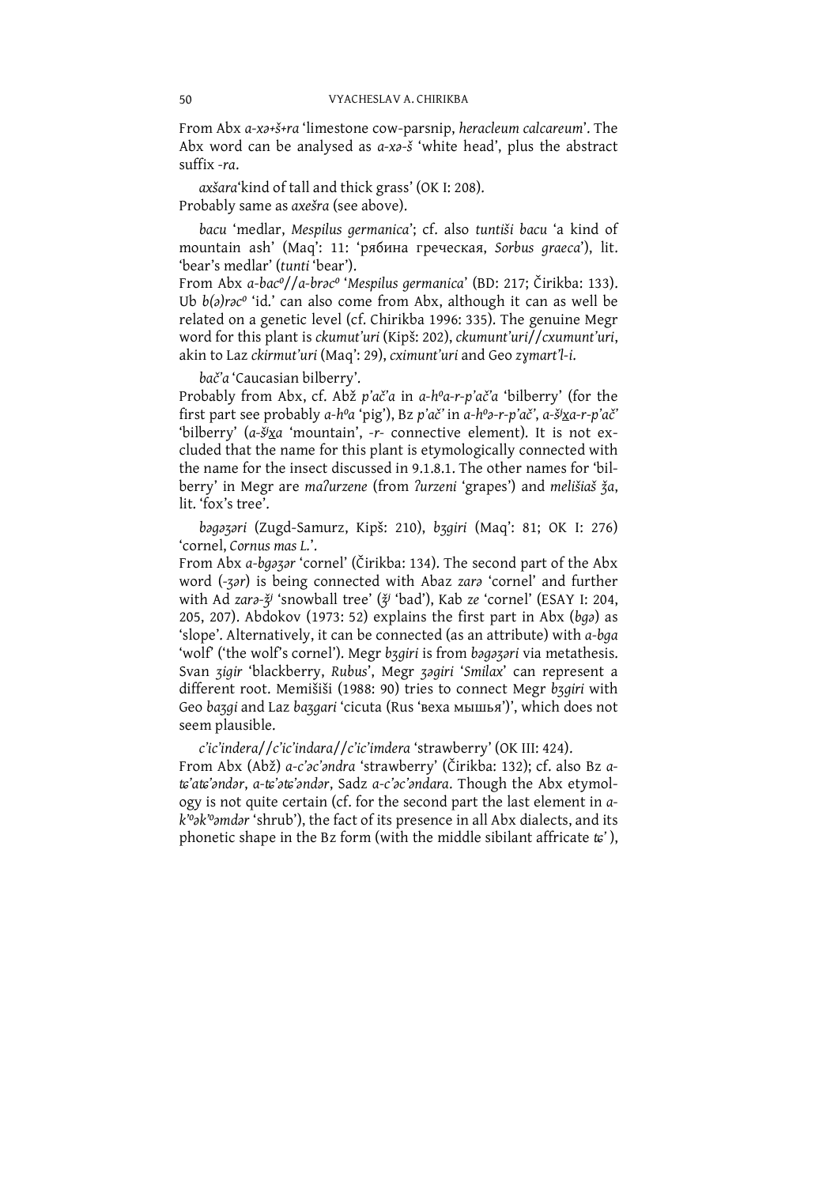From Abx *a-xə+š+ra* 'limestone cow-parsnip, *heracleum calcareum*'. The Abx word can be analysed as *a-xə-š* 'white head', plus the abstract suffix *-ra*.

*axšara*'kind of tall and thick grass' (OK I: 208).
Probably same as *axešra* (see above).

*bacu* 'medlar, *Mespilus germanica*'; cf. also *tuntiši bacu* 'a kind of mountain ash' (Maq': 11: 'рябина греческая, *Sorbus graeca*'), lit. 'bear's medlar' (*tunti* 'bear').
From Abx *a-bacº*//*a-brəcº* '*Mespilus germanica*' (BD: 217; Čirikba: 133). Ub *b(ə)rəcº* 'id.' can also come from Abx, although it can as well be related on a genetic level (cf. Chirikba 1996: 335). The genuine Megr word for this plant is *ckumut'uri* (Kipš: 202), *ckumunt'uri*//*cxumunt'uri*, akin to Laz *ckirmut'uri* (Maq': 29), *cximunt'uri* and Geo *zɣmart'l-i*.

*bač'a* 'Caucasian bilberry'.
Probably from Abx, cf. Abž *p'ač'a* in *a-hºa-r-p'ač'a* 'bilberry' (for the first part see probably *a-hºa* 'pig'), Bz *p'ač'* in *a-hºə-r-p'ač'*, *a-šʲx̱a-r-p'ač'* 'bilberry' (*a-šʲx̱a* 'mountain', *-r-* connective element). It is not excluded that the name for this plant is etymologically connected with the name for the insect discussed in 9.1.8.1. The other names for 'bilberry' in Megr are *maʔurzene* (from *ʔurzeni* 'grapes') and *melišiaš ǯa*, lit. 'fox's tree'.

*bəgəʒəri* (Zugd-Samurz, Kipš: 210), *bʒgiri* (Maq': 81; OK I: 276) 'cornel, *Cornus mas L.*'.
From Abx *a-bgəʒər* 'cornel' (Čirikba: 134). The second part of the Abx word (*-ʒər*) is being connected with Abaz *zarə* 'cornel' and further with Ad *zarə-ǯʲ* 'snowball tree' (*ǯʲ* 'bad'), Kab *ze* 'cornel' (ESAY I: 204, 205, 207). Abdokov (1973: 52) explains the first part in Abx (*bgə*) as 'slope'. Alternatively, it can be connected (as an attribute) with *a-bga* 'wolf' ('the wolf's cornel'). Megr *bʒgiri* is from *bəgəʒəri* via metathesis. Svan *ʒigir* 'blackberry, *Rubus*', Megr *ʒəgiri* '*Smilax*' can represent a different root. Memišiši (1988: 90) tries to connect Megr *bʒgiri* with Geo *baʒgi* and Laz *baʒgari* 'cicuta (Rus 'веха мышья')', which does not seem plausible.

*c'ic'indera*//*c'ic'indara*//*c'ic'imdera* 'strawberry' (OK III: 424).
From Abx (Abž) *a-c'əc'əndra* 'strawberry' (Čirikba: 132); cf. also Bz *a-ʨ'aʨ'əndər*, *a-ʨ'əʨ'əndər*, Sadz *a-c'əc'əndara*. Though the Abx etymology is not quite certain (cf. for the second part the last element in *a-k'ºək'ºəmdər* 'shrub'), the fact of its presence in all Abx dialects, and its phonetic shape in the Bz form (with the middle sibilant affricate *ʨ'* ),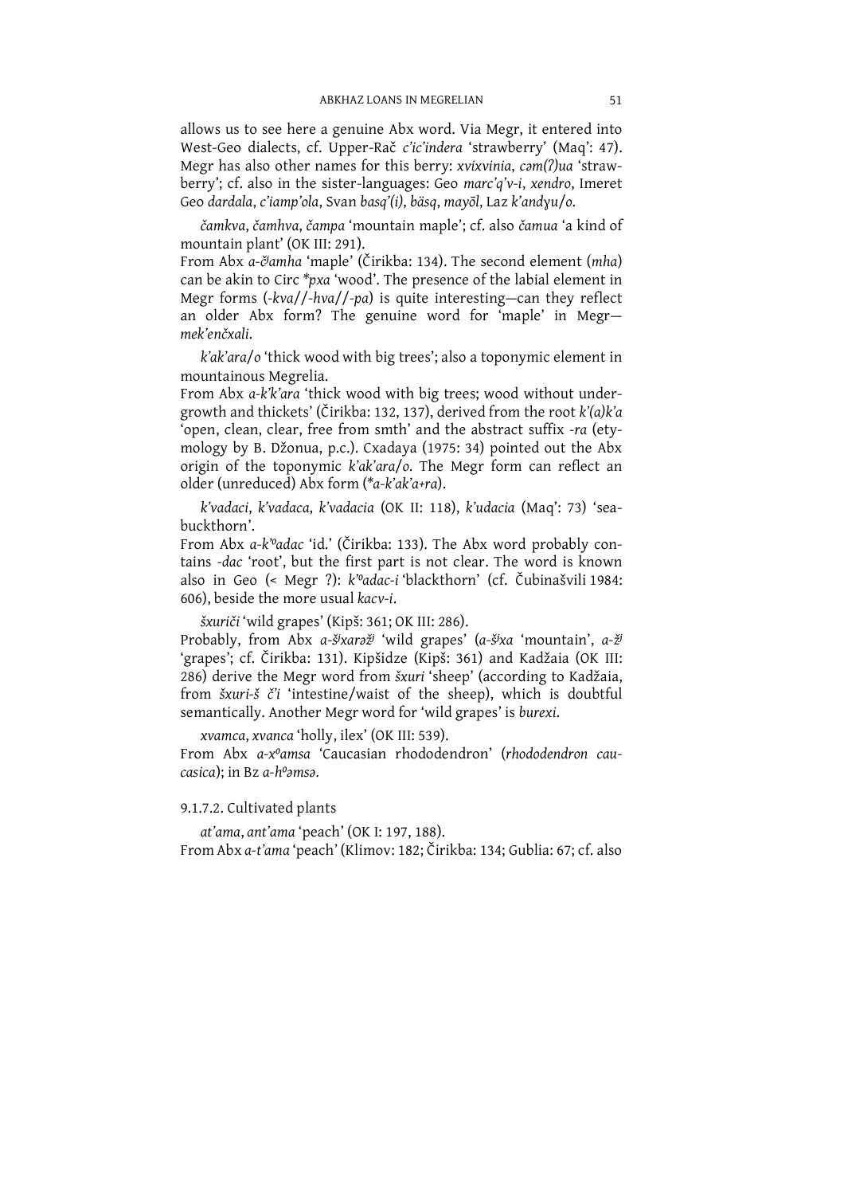allows us to see here a genuine Abx word. Via Megr, it entered into West-Geo dialects, cf. Upper-Rač *c'ic'indera* 'strawberry' (Maq': 47). Megr has also other names for this berry: *xvixvinia*, *cəm(ʔ)ua* 'strawberry'; cf. also in the sister-languages: Geo *marc'q'v-i*, *xendro*, Imeret Geo *dardala*, *c'iamp'ola*, Svan *basq'(i)*, *bäsq*, *mayōl*, Laz *k'andɣu/o*.

*čamkva*, *čamhva*, *čampa* 'mountain maple'; cf. also *čamua* 'a kind of mountain plant' (OK III: 291).
From Abx *a-č̌ʲamha* 'maple' (Čirikba: 134). The second element (*mha*) can be akin to Circ *\*pxa* 'wood'. The presence of the labial element in Megr forms (*-kva*//*-hva*//*-pa*) is quite interesting—can they reflect an older Abx form? The genuine word for 'maple' in Megr—*mek'enčxali*.

*k'ak'ara/o* 'thick wood with big trees'; also a toponymic element in mountainous Megrelia.
From Abx *a-k'k'ara* 'thick wood with big trees; wood without undergrowth and thickets' (Čirikba: 132, 137), derived from the root *k'(a)k'a* 'open, clean, clear, free from smth' and the abstract suffix *-ra* (etymology by B. Džonua, p.c.). Cxadaya (1975: 34) pointed out the Abx origin of the toponymic *k'ak'ara/o*. The Megr form can reflect an older (unreduced) Abx form (*\*a-k'ak'a+ra*).

*k'vadaci*, *k'vadaca*, *k'vadacia* (OK II: 118), *k'udacia* (Maq': 73) 'sea-buckthorn'.
From Abx *a-k'ᵒadac* 'id.' (Čirikba: 133). The Abx word probably contains *-dac* 'root', but the first part is not clear. The word is known also in Geo (< Megr ?): *k'ᵒadac-i* 'blackthorn' (cf. Čubinašvili 1984: 606), beside the more usual *kacv-i*.

*šxuriči* 'wild grapes' (Kipš: 361; OK III: 286).
Probably, from Abx *a-šʲxarəžʲ* 'wild grapes' (*a-šʲxa* 'mountain', *a-žʲ* 'grapes'; cf. Čirikba: 131). Kipšidze (Kipš: 361) and Kadžaia (OK III: 286) derive the Megr word from *šxuri* 'sheep' (according to Kadžaia, from *šxuri-š č'i* 'intestine/waist of the sheep), which is doubtful semantically. Another Megr word for 'wild grapes' is *burexi*.

*xvamca*, *xvanca* 'holly, ilex' (OK III: 539).
From Abx *a-xᵒamsa* 'Caucasian rhododendron' (*rhododendron caucasica*); in Bz *a-hᵒəmsə*.

9.1.7.2. Cultivated plants

*at'ama*, *ant'ama* 'peach' (OK I: 197, 188).
From Abx *a-t'ama* 'peach' (Klimov: 182; Čirikba: 134; Gublia: 67; cf. also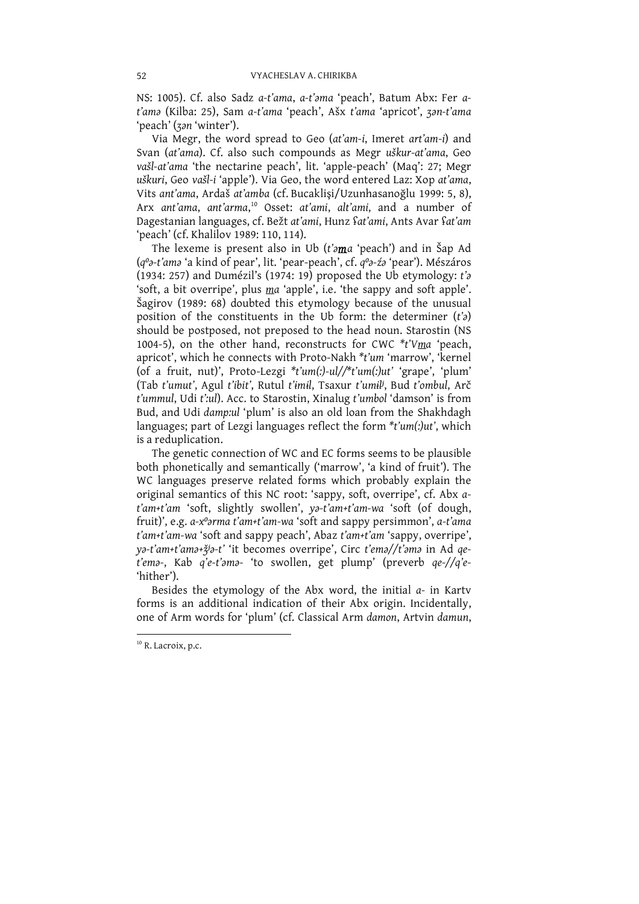NS: 1005). Cf. also Sadz *a-t'ama*, *a-t'əma* 'peach', Batum Abx: Fer *a-t'amə* (Kilba: 25), Sam *a-t'ama* 'peach', Ašx *t'ama* 'apricot', *ʒən-t'ama* 'peach' (*ʒən* 'winter').

Via Megr, the word spread to Geo (*at'am-i*, Imeret *art'am-i*) and Svan (*at'ama*). Cf. also such compounds as Megr *uškur-at'ama*, Geo *vašl-at'ama* 'the nectarine peach', lit. 'apple-peach' (Maq': 27; Megr *uškuri*, Geo *vašl-i* 'apple'). Via Geo, the word entered Laz: Xop *at'ama*, Vits *ant'ama*, Ardaš *at'amba* (cf. Bucaklişi/Uzunhasanoğlu 1999: 5, 8), Arx *ant'ama*, *ant'arma*,[10] Osset: *at'ami*, *alt'ami*, and a number of Dagestanian languages, cf. Bežt *at'ami*, Hunz *ʕat'ami*, Ants Avar *ʕat'am* 'peach' (cf. Khalilov 1989: 110, 114).

The lexeme is present also in Ub (*t'ə<u>m</u>a* 'peach') and in Šap Ad (*q°ə-t'amə* 'a kind of pear', lit. 'pear-peach', cf. *q°ə-ź ə* 'pear'). Mészáros (1934: 257) and Dumézil's (1974: 19) proposed the Ub etymology: *t'ə* 'soft, a bit overripe', plus *<u>m</u>a* 'apple', i.e. 'the sappy and soft apple'. Šagirov (1989: 68) doubted this etymology because of the unusual position of the constituents in the Ub form: the determiner (*t'ə*) should be postposed, not preposed to the head noun. Starostin (NS 1004-5), on the other hand, reconstructs for CWC *\*t'V<u>m</u>a* 'peach, apricot', which he connects with Proto-Nakh *\*t'um* 'marrow', 'kernel (of a fruit, nut)', Proto-Lezgi *\*t'um(:)-ul//\*t'um(:)ut'* 'grape', 'plum' (Tab *t'umut'*, Agul *t'ibit'*, Rutul *t'ɨmɨl*, Tsaxur *t'umɨlʲ*, Bud *t'ombul*, Arč *t'ummul*, Udi *t':ul*). Acc. to Starostin, Xinalug *t'umbol* 'damson' is from Bud, and Udi *damp:ul* 'plum' is also an old loan from the Shakhdagh languages; part of Lezgi languages reflect the form *\*t'um(:)ut'*, which is a reduplication.

The genetic connection of WC and EC forms seems to be plausible both phonetically and semantically ('marrow', 'a kind of fruit'). The WC languages preserve related forms which probably explain the original semantics of this NC root: 'sappy, soft, overripe', cf. Abx *a-t'am+t'am* 'soft, slightly swollen', *yə-t'am+t'am-wa* 'soft (of dough, fruit)', e.g. *a-x°ərma t'am+t'am-wa* 'soft and sappy persimmon', *a-t'ama t'am+t'am-wa* 'soft and sappy peach', Abaz *t'am+t'am* 'sappy, overripe', *yə-t'am+t'amə+žʲə-t'* 'it becomes overripe', Circ *t'emə//t'əmə* in Ad *qe-t'emə-*, Kab *q'e-t'əmə-* 'to swollen, get plump' (preverb *qe-//q'e-* 'hither').

Besides the etymology of the Abx word, the initial *a-* in Kartv forms is an additional indication of their Abx origin. Incidentally, one of Arm words for 'plum' (cf. Classical Arm *damon*, Artvin *damun*,

---

[10] R. Lacroix, p.c.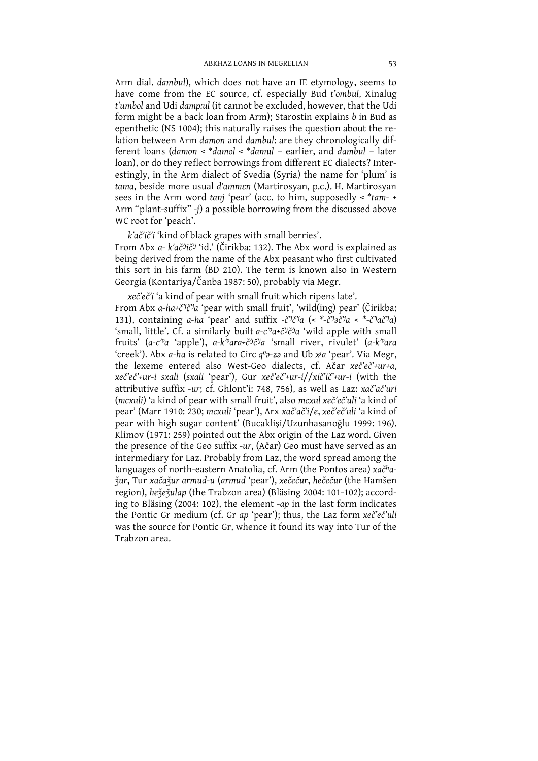Arm dial. *dambul*), which does not have an IE etymology, seems to have come from the EC source, cf. especially Bud *t'ombul*, Xinalug *t'umbol* and Udi *damp:ul* (it cannot be excluded, however, that the Udi form might be a back loan from Arm); Starostin explains *b* in Bud as epenthetic (NS 1004); this naturally raises the question about the relation between Arm *damon* and *dambul*: are they chronologically different loans (*damon* < *\*damol* < *\*damul* – earlier, and *dambul* – later loan), or do they reflect borrowings from different EC dialects? Interestingly, in the Arm dialect of Svedia (Syria) the name for 'plum' is *tama*, beside more usual *d'ammɛn* (Martirosyan, p.c.). H. Martirosyan sees in the Arm word *tanj* 'pear' (acc. to him, supposedly < *\*tam-* + Arm "plant-suffix" *-j*) a possible borrowing from the discussed above WC root for 'peach'.

*k'ač'ič'i* 'kind of black grapes with small berries'.
From Abx *a- k'ač'ʲič'ʲ* 'id.' (Čirikba: 132). The Abx word is explained as being derived from the name of the Abx peasant who first cultivated this sort in his farm (BD 210). The term is known also in Western Georgia (Kontariya/Čanba 1987: 50), probably via Megr.

*xeč'eč'i* 'a kind of pear with small fruit which ripens late'.
From Abx *a-ha+č'ʲč'ʲa* 'pear with small fruit', 'wild(ing) pear' (Čirikba: 131), containing *a-ha* 'pear' and suffix *-č'ʲč'ʲa* (< *\*-č'ʲəč'ʲa* < *\*-č'ʲač'ʲa*) 'small, little'. Cf. a similarly built *a-c'ᵒa+č'ʲč'ʲa* 'wild apple with small fruits' (*a-c'ᵒa* 'apple'), *a-k'ᵒara+č'ʲč'ʲa* 'small river, rivulet' (*a-k'ᵒara* 'creek'). Abx *a-ha* is related to Circ *qᵒə-ẓə* and Ub *xʲa* 'pear'. Via Megr, the lexeme entered also West-Geo dialects, cf. Ačar *xeč'eč'+ur+a*, *xeč'eč'+ur-i sxali* (*sxali* 'pear'), Gur *xeč'eč'+ur-i*//*xič'ič'+ur-i* (with the attributive suffix *-ur*; cf. Ghlont'i: 748, 756), as well as Laz: *xač'ač'uri* (*mcxuli*) 'a kind of pear with small fruit', also *mcxul xeč'eč'uli* 'a kind of pear' (Marr 1910: 230; *mcxuli* 'pear'), Arx *xač'ač'i/e*, *xeč'eč'uli* 'a kind of pear with high sugar content' (Bucaklişi/Uzunhasanoğlu 1999: 196). Klimov (1971: 259) pointed out the Abx origin of the Laz word. Given the presence of the Geo suffix *-ur*, (Ačar) Geo must have served as an intermediary for Laz. Probably from Laz, the word spread among the languages of north-eastern Anatolia, cf. Arm (the Pontos area) *xačʰa-ǯur*, Tur *xačaǯur armud-u* (*armud* 'pear'), *xečečur*, *hečečur* (the Hamšen region), *heǯeǯulap* (the Trabzon area) (Bläsing 2004: 101-102); according to Bläsing (2004: 102), the element *-ap* in the last form indicates the Pontic Gr medium (cf. Gr *ap* 'pear'); thus, the Laz form *xeč'eč'uli* was the source for Pontic Gr, whence it found its way into Tur of the Trabzon area.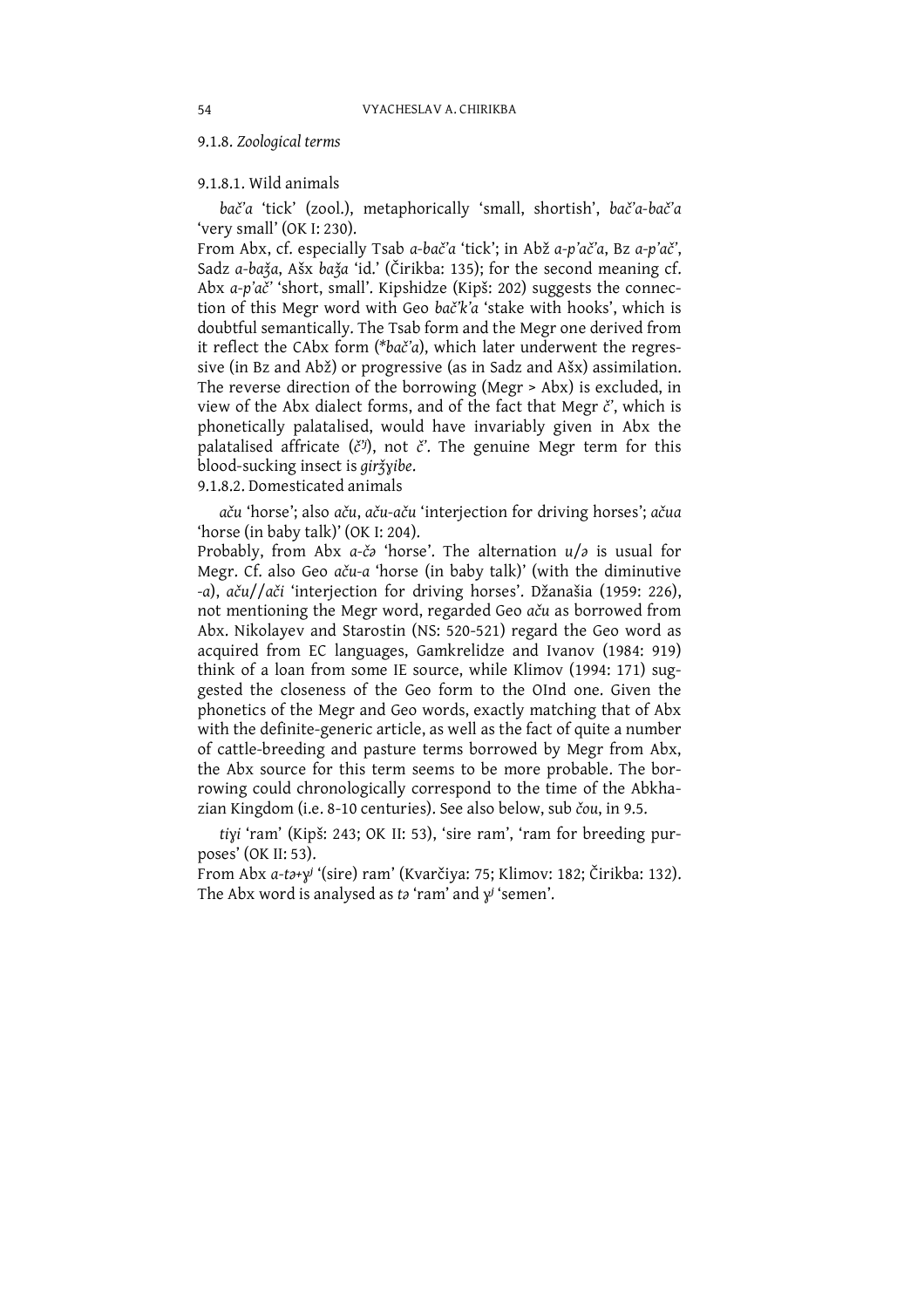### 9.1.8. *Zoological terms*

#### 9.1.8.1. Wild animals

*bač'a* 'tick' (zool.), metaphorically 'small, shortish', *bač'a-bač'a* 'very small' (OK I: 230).

From Abx, cf. especially Tsab *a-bač'a* 'tick'; in Abž *a-p'ač'a*, Bz *a-p'ač'*, Sadz *a-baǯa*, Ašx *baǯa* 'id.' (Čirikba: 135); for the second meaning cf. Abx *a-p'ač'* 'short, small'. Kipshidze (Kipš: 202) suggests the connection of this Megr word with Geo *bač'k'a* 'stake with hooks', which is doubtful semantically. The Tsab form and the Megr one derived from it reflect the CAbx form (*\*bač'a*), which later underwent the regressive (in Bz and Abž) or progressive (as in Sadz and Ašx) assimilation. The reverse direction of the borrowing (Megr > Abx) is excluded, in view of the Abx dialect forms, and of the fact that Megr *č'*, which is phonetically palatalised, would have invariably given in Abx the palatalised affricate (*č'ʲ*), not *č'*. The genuine Megr term for this blood-sucking insect is *girǯɣibe*.

#### 9.1.8.2. Domesticated animals

*aču* 'horse'; also *aču*, *aču-aču* 'interjection for driving horses'; *ačua* 'horse (in baby talk)' (OK I: 204).

Probably, from Abx *a-čə* 'horse'. The alternation *u*/*ə* is usual for Megr. Cf. also Geo *aču-a* 'horse (in baby talk)' (with the diminutive *-a*), *aču*//*ači* 'interjection for driving horses'. Džanašia (1959: 226), not mentioning the Megr word, regarded Geo *aču* as borrowed from Abx. Nikolayev and Starostin (NS: 520-521) regard the Geo word as acquired from EC languages, Gamkrelidze and Ivanov (1984: 919) think of a loan from some IE source, while Klimov (1994: 171) suggested the closeness of the Geo form to the OInd one. Given the phonetics of the Megr and Geo words, exactly matching that of Abx with the definite-generic article, as well as the fact of quite a number of cattle-breeding and pasture terms borrowed by Megr from Abx, the Abx source for this term seems to be more probable. The borrowing could chronologically correspond to the time of the Abkhazian Kingdom (i.e. 8-10 centuries). See also below, sub *čou*, in 9.5.

*tiɣi* 'ram' (Kipš: 243; OK II: 53), 'sire ram', 'ram for breeding purposes' (OK II: 53).

From Abx *a-tə+ɣʲ* '(sire) ram' (Kvarčiya: 75; Klimov: 182; Čirikba: 132). The Abx word is analysed as *tə* 'ram' and *ɣʲ* 'semen'.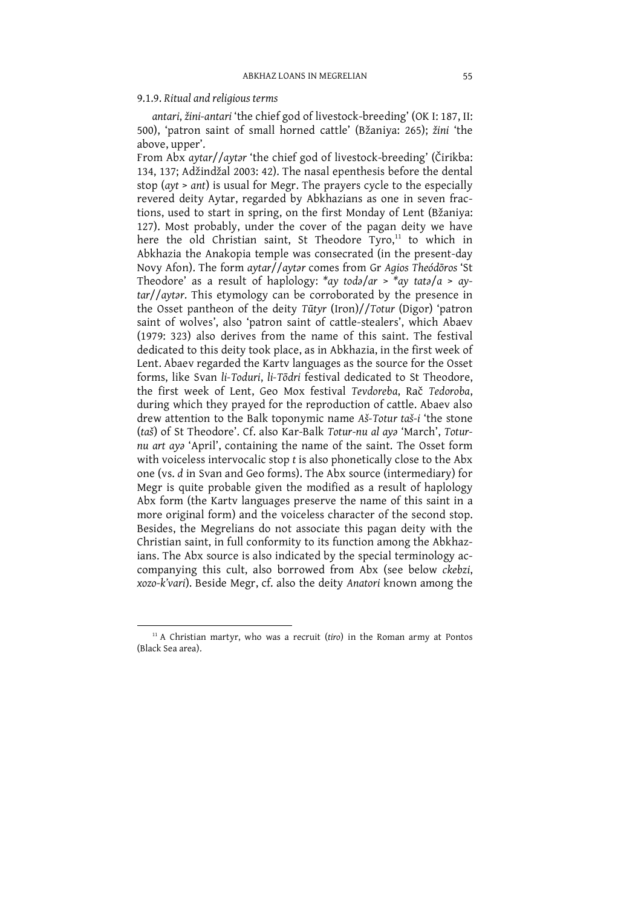9.1.9. *Ritual and religious terms*

*antari*, *žini-antari* 'the chief god of livestock-breeding' (OK I: 187, II: 500), 'patron saint of small horned cattle' (Bžaniya: 265); *žini* 'the above, upper'.

From Abx *aytar*//*aytər* 'the chief god of livestock-breeding' (Čirikba: 134, 137; Adžindžal 2003: 42). The nasal epenthesis before the dental stop (*ayt* > *ant*) is usual for Megr. The prayers cycle to the especially revered deity Aytar, regarded by Abkhazians as one in seven fractions, used to start in spring, on the first Monday of Lent (Bžaniya: 127). Most probably, under the cover of the pagan deity we have here the old Christian saint, St Theodore Tyro,[11] to which in Abkhazia the Anakopia temple was consecrated (in the present-day Novy Afon). The form *aytar*//*aytər* comes from Gr *Agios Theódōros* 'St Theodore' as a result of haplology: *\*ay todə/ar* > *\*ay tatə/a* > *aytar*//*aytər*. This etymology can be corroborated by the presence in the Osset pantheon of the deity *Tūtyr* (Iron)//*Totur* (Digor) 'patron saint of wolves', also 'patron saint of cattle-stealers', which Abaev (1979: 323) also derives from the name of this saint. The festival dedicated to this deity took place, as in Abkhazia, in the first week of Lent. Abaev regarded the Kartv languages as the source for the Osset forms, like Svan *li-Toduri*, *li-Tōdri* festival dedicated to St Theodore, the first week of Lent, Geo Mox festival *Tevdoreba*, Rač *Tedoroba*, during which they prayed for the reproduction of cattle. Abaev also drew attention to the Balk toponymic name *Aš-Totur taš-i* 'the stone (*taš*) of St Theodore'. Cf. also Kar-Balk *Totur-nu al ayə* 'March', *Totur-nu art ayə* 'April', containing the name of the saint. The Osset form with voiceless intervocalic stop *t* is also phonetically close to the Abx one (vs. *d* in Svan and Geo forms). The Abx source (intermediary) for Megr is quite probable given the modified as a result of haplology Abx form (the Kartv languages preserve the name of this saint in a more original form) and the voiceless character of the second stop. Besides, the Megrelians do not associate this pagan deity with the Christian saint, in full conformity to its function among the Abkhazians. The Abx source is also indicated by the special terminology accompanying this cult, also borrowed from Abx (see below *ckebzi*, *xozo-k'vari*). Beside Megr, cf. also the deity *Anatori* known among the

---

[11] A Christian martyr, who was a recruit (*tiro*) in the Roman army at Pontos (Black Sea area).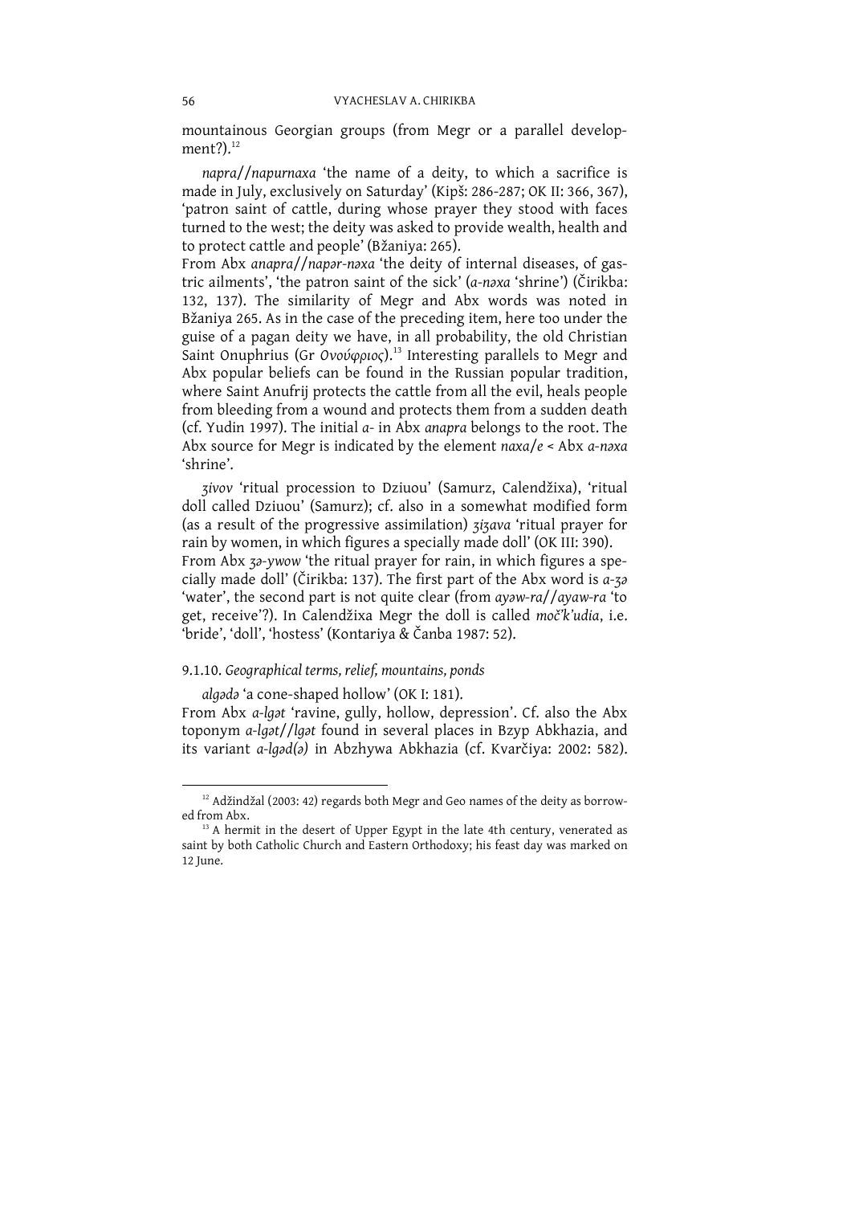mountainous Georgian groups (from Megr or a parallel development?).[12]

*napra*//*napurnaxa* 'the name of a deity, to which a sacrifice is made in July, exclusively on Saturday' (Kipš: 286-287; OK II: 366, 367), 'patron saint of cattle, during whose prayer they stood with faces turned to the west; the deity was asked to provide wealth, health and to protect cattle and people' (Bžaniya: 265).
From Abx *anapra*//*napər-nəxa* 'the deity of internal diseases, of gastric ailments', 'the patron saint of the sick' (*a-nəxa* 'shrine') (Čirikba: 132, 137). The similarity of Megr and Abx words was noted in Bžaniya 265. As in the case of the preceding item, here too under the guise of a pagan deity we have, in all probability, the old Christian Saint Onuphrius (Gr *Ονούφριος*).[13] Interesting parallels to Megr and Abx popular beliefs can be found in the Russian popular tradition, where Saint Anufrij protects the cattle from all the evil, heals people from bleeding from a wound and protects them from a sudden death (cf. Yudin 1997). The initial *a-* in Abx *anapra* belongs to the root. The Abx source for Megr is indicated by the element *naxa*/*e* < Abx *a-nəxa* 'shrine'.

*ʒivov* 'ritual procession to Dziuou' (Samurz, Calendžixa), 'ritual doll called Dziuou' (Samurz); cf. also in a somewhat modified form (as a result of the progressive assimilation) *ʒiʒava* 'ritual prayer for rain by women, in which figures a specially made doll' (OK III: 390).
From Abx *ʒə-ywow* 'the ritual prayer for rain, in which figures a specially made doll' (Čirikba: 137). The first part of the Abx word is *a-ʒə* 'water', the second part is not quite clear (from *ayəw-ra*//*ayaw-ra* 'to get, receive'?). In Calendžixa Megr the doll is called *moč'k'udia*, i.e. 'bride', 'doll', 'hostess' (Kontariya & Čanba 1987: 52).

#### 9.1.10. *Geographical terms, relief, mountains, ponds*

*algədə* 'a cone-shaped hollow' (OK I: 181).
From Abx *a-lgət* 'ravine, gully, hollow, depression'. Cf. also the Abx toponym *a-lgət*//*lgət* found in several places in Bzyp Abkhazia, and its variant *a-lgəd(ə)* in Abzhywa Abkhazia (cf. Kvarčiya: 2002: 582).

---

[12] Adžindžal (2003: 42) regards both Megr and Geo names of the deity as borrowed from Abx.

[13] A hermit in the desert of Upper Egypt in the late 4th century, venerated as saint by both Catholic Church and Eastern Orthodoxy; his feast day was marked on 12 June.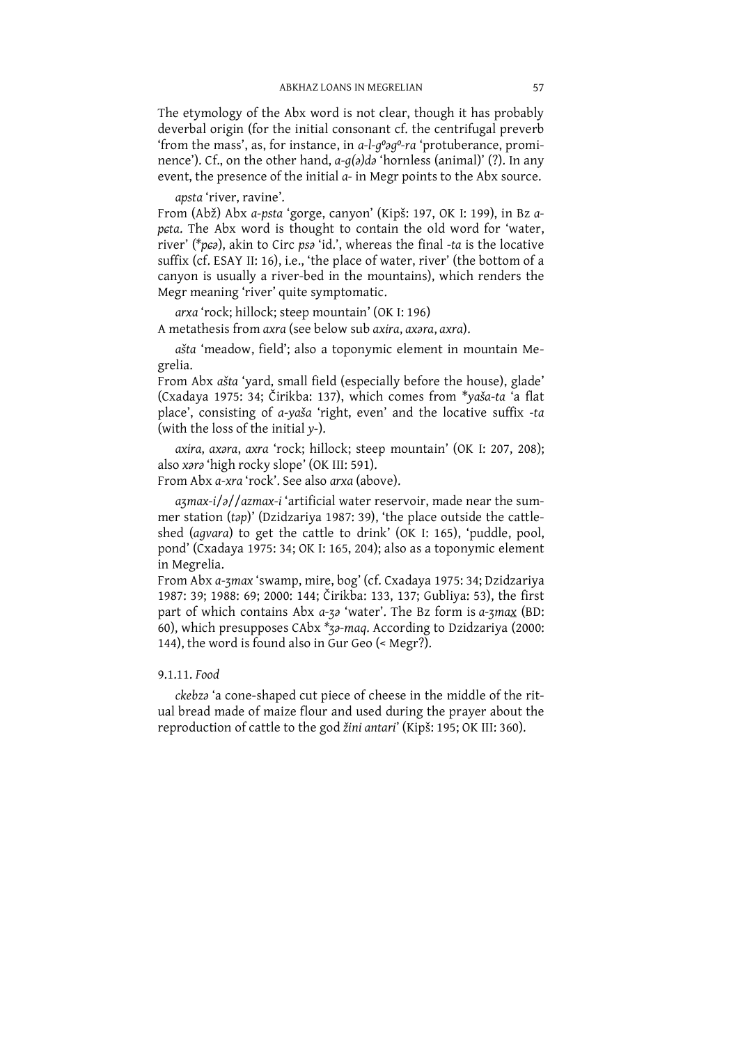The etymology of the Abx word is not clear, though it has probably deverbal origin (for the initial consonant cf. the centrifugal preverb 'from the mass', as, for instance, in *a-l-g⁰əg⁰-ra* 'protuberance, prominence'). Cf., on the other hand, *a-g(ə)də* 'hornless (animal)' (?). In any event, the presence of the initial *a-* in Megr points to the Abx source.

*apsta* 'river, ravine'.
From (Abž) Abx *a-psta* 'gorge, canyon' (Kipš: 197, OK I: 199), in Bz *a-pɕta*. The Abx word is thought to contain the old word for 'water, river' (*\*pɕə*), akin to Circ *psə* 'id.', whereas the final *-ta* is the locative suffix (cf. ESAY II: 16), i.e., 'the place of water, river' (the bottom of a canyon is usually a river-bed in the mountains), which renders the Megr meaning 'river' quite symptomatic.

*arxa* 'rock; hillock; steep mountain' (OK I: 196)
A metathesis from *axra* (see below sub *axira*, *axəra*, *axra*).

*ašta* 'meadow, field'; also a toponymic element in mountain Megrelia.
From Abx *ašta* 'yard, small field (especially before the house), glade' (Cxadaya 1975: 34; Čirikba: 137), which comes from \**yaša-ta* 'a flat place', consisting of *a-yaša* 'right, even' and the locative suffix *-ta* (with the loss of the initial *y-*).

*axira*, *axəra*, *axra* 'rock; hillock; steep mountain' (OK I: 207, 208); also *xərə* 'high rocky slope' (OK III: 591).
From Abx *a-xra* 'rock'. See also *arxa* (above).

*aʒmax-i*/*ə*//*azmax-i* 'artificial water reservoir, made near the summer station (*təp*)' (Dzidzariya 1987: 39), 'the place outside the cattle-shed (*agvara*) to get the cattle to drink' (OK I: 165), 'puddle, pool, pond' (Cxadaya 1975: 34; OK I: 165, 204); also as a toponymic element in Megrelia.
From Abx *a-ʒmax* 'swamp, mire, bog' (cf. Cxadaya 1975: 34; Dzidzariya 1987: 39; 1988: 69; 2000: 144; Čirikba: 133, 137; Gubliya: 53), the first part of which contains Abx *a-ʒə* 'water'. The Bz form is *a-ʒmax̱* (BD: 60), which presupposes CAbx *\*ʒə-maq*. According to Dzidzariya (2000: 144), the word is found also in Gur Geo (< Megr?).

### 9.1.11. *Food*

*ckebzə* 'a cone-shaped cut piece of cheese in the middle of the ritual bread made of maize flour and used during the prayer about the reproduction of cattle to the god *žini antari*' (Kipš: 195; OK III: 360).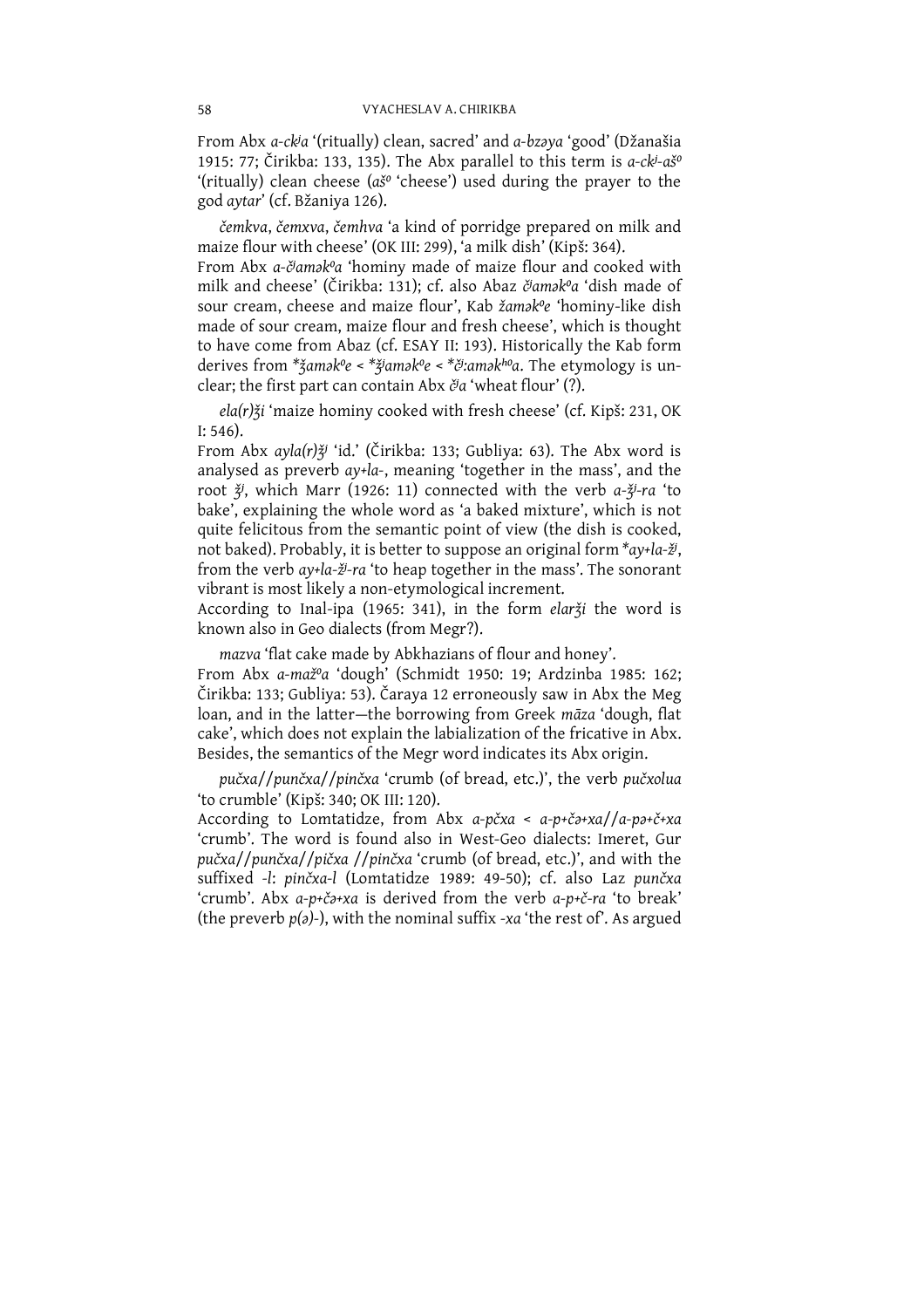From Abx *a-cʲa* '(ritually) clean, sacred' and *a-bzəya* 'good' (Džanašia 1915: 77; Čirikba: 133, 135). The Abx parallel to this term is *a-cʲ-ašº* '(ritually) clean cheese (*ašº* 'cheese') used during the prayer to the god *aytar*' (cf. Bžaniya 126).

*čemkva*, *čemxva*, *čemhva* 'a kind of porridge prepared on milk and maize flour with cheese' (OK III: 299), 'a milk dish' (Kipš: 364).
From Abx *a-čʲaməkºa* 'hominy made of maize flour and cooked with milk and cheese' (Čirikba: 131); cf. also Abaz *čʲaməkºa* 'dish made of sour cream, cheese and maize flour', Kab *žaməkºe* 'hominy-like dish made of sour cream, maize flour and fresh cheese', which is thought to have come from Abaz (cf. ESAY II: 193). Historically the Kab form derives from *\*ʒaməkºe* < *\*ǯʲaməkºe* < *\*čʲ:aməkʰºa*. The etymology is unclear; the first part can contain Abx *čʲa* 'wheat flour' (?).

*ela(r)ǯi* 'maize hominy cooked with fresh cheese' (cf. Kipš: 231, OK I: 546).
From Abx *ayla(r)ǯʲ* 'id.' (Čirikba: 133; Gubliya: 63). The Abx word is analysed as preverb *ay+la-*, meaning 'together in the mass', and the root *ǯʲ*, which Marr (1926: 11) connected with the verb *a-ǯʲ-ra* 'to bake', explaining the whole word as 'a baked mixture', which is not quite felicitous from the semantic point of view (the dish is cooked, not baked). Probably, it is better to suppose an original form *\*ay+la-žʲ*, from the verb *ay+la-žʲ-ra* 'to heap together in the mass'. The sonorant vibrant is most likely a non-etymological increment.
According to Inal-ipa (1965: 341), in the form *elarǯi* the word is known also in Geo dialects (from Megr?).

*mazva* 'flat cake made by Abkhazians of flour and honey'.
From Abx *a-mažºa* 'dough' (Schmidt 1950: 19; Ardzinba 1985: 162; Čirikba: 133; Gubliya: 53). Čaraya 12 erroneously saw in Abx the Meg loan, and in the latter—the borrowing from Greek *māza* 'dough, flat cake', which does not explain the labialization of the fricative in Abx. Besides, the semantics of the Megr word indicates its Abx origin.

*pučxa*//*punčxa*//*pinčxa* 'crumb (of bread, etc.)', the verb *pučxolua* 'to crumble' (Kipš: 340; OK III: 120).
According to Lomtatidze, from Abx *a-pčxa* < *a-p+čə+xa*//*a-pə+č+xa* 'crumb'. The word is found also in West-Geo dialects: Imeret, Gur *pučxa*//*punčxa*//*pičxa* //*pinčxa* 'crumb (of bread, etc.)', and with the suffixed *-l*: *pinčxa-l* (Lomtatidze 1989: 49-50); cf. also Laz *punčxa* 'crumb'. Abx *a-p+čə+xa* is derived from the verb *a-p+č-ra* 'to break' (the preverb *p(ə)-*), with the nominal suffix *-xa* 'the rest of'. As argued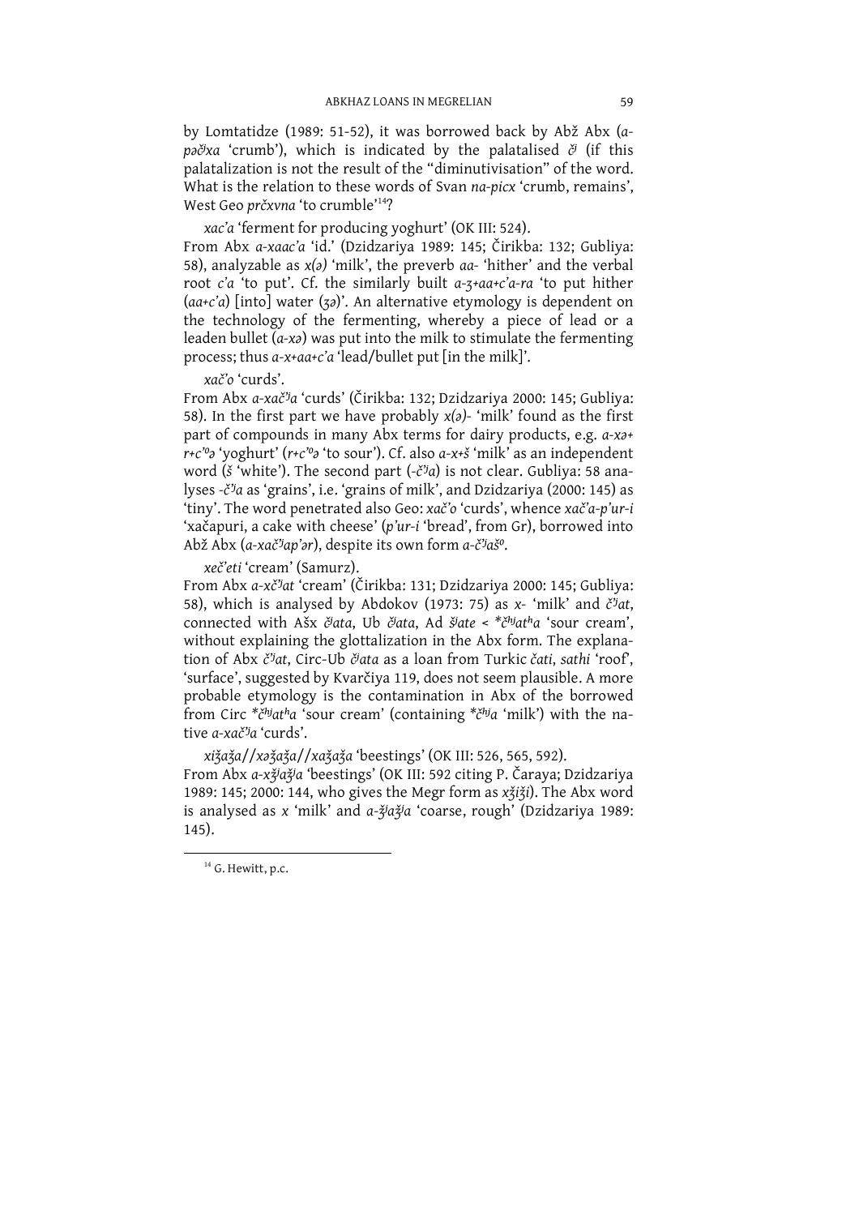by Lomtatidze (1989: 51-52), it was borrowed back by Abž Abx (*a-pəčʲxa* 'crumb'), which is indicated by the palatalised *čʲ* (if this palatalization is not the result of the "diminutivisation" of the word. What is the relation to these words of Svan *na-picx* 'crumb, remains', West Geo *prčxvna* 'to crumble'[14]?

*xac'a* 'ferment for producing yoghurt' (OK III: 524).
From Abx *a-xaac'a* 'id.' (Dzidzariya 1989: 145; Čirikba: 132; Gubliya: 58), analyzable as *x(ə)* 'milk', the preverb *aa-* 'hither' and the verbal root *c'a* 'to put'. Cf. the similarly built *a-ʒ+aa+c'a-ra* 'to put hither (*aa+c'a*) [into] water (*ʒə*)'. An alternative etymology is dependent on the technology of the fermenting, whereby a piece of lead or a leaden bullet (*a-xə*) was put into the milk to stimulate the fermenting process; thus *a-x+aa+c'a* 'lead/bullet put [in the milk]'.

*xač'o* 'curds'.
From Abx *a-xač'ʲa* 'curds' (Čirikba: 132; Dzidzariya 2000: 145; Gubliya: 58). In the first part we have probably *x(ə)-* 'milk' found as the first part of compounds in many Abx terms for dairy products, e.g. *a-xə+r+c'ᵒə* 'yoghurt' (*r+c'ᵒə* 'to sour'). Cf. also *a-x+š* 'milk' as an independent word (*š* 'white'). The second part (*-č'ʲa*) is not clear. Gubliya: 58 analyses *-č'ʲa* as 'grains', i.e. 'grains of milk', and Dzidzariya (2000: 145) as 'tiny'. The word penetrated also Geo: *xač'o* 'curds', whence *xač'a-p'ur-i* 'xačapuri, a cake with cheese' (*p'ur-i* 'bread', from Gr), borrowed into Abž Abx (*a-xač'ʲap'ər*), despite its own form *a-č'ʲašᵒ*.

*xeč'eti* 'cream' (Samurz).
From Abx *a-xč'ʲat* 'cream' (Čirikba: 131; Dzidzariya 2000: 145; Gubliya: 58), which is analysed by Abdokov (1973: 75) as *x-* 'milk' and *č'ʲat*, connected with Ašx *čʲata*, Ub *čʲata*, Ad *šʲate* < *\*čʰʲatʰa* 'sour cream', without explaining the glottalization in the Abx form. The explanation of Abx *č'ʲat*, Circ-Ub *čʲata* as a loan from Turkic *čati*, *sathi* 'roof', 'surface', suggested by Kvarčiya 119, does not seem plausible. A more probable etymology is the contamination in Abx of the borrowed from Circ *\*čʰʲatʰa* 'sour cream' (containing *\*čʰʲa* 'milk') with the native *a-xač'ʲa* 'curds'.

*xiǯaǯa*//*xəǯaǯa*//*xaǯaǯa* 'beestings' (OK III: 526, 565, 592).
From Abx *a-xǯʲaǯʲa* 'beestings' (OK III: 592 citing P. Čaraya; Dzidzariya 1989: 145; 2000: 144, who gives the Megr form as *xǯiǯi*). The Abx word is analysed as *x* 'milk' and *a-ǯʲaǯʲa* 'coarse, rough' (Dzidzariya 1989: 145).

[14] G. Hewitt, p.c.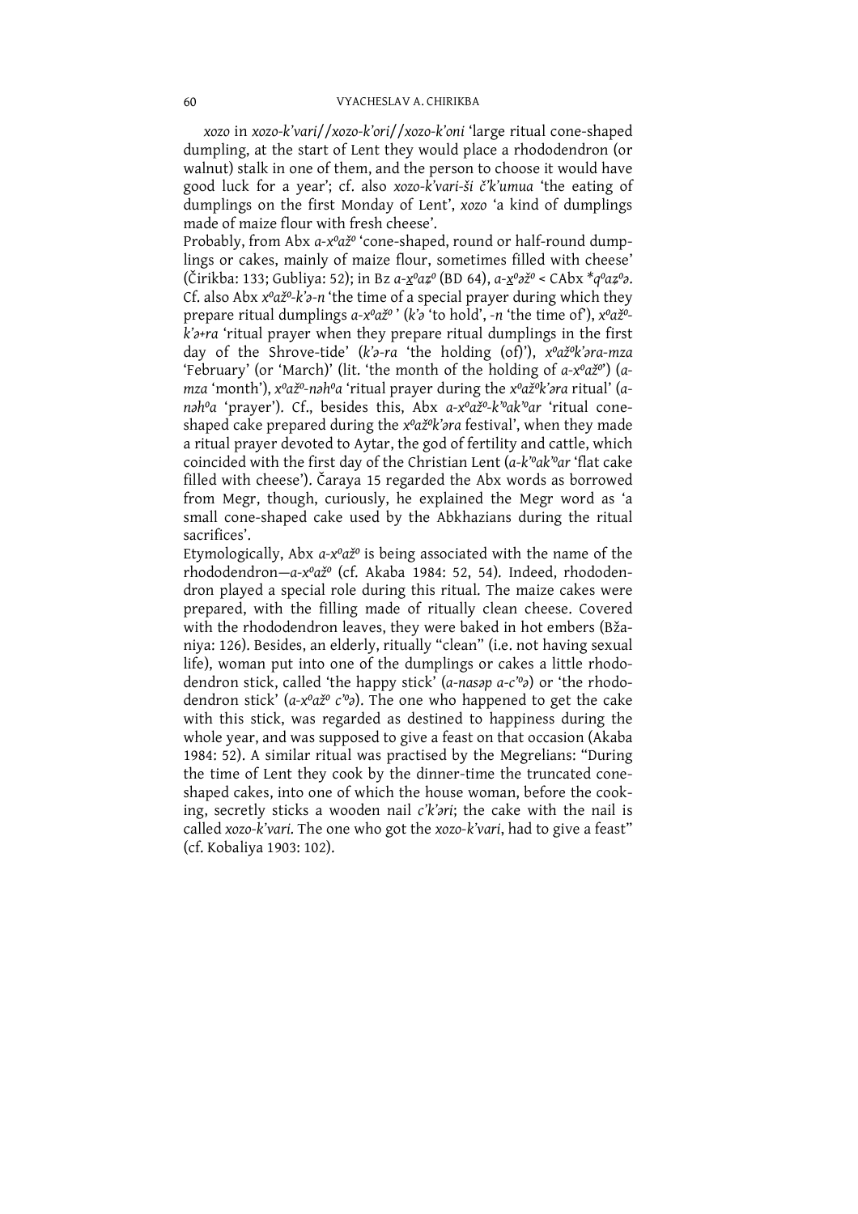*xozo* in *xozo-k'vari//xozo-k'ori//xozo-k'oni* 'large ritual cone-shaped dumpling, at the start of Lent they would place a rhododendron (or walnut) stalk in one of them, and the person to choose it would have good luck for a year'; cf. also *xozo-k'vari-ši č'k'umua* 'the eating of dumplings on the first Monday of Lent', *xozo* 'a kind of dumplings made of maize flour with fresh cheese'.

Probably, from Abx *a-x°až°* 'cone-shaped, round or half-round dumplings or cakes, mainly of maize flour, sometimes filled with cheese' (Čirikba: 133; Gubliya: 52); in Bz *a-x̲°aʐ°* (BD 64), *a-x̲°əž°* < CAbx *\*q°aʐ°ə*. Cf. also Abx *x°až°-k'ə-n* 'the time of a special prayer during which they prepare ritual dumplings *a-x°až°*' (*k'ə* 'to hold', *-n* 'the time of'), *x°až°-k'ə+ra* 'ritual prayer when they prepare ritual dumplings in the first day of the Shrove-tide' (*k'ə-ra* 'the holding (of)'), *x°až°k'əra-mza* 'February' (or 'March)' (lit. 'the month of the holding of *a-x°až°*') (*a-mza* 'month'), *x°až°-nəh°a* 'ritual prayer during the *x°až°k'əra* ritual' (*a-nəh°a* 'prayer'). Cf., besides this, Abx *a-x°až°-k'°ak'°ar* 'ritual cone-shaped cake prepared during the *x°až°k'əra* festival', when they made a ritual prayer devoted to Aytar, the god of fertility and cattle, which coincided with the first day of the Christian Lent (*a-k'°ak'°ar* 'flat cake filled with cheese'). Čaraya 15 regarded the Abx words as borrowed from Megr, though, curiously, he explained the Megr word as 'a small cone-shaped cake used by the Abkhazians during the ritual sacrifices'.

Etymologically, Abx *a-x°až°* is being associated with the name of the rhododendron—*a-x°až°* (cf. Akaba 1984: 52, 54). Indeed, rhododendron played a special role during this ritual. The maize cakes were prepared, with the filling made of ritually clean cheese. Covered with the rhododendron leaves, they were baked in hot embers (Bžaniya: 126). Besides, an elderly, ritually "clean" (i.e. not having sexual life), woman put into one of the dumplings or cakes a little rhododendron stick, called 'the happy stick' (*a-nasəp a-c'°ə*) or 'the rhododendron stick' (*a-x°až° c'°ə*). The one who happened to get the cake with this stick, was regarded as destined to happiness during the whole year, and was supposed to give a feast on that occasion (Akaba 1984: 52). A similar ritual was practised by the Megrelians: "During the time of Lent they cook by the dinner-time the truncated cone-shaped cakes, into one of which the house woman, before the cooking, secretly sticks a wooden nail *c'k'əri*; the cake with the nail is called *xozo-k'vari*. The one who got the *xozo-k'vari*, had to give a feast" (cf. Kobaliya 1903: 102).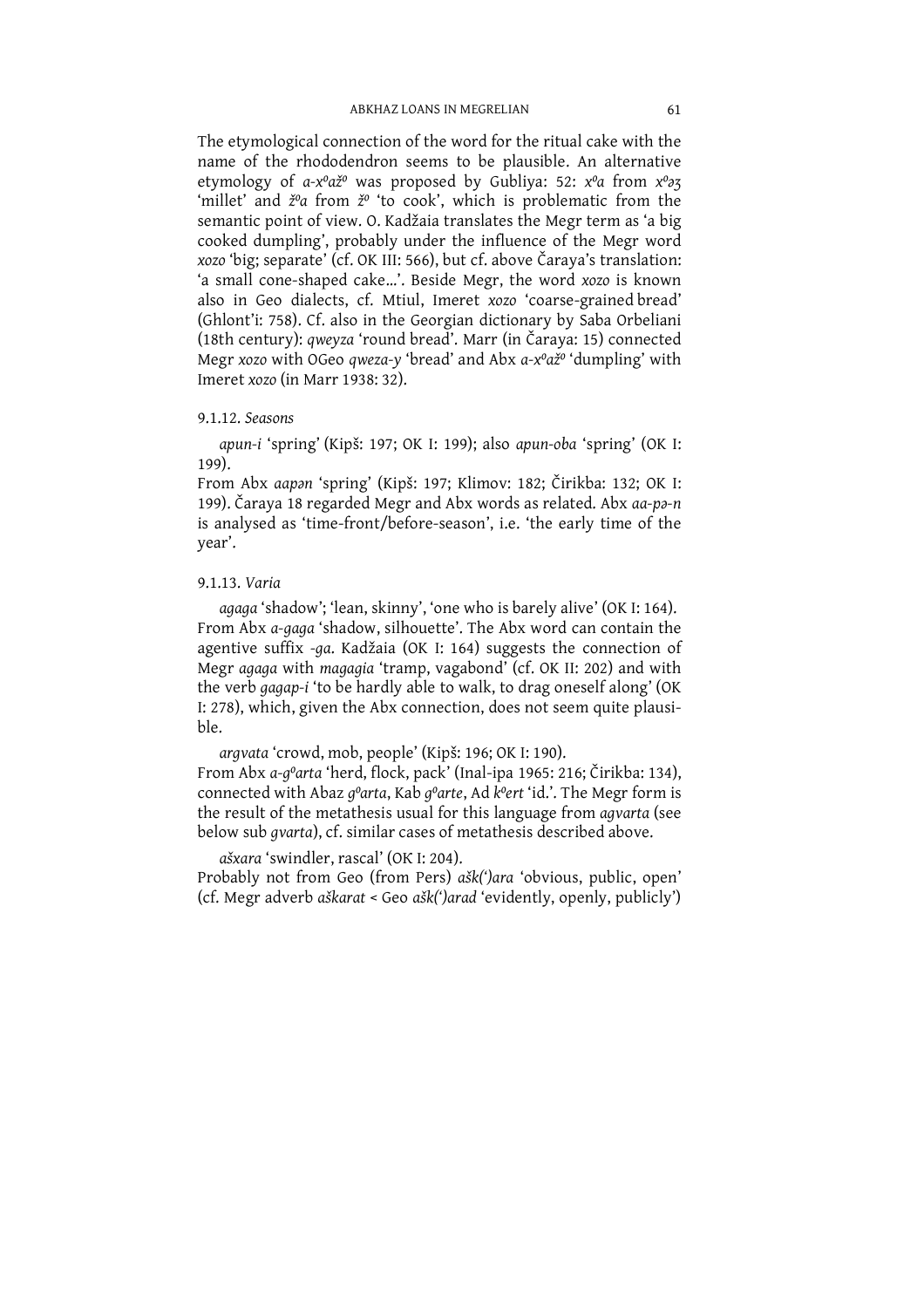The etymological connection of the word for the ritual cake with the name of the rhododendron seems to be plausible. An alternative etymology of *a-x⁰až⁰* was proposed by Gubliya: 52: *x⁰a* from *x⁰əʒ* 'millet' and *ž⁰a* from *ž⁰* 'to cook', which is problematic from the semantic point of view. O. Kadžaia translates the Megr term as 'a big cooked dumpling', probably under the influence of the Megr word *xozo* 'big; separate' (cf. OK III: 566), but cf. above Čaraya's translation: 'a small cone-shaped cake…'. Beside Megr, the word *xozo* is known also in Geo dialects, cf. Mtiul, Imeret *xozo* 'coarse-grained bread' (Ghlont'i: 758). Cf. also in the Georgian dictionary by Saba Orbeliani (18th century): *qweyza* 'round bread'. Marr (in Čaraya: 15) connected Megr *xozo* with OGeo *qweza-y* 'bread' and Abx *a-x⁰až⁰* 'dumpling' with Imeret *xozo* (in Marr 1938: 32).

### 9.1.12. *Seasons*

*apun-i* 'spring' (Kipš: 197; OK I: 199); also *apun-oba* 'spring' (OK I: 199).
From Abx *aapən* 'spring' (Kipš: 197; Klimov: 182; Čirikba: 132; OK I: 199). Čaraya 18 regarded Megr and Abx words as related. Abx *aa-pə-n* is analysed as 'time-front/before-season', i.e. 'the early time of the year'.

### 9.1.13. *Varia*

*agaga* 'shadow'; 'lean, skinny', 'one who is barely alive' (OK I: 164).
From Abx *a-gaga* 'shadow, silhouette'. The Abx word can contain the agentive suffix *-ga*. Kadžaia (OK I: 164) suggests the connection of Megr *agaga* with *magagia* 'tramp, vagabond' (cf. OK II: 202) and with the verb *gagap-i* 'to be hardly able to walk, to drag oneself along' (OK I: 278), which, given the Abx connection, does not seem quite plausible.

*argvata* 'crowd, mob, people' (Kipš: 196; OK I: 190).
From Abx *a-g⁰arta* 'herd, flock, pack' (Inal-ipa 1965: 216; Čirikba: 134), connected with Abaz *g⁰arta*, Kab *g⁰arte*, Ad *k⁰ert* 'id.'. The Megr form is the result of the metathesis usual for this language from *agvarta* (see below sub *gvarta*), cf. similar cases of metathesis described above.

*ašxara* 'swindler, rascal' (OK I: 204).
Probably not from Geo (from Pers) *ašk(')ara* 'obvious, public, open' (cf. Megr adverb *aškarat* < Geo *ašk(')arad* 'evidently, openly, publicly')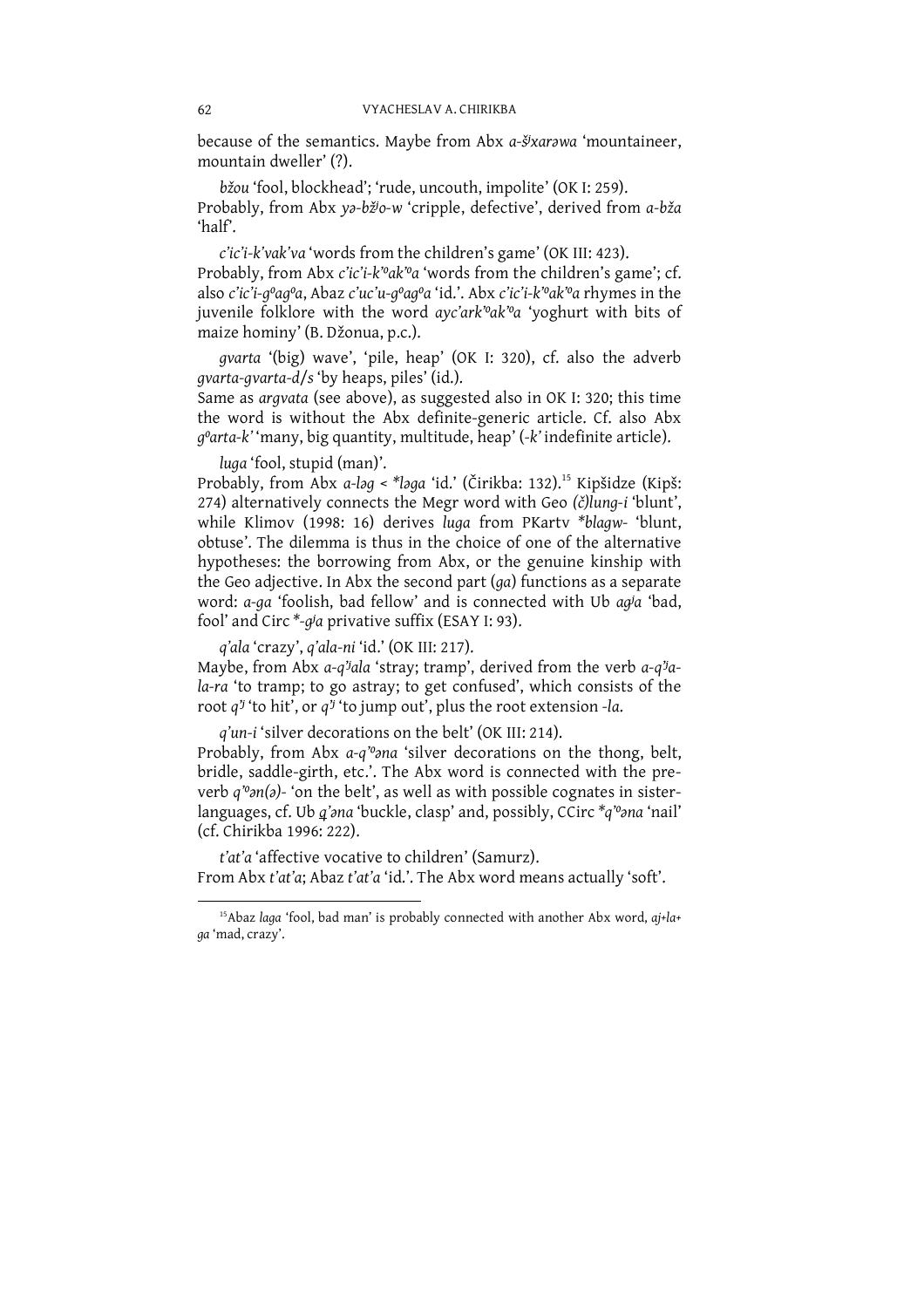because of the semantics. Maybe from Abx *a-šʲxarəwa* 'mountaineer, mountain dweller' (?).

*bžou* 'fool, blockhead'; 'rude, uncouth, impolite' (OK I: 259).
Probably, from Abx *yə-bžʲo-w* 'cripple, defective', derived from *a-bža* 'half'.

*c'ic'i-k'vak'va* 'words from the children's game' (OK III: 423).
Probably, from Abx *c'ic'i-k'ᵒak'ᵒa* 'words from the children's game'; cf. also *c'ic'i-gᵒagᵒa*, Abaz *c'uc'u-gᵒagᵒa* 'id.'. Abx *c'ic'i-k'ᵒak'ᵒa* rhymes in the juvenile folklore with the word *ayc'ark'ᵒak'ᵒa* 'yoghurt with bits of maize hominy' (B. Džonua, p.c.).

*gvarta* '(big) wave', 'pile, heap' (OK I: 320), cf. also the adverb *gvarta-gvarta-d/s* 'by heaps, piles' (id.).
Same as *argvata* (see above), as suggested also in OK I: 320; this time the word is without the Abx definite-generic article. Cf. also Abx *gᵒarta-k'* 'many, big quantity, multitude, heap' (*-k'* indefinite article).

*luga* 'fool, stupid (man)'.
Probably, from Abx *a-ləg* < *\*ləga* 'id.' (Čirikba: 132).[15] Kipšidze (Kipš: 274) alternatively connects the Megr word with Geo *(č)lung-i* 'blunt', while Klimov (1998: 16) derives *luga* from PKartv *\*blagw-* 'blunt, obtuse'. The dilemma is thus in the choice of one of the alternative hypotheses: the borrowing from Abx, or the genuine kinship with the Geo adjective. In Abx the second part (*ga*) functions as a separate word: *a-ga* 'foolish, bad fellow' and is connected with Ub *agʲa* 'bad, fool' and Circ *\*-gʲa* privative suffix (ESAY I: 93).

*q'ala* 'crazy', *q'ala-ni* 'id.' (OK III: 217).
Maybe, from Abx *a-q'ʲala* 'stray; tramp', derived from the verb *a-q'ʲa-la-ra* 'to tramp; to go astray; to get confused', which consists of the root *q'ʲ* 'to hit', or *q'ʲ* 'to jump out', plus the root extension *-la*.

*q'un-i* 'silver decorations on the belt' (OK III: 214).
Probably, from Abx *a-q'ᵒəna* 'silver decorations on the thong, belt, bridle, saddle-girth, etc.'. The Abx word is connected with the preverb *q'ᵒən(ə)-* 'on the belt', as well as with possible cognates in sister-languages, cf. Ub *q̧'əna* 'buckle, clasp' and, possibly, CCirc *\*q'ᵒəna* 'nail' (cf. Chirikba 1996: 222).

*t'at'a* 'affective vocative to children' (Samurz).
From Abx *t'at'a*; Abaz *t'at'a* 'id.'. The Abx word means actually 'soft'.

[15] Abaz *laga* 'fool, bad man' is probably connected with another Abx word, *aj+la+ga* 'mad, crazy'.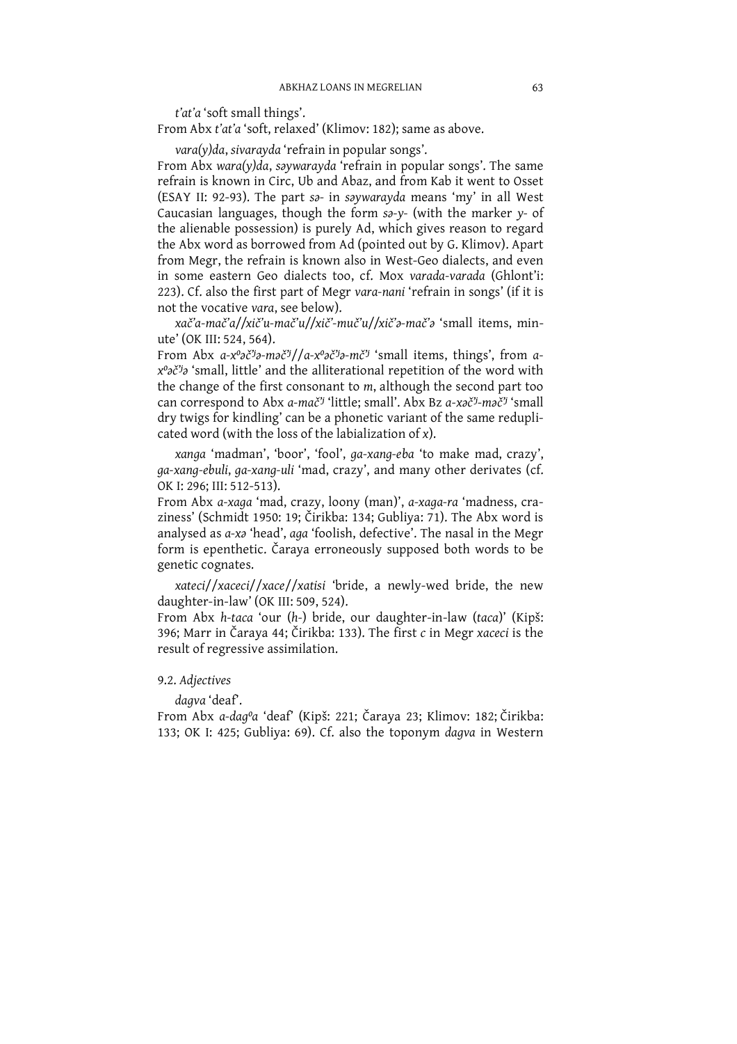*t'at'a* 'soft small things'.
From Abx *t'at'a* 'soft, relaxed' (Klimov: 182); same as above.

*vara(y)da*, *sivarayda* 'refrain in popular songs'.
From Abx *wara(y)da*, *səywarayda* 'refrain in popular songs'. The same refrain is known in Circ, Ub and Abaz, and from Kab it went to Osset (ESAY II: 92-93). The part *sə-* in *səywarayda* means 'my' in all West Caucasian languages, though the form *sə-y-* (with the marker *y-* of the alienable possession) is purely Ad, which gives reason to regard the Abx word as borrowed from Ad (pointed out by G. Klimov). Apart from Megr, the refrain is known also in West-Geo dialects, and even in some eastern Geo dialects too, cf. Mox *varada-varada* (Ghlont'i: 223). Cf. also the first part of Megr *vara-nani* 'refrain in songs' (if it is not the vocative *vara*, see below).

*xač'a-mač'a*//*xič'u-mač'u*//*xič'-muč'u*//*xič'ə-mač'ə* 'small items, minute' (OK III: 524, 564).
From Abx *a-x°əč'ʲə-məč'ʲ*//*a-x°əč'ʲə-mč'ʲ* 'small items, things', from *a-x°əč'ʲə* 'small, little' and the alliterational repetition of the word with the change of the first consonant to *m*, although the second part too can correspond to Abx *a-mač'ʲ* 'little; small'. Abx Bz *a-xəč'ʲ-məč'ʲ* 'small dry twigs for kindling' can be a phonetic variant of the same reduplicated word (with the loss of the labialization of *x*).

*xanga* 'madman', 'boor', 'fool', *ga-xang-eba* 'to make mad, crazy', *ga-xang-ebuli*, *ga-xang-uli* 'mad, crazy', and many other derivates (cf. OK I: 296; III: 512-513).
From Abx *a-xaga* 'mad, crazy, loony (man)', *a-xaga-ra* 'madness, craziness' (Schmidt 1950: 19; Čirikba: 134; Gubliya: 71). The Abx word is analysed as *a-xə* 'head', *aga* 'foolish, defective'. The nasal in the Megr form is epenthetic. Čaraya erroneously supposed both words to be genetic cognates.

*xateci*//*xaceci*//*xace*//*xatisi* 'bride, a newly-wed bride, the new daughter-in-law' (OK III: 509, 524).
From Abx *h-taca* 'our (*h-*) bride, our daughter-in-law (*taca*)' (Kipš: 396; Marr in Čaraya 44; Čirikba: 133). The first *c* in Megr *xaceci* is the result of regressive assimilation.

### 9.2. *Adjectives*

*dagva* 'deaf'.
From Abx *a-dag°a* 'deaf' (Kipš: 221; Čaraya 23; Klimov: 182; Čirikba: 133; OK I: 425; Gubliya: 69). Cf. also the toponym *dagva* in Western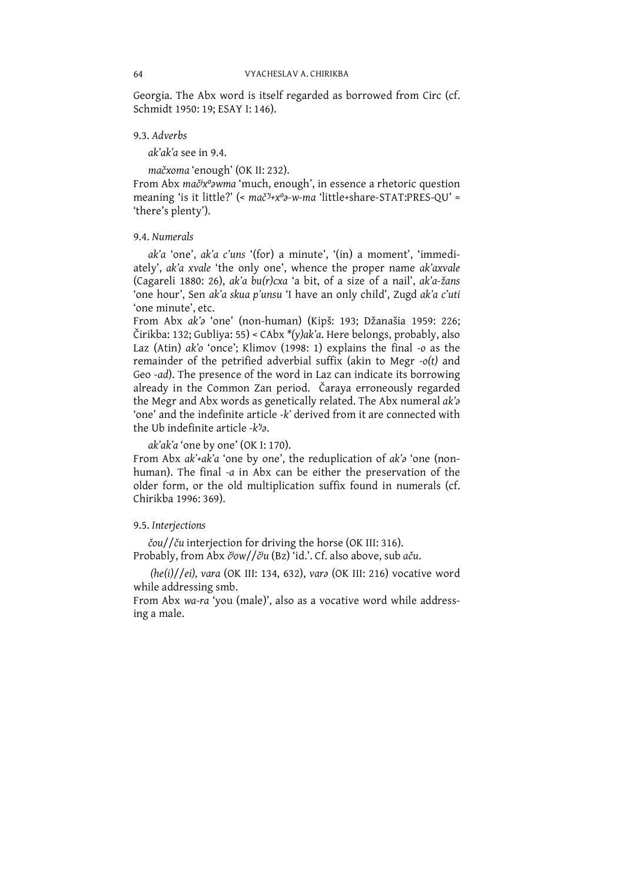Georgia. The Abx word is itself regarded as borrowed from Circ (cf. Schmidt 1950: 19; ESAY I: 146).

### 9.3. *Adverbs*

*ak'ak'a* see in 9.4.

*mačxoma* 'enough' (OK II: 232).
From Abx *mač̌xºəwma* 'much, enough', in essence a rhetoric question meaning 'is it little?' (< *mač̌ʲ+xºə-w-ma* 'little+share-STAT:PRES-QU' = 'there's plenty').

### 9.4. *Numerals*

*ak'a* 'one', *ak'a c'uns* '(for) a minute', '(in) a moment', 'immediately', *ak'a xvale* 'the only one', whence the proper name *ak'axvale* (Cagareli 1880: 26), *ak'a bu(r)cxa* 'a bit, of a size of a nail', *ak'a-žans* 'one hour', Sen *ak'a skua p'unsu* 'I have an only child', Zugd *ak'a c'uti* 'one minute', etc.
From Abx *ak'ə* 'one' (non-human) (Kipš: 193; Džanašia 1959: 226; Čirikba: 132; Gubliya: 55) < CAbx *\*(y)ak'a*. Here belongs, probably, also Laz (Atin) *ak'o* 'once'; Klimov (1998: 1) explains the final *-o* as the remainder of the petrified adverbial suffix (akin to Megr *-o(t)* and Geo *-ad*). The presence of the word in Laz can indicate its borrowing already in the Common Zan period. Čaraya erroneously regarded the Megr and Abx words as genetically related. The Abx numeral *ak'ə* 'one' and the indefinite article *-k'* derived from it are connected with the Ub indefinite article *-kʲə*.

*ak'ak'a* 'one by one' (OK I: 170).
From Abx *ak'+ak'a* 'one by one', the reduplication of *ak'ə* 'one (non-human). The final *-a* in Abx can be either the preservation of the older form, or the old multiplication suffix found in numerals (cf. Chirikba 1996: 369).

### 9.5. *Interjections*

*čou*//*ču* interjection for driving the horse (OK III: 316).
Probably, from Abx *č̌ow*//*č̌u* (Bz) 'id.'. Cf. also above, sub *aču*.

*(he(i)//ei)*, *vara* (OK III: 134, 632), *varə* (OK III: 216) vocative word while addressing smb.
From Abx *wa-ra* 'you (male)', also as a vocative word while addressing a male.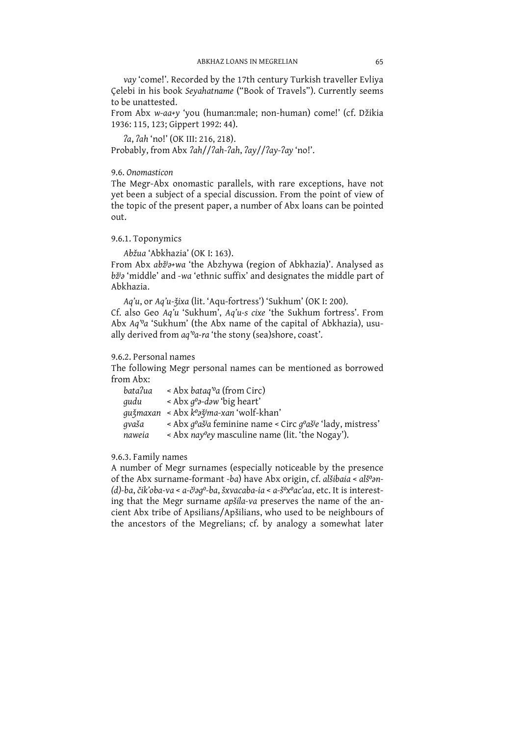*vay* 'come!'. Recorded by the 17th century Turkish traveller Evliya Çelebi in his book *Seyahatname* ("Book of Travels"). Currently seems to be unattested.
From Abx *w-aa+y* 'you (human:male; non-human) come!' (cf. Džikia 1936: 115, 123; Gippert 1992: 44).

*ʔa*, *ʔah* 'no!' (OK III: 216, 218).
Probably, from Abx *ʔah*//*ʔah-ʔah*, *ʔay*//*ʔay-ʔay* 'no!'.

### 9.6. *Onomasticon*

The Megr-Abx onomastic parallels, with rare exceptions, have not yet been a subject of a special discussion. From the point of view of the topic of the present paper, a number of Abx loans can be pointed out.

#### 9.6.1. Toponymics

*Abžua* 'Abkhazia' (OK I: 163).
From Abx *abžʲə+wa* 'the Abzhywa (region of Abkhazia)'. Analysed as *bžʲə* 'middle' and *-wa* 'ethnic suffix' and designates the middle part of Abkhazia.

*Aq'u*, or *Aq'u-ǯixa* (lit. 'Aqu-fortress') 'Sukhum' (OK I: 200).
Cf. also Geo *Aq'u* 'Sukhum', *Aq'u-s cixe* 'the Sukhum fortress'. From Abx *Aq'ºa* 'Sukhum' (the Abx name of the capital of Abkhazia), usually derived from *aq'ºa-ra* 'the stony (sea)shore, coast'.

#### 9.6.2. Personal names

The following Megr personal names can be mentioned as borrowed from Abx:

| | |
|---|---|
| *bataʔua* | < Abx *bataq'ºa* (from Circ) |
| *gudu* | < Abx *gºə-dəw* 'big heart' |
| *guǯmaxan* | < Abx *kºəǯʲma-xan* 'wolf-khan' |
| *gvaša* | < Abx *gºašʲa* feminine name < Circ *gºašʲe* 'lady, mistress' |
| *naweia* | < Abx *nayºey* masculine name (lit. 'the Nogay'). |

#### 9.6.3. Family names

A number of Megr surnames (especially noticeable by the presence of the Abx surname-formant *-ba*) have Abx origin, cf. *alšibaia* < *alšºən-(d)-ba*, *čik'oba-va* < *a-čʲəgº-ba*, *šxvacaba-ia* < *a-šºxºac'aa*, etc. It is interesting that the Megr surname *apšila-va* preserves the name of the ancient Abx tribe of Apsilians/Apšilians, who used to be neighbours of the ancestors of the Megrelians; cf. by analogy a somewhat later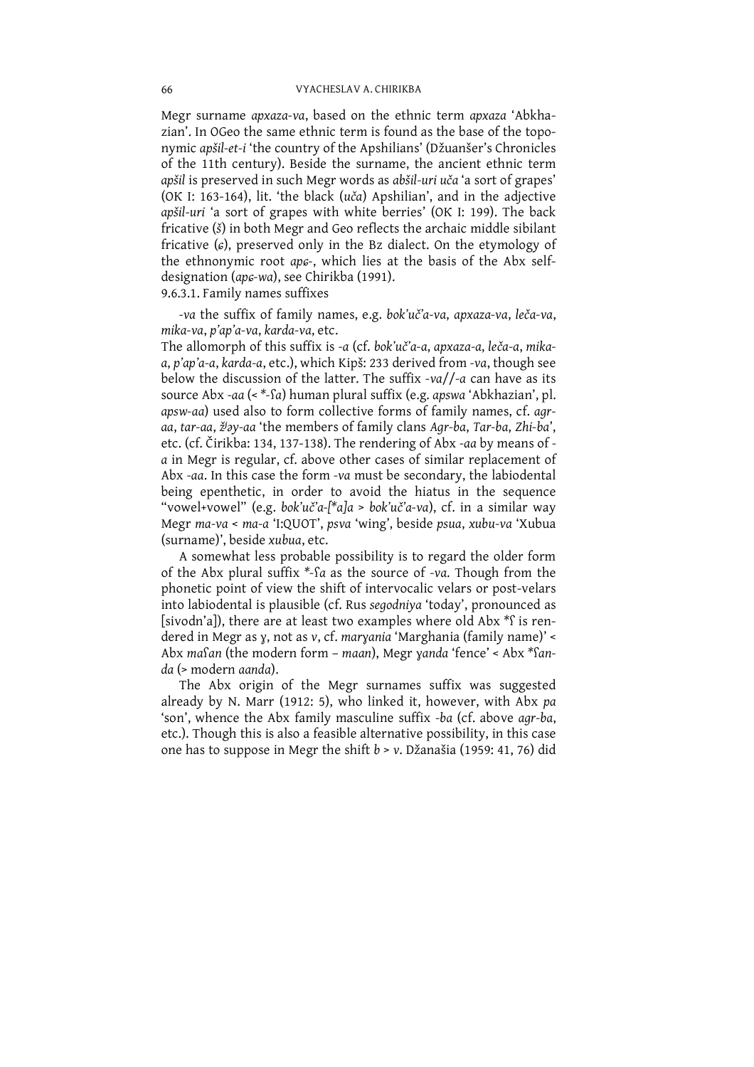Megr surname *apxaza-va*, based on the ethnic term *apxaza* 'Abkhazian'. In OGeo the same ethnic term is found as the base of the toponymic *apšil-et-i* 'the country of the Apshilians' (Džuanšer's Chronicles of the 11th century). Beside the surname, the ancient ethnic term *apšil* is preserved in such Megr words as *abšil-uri uča* 'a sort of grapes' (OK I: 163-164), lit. 'the black (*uča*) Apshilian', and in the adjective *apšil-uri* 'a sort of grapes with white berries' (OK I: 199). The back fricative (*š*) in both Megr and Geo reflects the archaic middle sibilant fricative (*ɕ*), preserved only in the Bz dialect. On the etymology of the ethnonymic root *apɕ*-, which lies at the basis of the Abx self-designation (*apɕ-wa*), see Chirikba (1991).

9.6.3.1. Family names suffixes

*-va* the suffix of family names, e.g. *bok'uč'a-va*, *apxaza-va*, *leča-va*, *mika-va*, *p'ap'a-va*, *karda-va*, etc.

The allomorph of this suffix is *-a* (cf. *bok'uč'a-a*, *apxaza-a*, *leča-a*, *mika-a*, *p'ap'a-a*, *karda-a*, etc.), which Kipš: 233 derived from *-va*, though see below the discussion of the latter. The suffix *-va*//*-a* can have as its source Abx *-aa* (< *-ʕa) human plural suffix (e.g. *apswa* 'Abkhazian', pl. *apsw-aa*) used also to form collective forms of family names, cf. *agr-aa*, *tar-aa*, *ž'əy-aa* 'the members of family clans *Agr-ba*, *Tar-ba*, *Zhi-ba*', etc. (cf. Čirikba: 134, 137-138). The rendering of Abx *-aa* by means of *-a* in Megr is regular, cf. above other cases of similar replacement of Abx *-aa*. In this case the form *-va* must be secondary, the labiodental being epenthetic, in order to avoid the hiatus in the sequence "vowel+vowel" (e.g. *bok'uč'a-[*a]a* > *bok'uč'a-va*), cf. in a similar way Megr *ma-va* < *ma-a* 'I:QUOT', *psva* 'wing', beside *psua*, *xubu-va* 'Xubua (surname)', beside *xubua*, etc.

A somewhat less probable possibility is to regard the older form of the Abx plural suffix *-ʕa as the source of *-va*. Though from the phonetic point of view the shift of intervocalic velars or post-velars into labiodental is plausible (cf. Rus *segodniya* 'today', pronounced as [sivodn'a]), there are at least two examples where old Abx *ʕ is rendered in Megr as *ɣ*, not as *v*, cf. *marɣania* 'Marghania (family name)' < Abx *maʕan* (the modern form – *maan*), Megr *ɣanda* 'fence' < Abx *ʕan-da* (> modern *aanda*).

The Abx origin of the Megr surnames suffix was suggested already by N. Marr (1912: 5), who linked it, however, with Abx *pa* 'son', whence the Abx family masculine suffix *-ba* (cf. above *agr-ba*, etc.). Though this is also a feasible alternative possibility, in this case one has to suppose in Megr the shift *b* > *v*. Džanašia (1959: 41, 76) did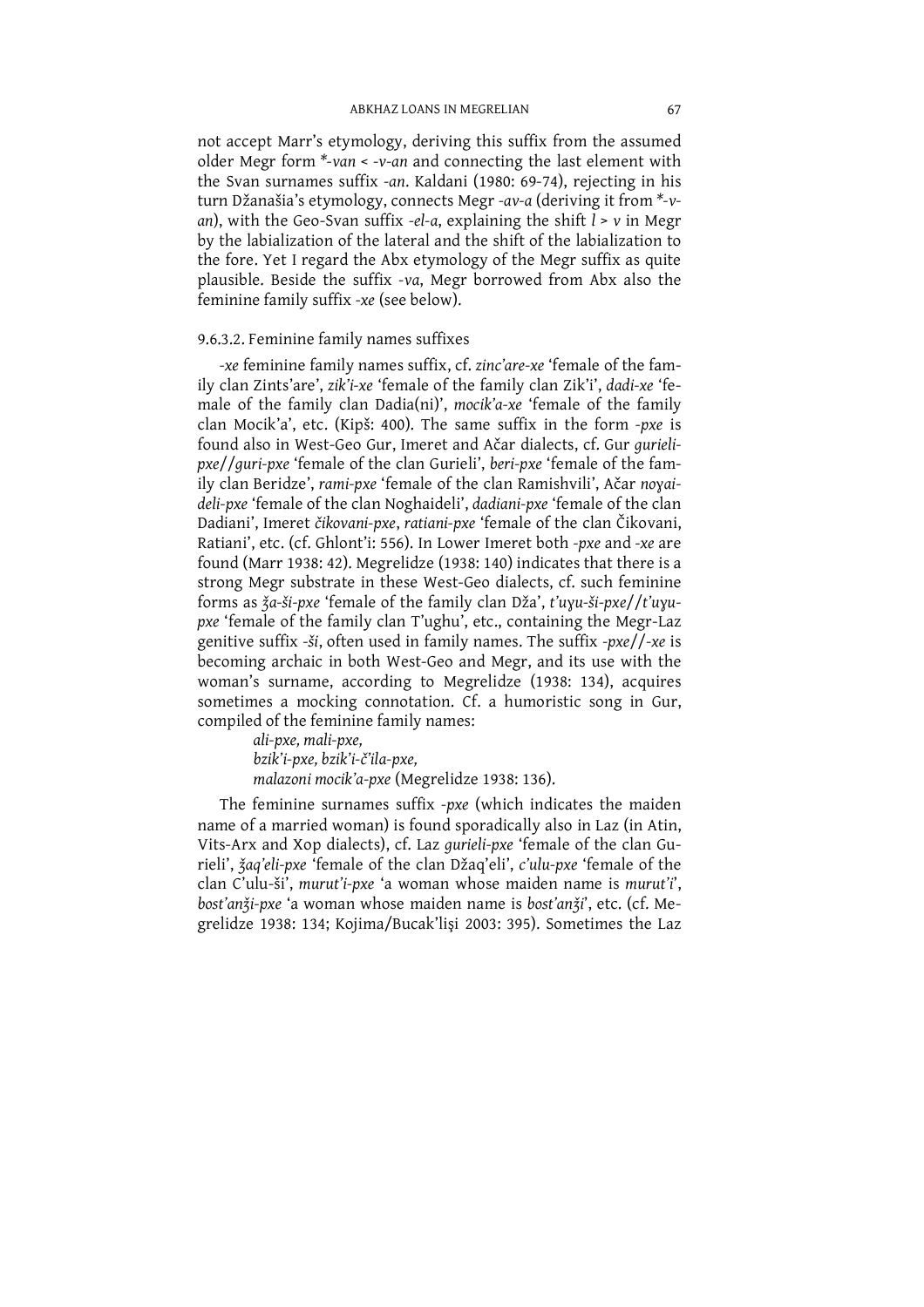not accept Marr's etymology, deriving this suffix from the assumed older Megr form *\*-van* < *-v-an* and connecting the last element with the Svan surnames suffix *-an*. Kaldani (1980: 69-74), rejecting in his turn Džanašia's etymology, connects Megr *-av-a* (deriving it from *\*-v-an*), with the Geo-Svan suffix *-el-a*, explaining the shift *l* > *v* in Megr by the labialization of the lateral and the shift of the labialization to the fore. Yet I regard the Abx etymology of the Megr suffix as quite plausible. Beside the suffix *-va*, Megr borrowed from Abx also the feminine family suffix *-xe* (see below).

9.6.3.2. Feminine family names suffixes

*-xe* feminine family names suffix, cf. *zinc'are-xe* 'female of the family clan Zints'are', *zik'i-xe* 'female of the family clan Zik'i', *dadi-xe* 'female of the family clan Dadia(ni)', *mocik'a-xe* 'female of the family clan Mocik'a', etc. (Kipš: 400). The same suffix in the form *-pxe* is found also in West-Geo Gur, Imeret and Ačar dialects, cf. Gur *gurieli-pxe*//*guri-pxe* 'female of the clan Gurieli', *beri-pxe* 'female of the family clan Beridze', *rami-pxe* 'female of the clan Ramishvili', Ačar *noɣai-deli-pxe* 'female of the clan Noghaideli', *dadiani-pxe* 'female of the clan Dadiani', Imeret *čikovani-pxe*, *ratiani-pxe* 'female of the clan Čikovani, Ratiani', etc. (cf. Ghlont'i: 556). In Lower Imeret both *-pxe* and *-xe* are found (Marr 1938: 42). Megrelidze (1938: 140) indicates that there is a strong Megr substrate in these West-Geo dialects, cf. such feminine forms as *ǯa-ši-pxe* 'female of the family clan Dža', *t'uɣu-ši-pxe*//*t'uɣu-pxe* 'female of the family clan T'ughu', etc., containing the Megr-Laz genitive suffix *-ši*, often used in family names. The suffix *-pxe*//*-xe* is becoming archaic in both West-Geo and Megr, and its use with the woman's surname, according to Megrelidze (1938: 134), acquires sometimes a mocking connotation. Cf. a humoristic song in Gur, compiled of the feminine family names:

*ali-pxe, mali-pxe,*
*bzik'i-pxe, bzik'i-č'ila-pxe,*
*malazoni mocik'a-pxe* (Megrelidze 1938: 136).

The feminine surnames suffix *-pxe* (which indicates the maiden name of a married woman) is found sporadically also in Laz (in Atin, Vits-Arx and Xop dialects), cf. Laz *gurieli-pxe* 'female of the clan Gurieli', *ǯaq'eli-pxe* 'female of the clan Džaq'eli', *c'ulu-pxe* 'female of the clan C'ulu-ši', *murut'i-pxe* 'a woman whose maiden name is *murut'i*', *bost'anǯi-pxe* 'a woman whose maiden name is *bost'anǯi*', etc. (cf. Megrelidze 1938: 134; Kojima/Bucak'lişi 2003: 395). Sometimes the Laz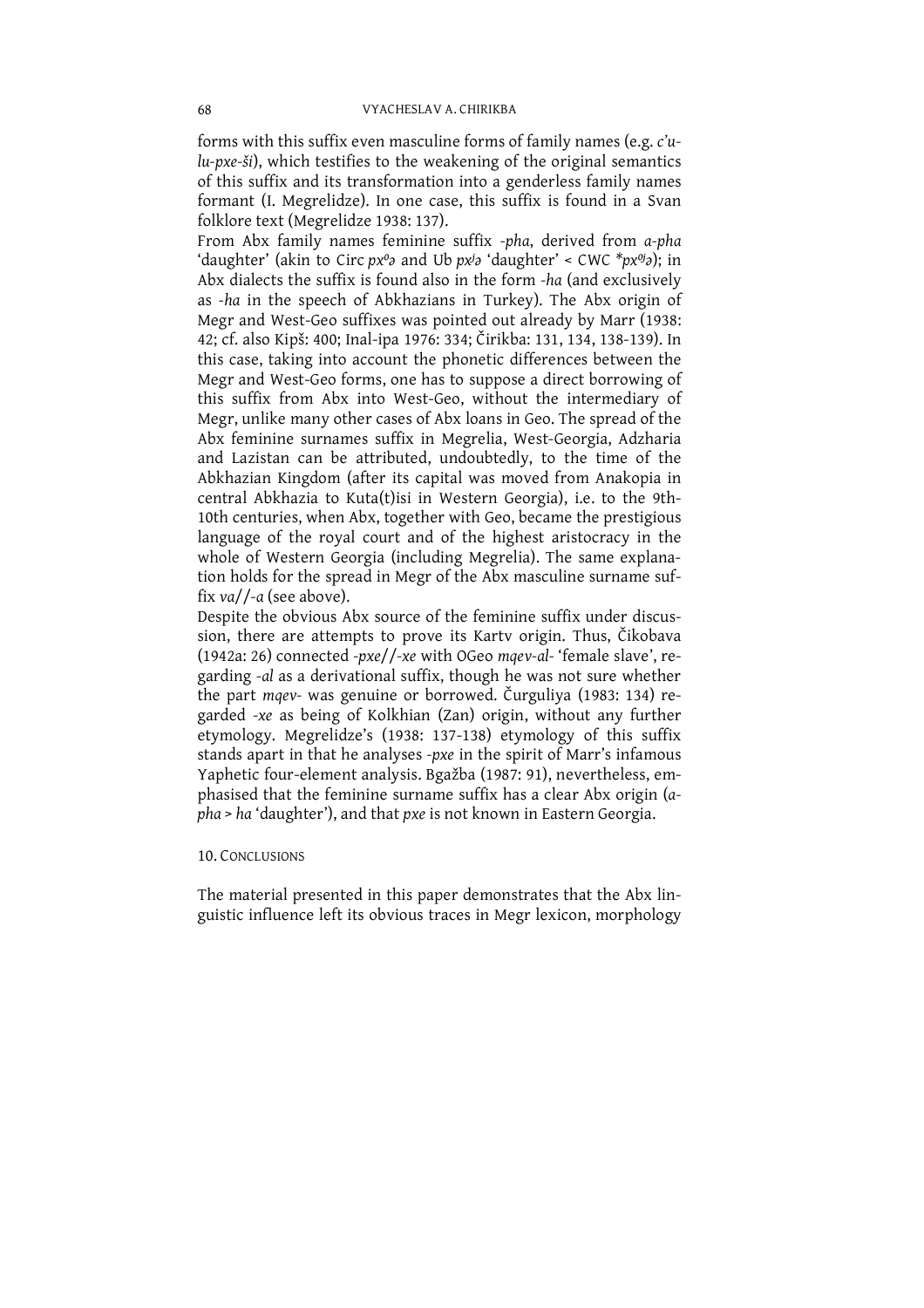forms with this suffix even masculine forms of family names (e.g. *c'u-lu-pxe-ši*), which testifies to the weakening of the original semantics of this suffix and its transformation into a genderless family names formant (I. Megrelidze). In one case, this suffix is found in a Svan folklore text (Megrelidze 1938: 137).

From Abx family names feminine suffix *-pha*, derived from *a-pha* 'daughter' (akin to Circ *pxᵒə* and Ub *pxʲə* 'daughter' < CWC *\*pxᵒʲə*); in Abx dialects the suffix is found also in the form *-ha* (and exclusively as *-ha* in the speech of Abkhazians in Turkey). The Abx origin of Megr and West-Geo suffixes was pointed out already by Marr (1938: 42; cf. also Kipš: 400; Inal-ipa 1976: 334; Čirikba: 131, 134, 138-139). In this case, taking into account the phonetic differences between the Megr and West-Geo forms, one has to suppose a direct borrowing of this suffix from Abx into West-Geo, without the intermediary of Megr, unlike many other cases of Abx loans in Geo. The spread of the Abx feminine surnames suffix in Megrelia, West-Georgia, Adzharia and Lazistan can be attributed, undoubtedly, to the time of the Abkhazian Kingdom (after its capital was moved from Anakopia in central Abkhazia to Kuta(t)isi in Western Georgia), i.e. to the 9th-10th centuries, when Abx, together with Geo, became the prestigious language of the royal court and of the highest aristocracy in the whole of Western Georgia (including Megrelia). The same explanation holds for the spread in Megr of the Abx masculine surname suffix *va*//*-a* (see above).

Despite the obvious Abx source of the feminine suffix under discussion, there are attempts to prove its Kartv origin. Thus, Čikobava (1942a: 26) connected *-pxe*//*-xe* with OGeo *mqev-al-* 'female slave', regarding *-al* as a derivational suffix, though he was not sure whether the part *mqev-* was genuine or borrowed. Čurguliya (1983: 134) regarded *-xe* as being of Kolkhian (Zan) origin, without any further etymology. Megrelidze's (1938: 137-138) etymology of this suffix stands apart in that he analyses *-pxe* in the spirit of Marr's infamous Yaphetic four-element analysis. Bgažba (1987: 91), nevertheless, emphasised that the feminine surname suffix has a clear Abx origin (*a-pha* > *ha* 'daughter'), and that *pxe* is not known in Eastern Georgia.

## 10. Conclusions

The material presented in this paper demonstrates that the Abx linguistic influence left its obvious traces in Megr lexicon, morphology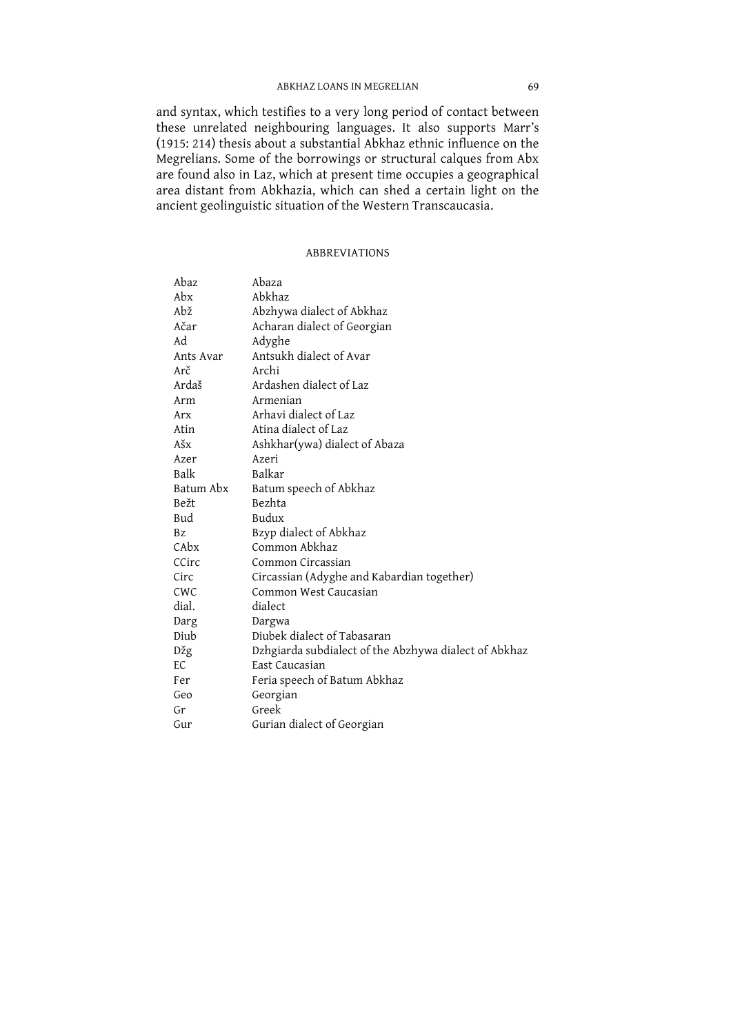and syntax, which testifies to a very long period of contact between these unrelated neighbouring languages. It also supports Marr's (1915: 214) thesis about a substantial Abkhaz ethnic influence on the Megrelians. Some of the borrowings or structural calques from Abx are found also in Laz, which at present time occupies a geographical area distant from Abkhazia, which can shed a certain light on the ancient geolinguistic situation of the Western Transcaucasia.

## ABBREVIATIONS

| | |
|---|---|
| Abaz | Abaza |
| Abx | Abkhaz |
| Abž | Abzhywa dialect of Abkhaz |
| Ačar | Acharan dialect of Georgian |
| Ad | Adyghe |
| Ants Avar | Antsukh dialect of Avar |
| Arč | Archi |
| Ardaš | Ardashen dialect of Laz |
| Arm | Armenian |
| Arx | Arhavi dialect of Laz |
| Atin | Atina dialect of Laz |
| Ašx | Ashkhar(ywa) dialect of Abaza |
| Azer | Azeri |
| Balk | Balkar |
| Batum Abx | Batum speech of Abkhaz |
| Bežt | Bezhta |
| Bud | Budux |
| Bz | Bzyp dialect of Abkhaz |
| CAbx | Common Abkhaz |
| CCirc | Common Circassian |
| Circ | Circassian (Adyghe and Kabardian together) |
| CWC | Common West Caucasian |
| dial. | dialect |
| Darg | Dargwa |
| Diub | Diubek dialect of Tabasaran |
| Džg | Dzhgiarda subdialect of the Abzhywa dialect of Abkhaz |
| EC | East Caucasian |
| Fer | Feria speech of Batum Abkhaz |
| Geo | Georgian |
| Gr | Greek |
| Gur | Gurian dialect of Georgian |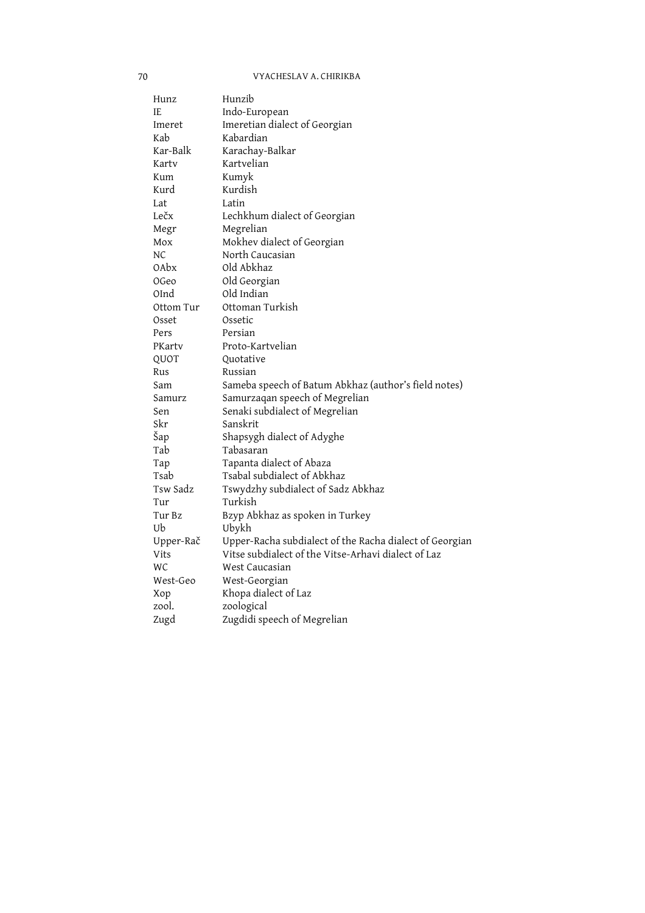| | |
|---|---|
| Hunz | Hunzib |
| IE | Indo-European |
| Imeret | Imeretian dialect of Georgian |
| Kab | Kabardian |
| Kar-Balk | Karachay-Balkar |
| Kartv | Kartvelian |
| Kum | Kumyk |
| Kurd | Kurdish |
| Lat | Latin |
| Lečx | Lechkhum dialect of Georgian |
| Megr | Megrelian |
| Mox | Mokhev dialect of Georgian |
| NC | North Caucasian |
| OAbx | Old Abkhaz |
| OGeo | Old Georgian |
| OInd | Old Indian |
| Ottom Tur | Ottoman Turkish |
| Osset | Ossetic |
| Pers | Persian |
| PKartv | Proto-Kartvelian |
| QUOT | Quotative |
| Rus | Russian |
| Sam | Sameba speech of Batum Abkhaz (author's field notes) |
| Samurz | Samurzaqan speech of Megrelian |
| Sen | Senaki subdialect of Megrelian |
| Skr | Sanskrit |
| Šap | Shapsygh dialect of Adyghe |
| Tab | Tabasaran |
| Tap | Tapanta dialect of Abaza |
| Tsab | Tsabal subdialect of Abkhaz |
| Tsw Sadz | Tswydzhy subdialect of Sadz Abkhaz |
| Tur | Turkish |
| Tur Bz | Bzyp Abkhaz as spoken in Turkey |
| Ub | Ubykh |
| Upper-Rač | Upper-Racha subdialect of the Racha dialect of Georgian |
| Vits | Vitse subdialect of the Vitse-Arhavi dialect of Laz |
| WC | West Caucasian |
| West-Geo | West-Georgian |
| Xop | Khopa dialect of Laz |
| zool. | zoological |
| Zugd | Zugdidi speech of Megrelian |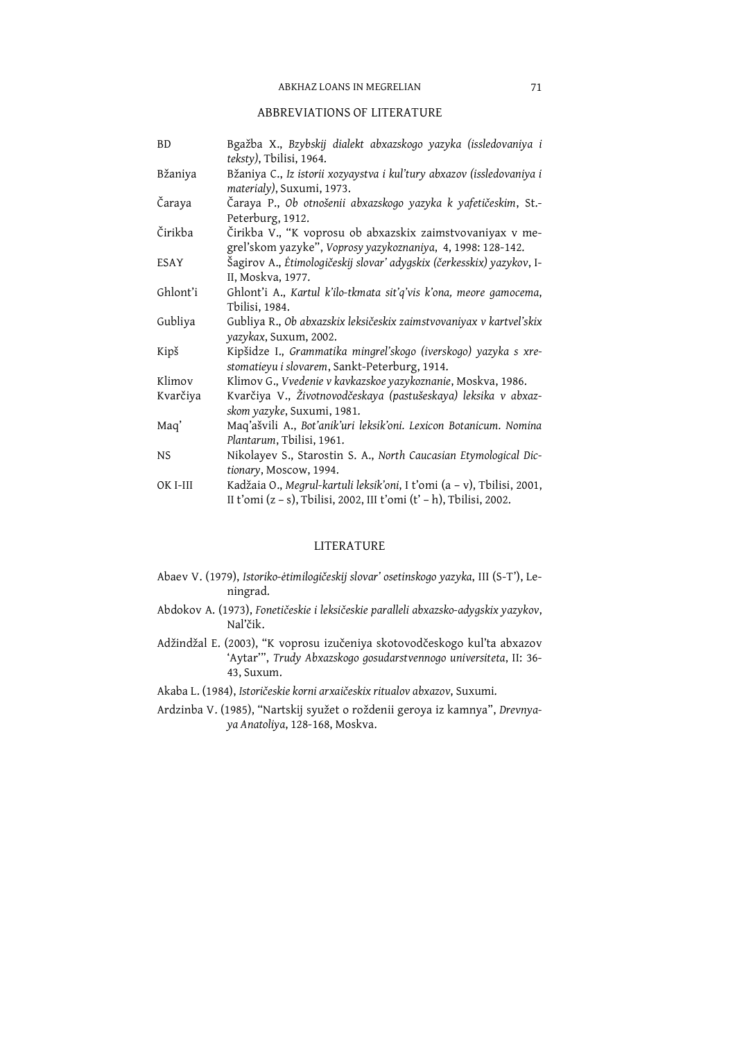## ABBREVIATIONS OF LITERATURE

| | |
|---|---|
| BD | Bgažba X., *Bzybskij dialekt abxazskogo yazyka (issledovaniya i teksty)*, Tbilisi, 1964. |
| Bžaniya | Bžaniya C., *Iz istorii xozyaystva i kul'tury abxazov (issledovaniya i materialy)*, Suxumi, 1973. |
| Čaraya | Čaraya P., *Ob otnošenii abxazskogo yazyka k yafetičeskim*, St.-Peterburg, 1912. |
| Čirikba | Čirikba V., "K voprosu ob abxazskix zaimstvovaniyax v megrel'skom yazyke", *Voprosy yazykoznaniya*, 4, 1998: 128-142. |
| ESAY | Šagirov A., *Ėtimologičeskij slovar' adygskix (čerkesskix) yazykov*, I-II, Moskva, 1977. |
| Ghlont'i | Ghlont'i A., *Kartul k'ilo-tkmata sit'q'vis k'ona, meore gamocema*, Tbilisi, 1984. |
| Gubliya | Gubliya R., *Ob abxazskix leksičeskix zaimstvovaniyax v kartvel'skix yazykax*, Suxum, 2002. |
| Kipš | Kipšidze I., *Grammatika mingrel'skogo (iverskogo) yazyka s xrestomatieyu i slovarem*, Sankt-Peterburg, 1914. |
| Klimov | Klimov G., *Vvedenie v kavkazskoe yazykoznanie*, Moskva, 1986. |
| Kvarčiya | Kvarčiya V., *Životnovodčeskaya (pastušeskaya) leksika v abxazskom yazyke*, Suxumi, 1981. |
| Maq' | Maq'ašvili A., *Bot'anik'uri leksik'oni. Lexicon Botanicum. Nomina Plantarum*, Tbilisi, 1961. |
| NS | Nikolayev S., Starostin S. A., *North Caucasian Etymological Dictionary*, Moscow, 1994. |
| OK I-III | Kadžaia O., *Megrul-kartuli leksik'oni*, I t'omi (a – v), Tbilisi, 2001, II t'omi (z – s), Tbilisi, 2002, III t'omi (t' – h), Tbilisi, 2002. |

## LITERATURE

Abaev V. (1979), *Istoriko-ėtimilogičeskij slovar' osetinskogo yazyka*, III (S-T'), Leningrad.

Abdokov A. (1973), *Fonetičeskie i leksičeskie paralleli abxazsko-adygskix yazykov*, Nal'čik.

Adžindžal E. (2003), "K voprosu izučeniya skotovodčeskogo kul'ta abxazov 'Aytar'", *Trudy Abxazskogo gosudarstvennogo universiteta*, II: 36-43, Suxum.

Akaba L. (1984), *Istoričeskie korni arxaičeskix ritualov abxazov*, Suxumi.

Ardzinba V. (1985), "Nartskij syužet o roždenii geroya iz kamnya", *Drevnyaya Anatoliya*, 128-168, Moskva.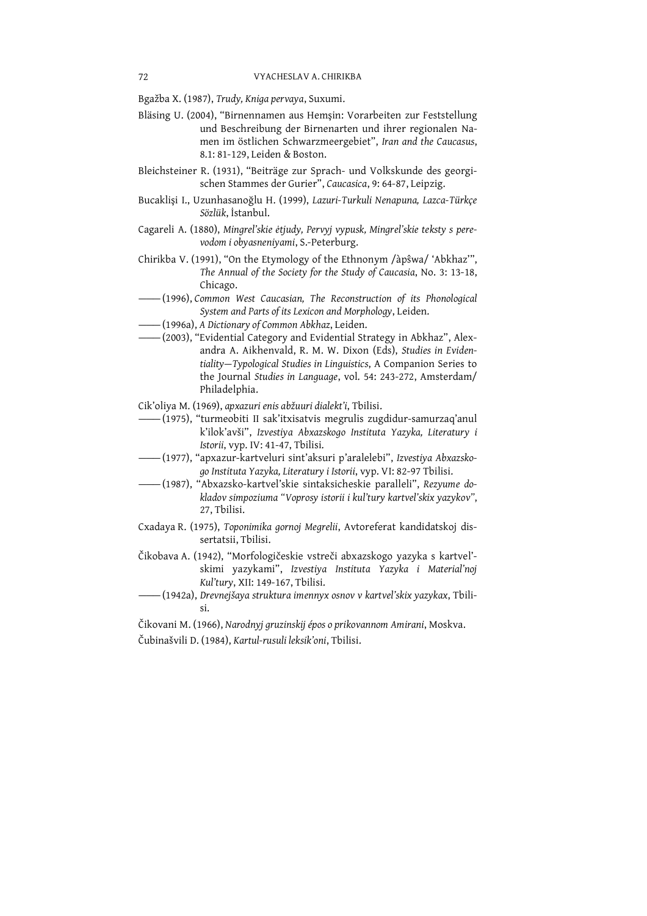Bgažba X. (1987), *Trudy, Kniga pervaya*, Suxumi.

Bläsing U. (2004), "Birnennamen aus Hemşin: Vorarbeiten zur Feststellung und Beschreibung der Birnenarten und ihrer regionalen Namen im östlichen Schwarzmeergebiet", *Iran and the Caucasus*, 8.1: 81-129, Leiden & Boston.

Bleichsteiner R. (1931), "Beiträge zur Sprach- und Volkskunde des georgischen Stammes der Gurier", *Caucasica*, 9: 64-87, Leipzig.

Bucaklişi I., Uzunhasanoğlu H. (1999), *Lazuri-Turkuli Nenapuna, Lazca-Türkçe Sözlük*, İstanbul.

Cagareli A. (1880), *Mingrel'skie ėtjudy, Pervyj vypusk, Mingrel'skie teksty s perevodom i obyasneniyami*, S.-Peterburg.

Chirikba V. (1991), "On the Etymology of the Ethnonym /àpŝwa/ 'Abkhaz'", *The Annual of the Society for the Study of Caucasia*, No. 3: 13-18, Chicago.

—— (1996), *Common West Caucasian, The Reconstruction of its Phonological System and Parts of its Lexicon and Morphology*, Leiden.

—— (1996a), *A Dictionary of Common Abkhaz*, Leiden.

—— (2003), "Evidential Category and Evidential Strategy in Abkhaz", Alexandra A. Aikhenvald, R. M. W. Dixon (Eds), *Studies in Evidentiality—Typological Studies in Linguistics*, A Companion Series to the Journal *Studies in Language*, vol. 54: 243-272, Amsterdam/ Philadelphia.

Cik'oliya M. (1969), *apxazuri enis abžuuri dialekt'i*, Tbilisi.

—— (1975), "turmeobiti II sak'itxisatvis megrulis zugdidur-samurzaq'anul k'ilok'avši", *Izvestiya Abxazskogo Instituta Yazyka, Literatury i Istorii*, vyp. IV: 41-47, Tbilisi.

—— (1977), "apxazur-kartveluri sint'aksuri p'aralelebi", *Izvestiya Abxazskogo Instituta Yazyka, Literatury i Istorii*, vyp. VI: 82-97 Tbilisi.

—— (1987), "Abxazsko-kartvel'skie sintaksicheskie paralleli", *Rezyume dokladov simpoziuma "Voprosy istorii i kul'tury kartvel'skix yazykov"*, 27, Tbilisi.

Cxadaya R. (1975), *Toponimika gornoj Megrelii*, Avtoreferat kandidatskoj dissertatsii, Tbilisi.

Čikobava A. (1942), "Morfologičeskie vstreči abxazskogo yazyka s kartvel'skimi yazykami", *Izvestiya Instituta Yazyka i Material'noj Kul'tury*, XII: 149-167, Tbilisi.

—— (1942a), *Drevnejšaya struktura imennyx osnov v kartvel'skix yazykax*, Tbilisi.

Čikovani M. (1966), *Narodnyj gruzinskij ėpos o prikovannom Amirani*, Moskva.

Čubinašvili D. (1984), *Kartul-rusuli leksik'oni*, Tbilisi.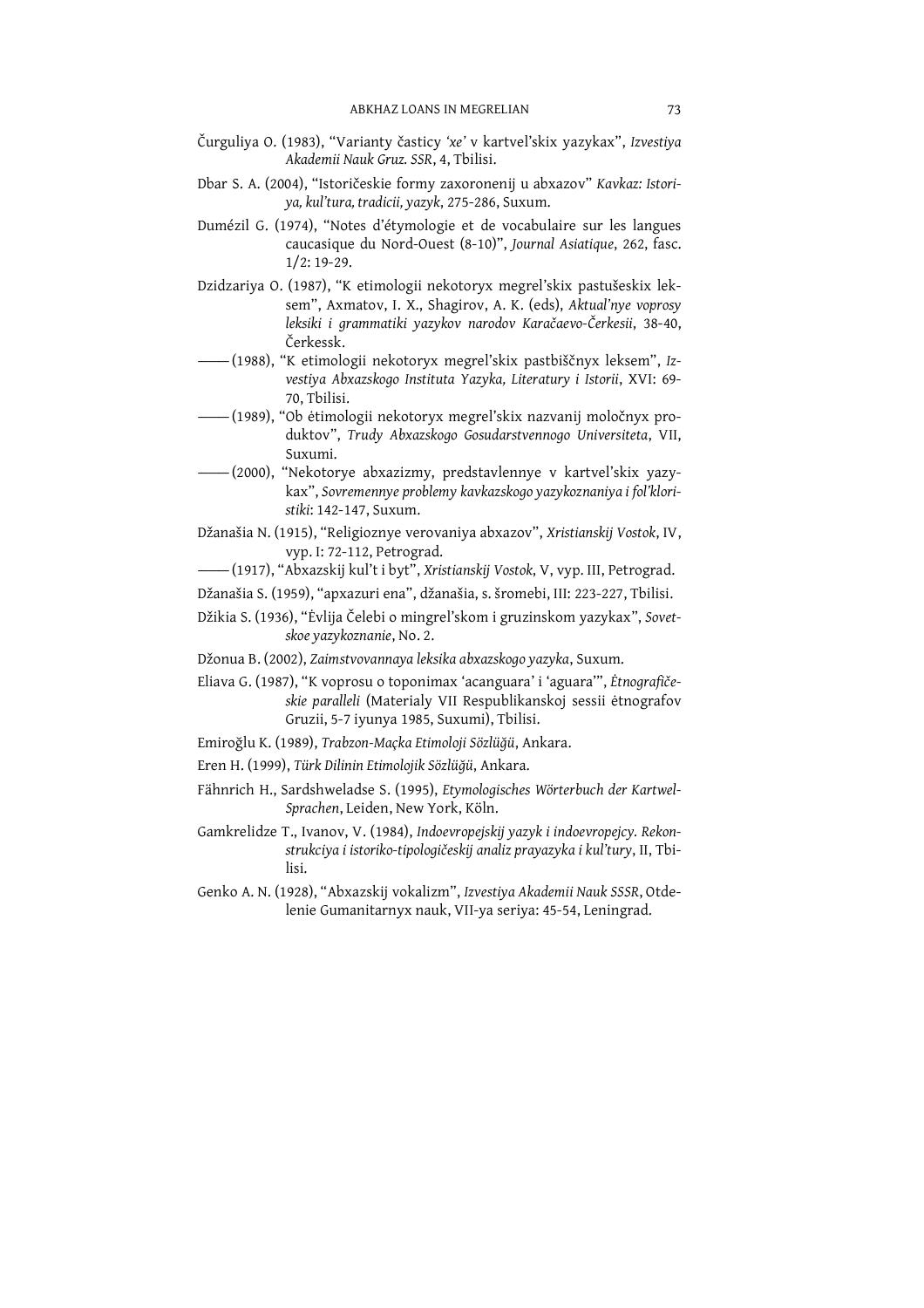Čurguliya O. (1983), "Varianty časticy *'xe'* v kartvel'skix yazykax", *Izvestiya Akademii Nauk Gruz. SSR*, 4, Tbilisi.

Dbar S. A. (2004), "Istoričeskie formy zaxoronenij u abxazov" *Kavkaz: Istoriya, kul'tura, tradicii, yazyk*, 275-286, Suxum.

Dumézil G. (1974), "Notes d'étymologie et de vocabulaire sur les langues caucasique du Nord-Ouest (8-10)", *Journal Asiatique*, 262, fasc. 1/2: 19-29.

Dzidzariya O. (1987), "K etimologii nekotoryx megrel'skix pastušeskix leksem", Axmatov, I. X., Shagirov, A. K. (eds), *Aktual'nye voprosy leksiki i grammatiki yazykov narodov Karačaevo-Čerkesii*, 38-40, Čerkessk.

—— (1988), "K etimologii nekotoryx megrel'skix pastbiščnyx leksem", *Izvestiya Abxazskogo Instituta Yazyka, Literatury i Istorii*, XVI: 69-70, Tbilisi.

—— (1989), "Ob ėtimologii nekotoryx megrel'skix nazvanij moločnyx produktov", *Trudy Abxazskogo Gosudarstvennogo Universiteta*, VII, Suxumi.

—— (2000), "Nekotorye abxazizmy, predstavlennye v kartvel'skix yazykax", *Sovremennye problemy kavkazskogo yazykoznaniya i fol'kloristiki*: 142-147, Suxum.

Džanašia N. (1915), "Religioznye verovaniya abxazov", *Xristianskij Vostok*, IV, vyp. I: 72-112, Petrograd.

—— (1917), "Abxazskij kul't i byt", *Xristianskij Vostok*, V, vyp. III, Petrograd.

Džanašia S. (1959), "apxazuri ena", džanašia, s. šromebi, III: 223-227, Tbilisi.

Džikia S. (1936), "Ėvlija Čelebi o mingrel'skom i gruzinskom yazykax", *Sovetskoe yazykoznanie*, No. 2.

Džonua B. (2002), *Zaimstvovannaya leksika abxazskogo yazyka*, Suxum.

Eliava G. (1987), "K voprosu o toponimax 'acanguara' i 'aguara'", *Ėtnografičeskie paralleli* (Materialy VII Respublikanskoj sessii ėtnografov Gruzii, 5-7 iyunya 1985, Suxumi), Tbilisi.

Emiroğlu K. (1989), *Trabzon-Maçka Etimoloji Sözlüğü*, Ankara.

Eren H. (1999), *Türk Dilinin Etimolojik Sözlüğü*, Ankara.

Fähnrich H., Sardshweladse S. (1995), *Etymologisches Wörterbuch der Kartwel-Sprachen*, Leiden, New York, Köln.

Gamkrelidze T., Ivanov, V. (1984), *Indoevropejskij yazyk i indoevropejcy. Rekonstrukciya i istoriko-tipologičeskij analiz prayazyka i kul'tury*, II, Tbilisi.

Genko A. N. (1928), "Abxazskij vokalizm", *Izvestiya Akademii Nauk SSSR*, Otdelenie Gumanitarnyx nauk, VII-ya seriya: 45-54, Leningrad.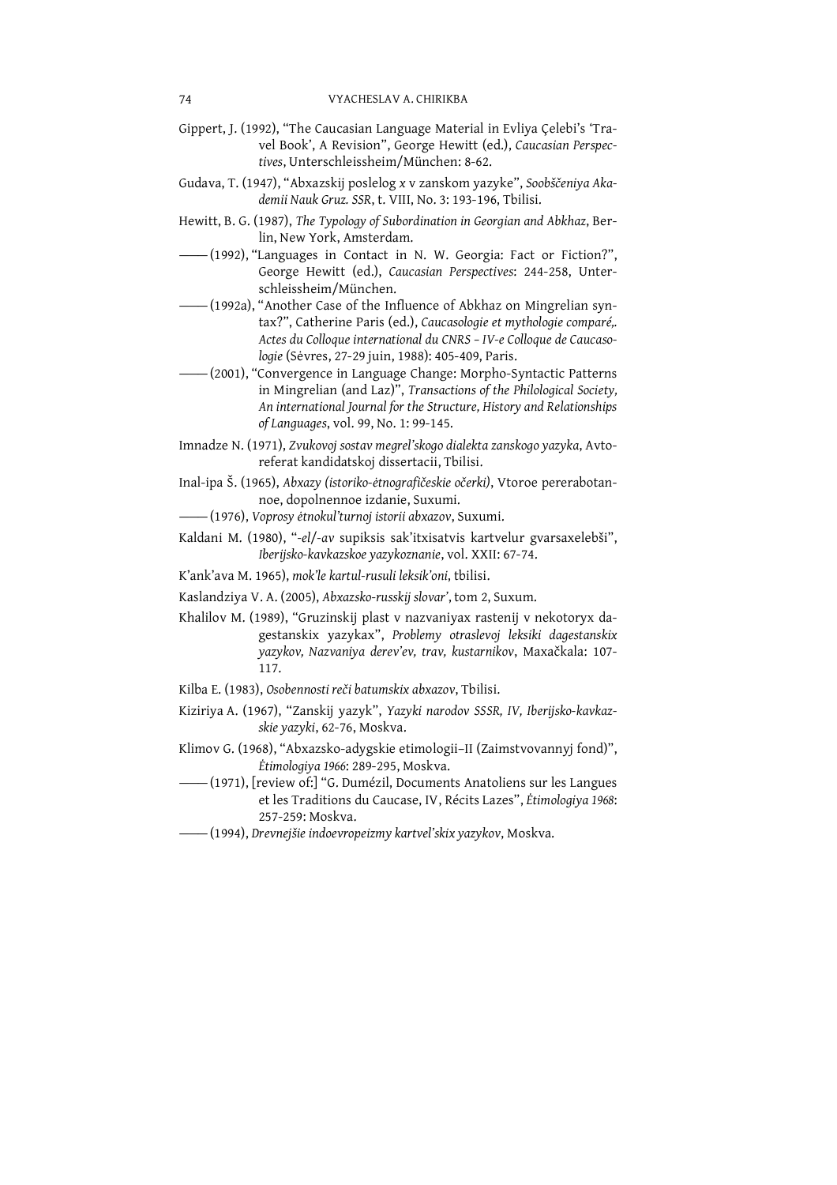Gippert, J. (1992), "The Caucasian Language Material in Evliya Çelebi's 'Travel Book', A Revision", George Hewitt (ed.), *Caucasian Perspectives*, Unterschleissheim/München: 8-62.

Gudava, T. (1947), "Abxazskij poslelog *x* v zanskom yazyke", *Soobščeniya Akademii Nauk Gruz. SSR*, t. VIII, No. 3: 193-196, Tbilisi.

Hewitt, B. G. (1987), *The Typology of Subordination in Georgian and Abkhaz*, Berlin, New York, Amsterdam.

—— (1992), "Languages in Contact in N. W. Georgia: Fact or Fiction?", George Hewitt (ed.), *Caucasian Perspectives*: 244-258, Unterschleissheim/München.

—— (1992a), "Another Case of the Influence of Abkhaz on Mingrelian syntax?", Catherine Paris (ed.), *Caucasologie et mythologie comparé,. Actes du Colloque international du CNRS – IV-e Colloque de Caucasologie* (Sėvres, 27-29 juin, 1988): 405-409, Paris.

—— (2001), "Convergence in Language Change: Morpho-Syntactic Patterns in Mingrelian (and Laz)", *Transactions of the Philological Society, An international Journal for the Structure, History and Relationships of Languages*, vol. 99, No. 1: 99-145.

Imnadze N. (1971), *Zvukovoj sostav megrel'skogo dialekta zanskogo yazyka*, Avtoreferat kandidatskoj dissertacii, Tbilisi.

Inal-ipa Š. (1965), *Abxazy (istoriko-ėtnografičeskie očerki)*, Vtoroe pererabotannoe, dopolnennoe izdanie, Suxumi.

—— (1976), *Voprosy ėtnokul'turnoj istorii abxazov*, Suxumi.

Kaldani M. (1980), "-*el*/-*av* supiksis sak'itxisatvis kartvelur gvarsaxelebši", *Iberijsko-kavkazskoe yazykoznanie*, vol. XXII: 67-74.

K'ank'ava M. 1965), *mok'le kartul-rusuli leksik'oni*, tbilisi.

Kaslandziya V. A. (2005), *Abxazsko-russkij slovar'*, tom 2, Suxum.

Khalilov M. (1989), "Gruzinskij plast v nazvaniyax rastenij v nekotoryx dagestanskix yazykax", *Problemy otraslevoj leksiki dagestanskix yazykov, Nazvaniya derev'ev, trav, kustarnikov*, Maxačkala: 107-117.

Kilba E. (1983), *Osobennosti reči batumskix abxazov*, Tbilisi.

Kiziriya A. (1967), "Zanskij yazyk", *Yazyki narodov SSSR, IV, Iberijsko-kavkazskie yazyki*, 62-76, Moskva.

Klimov G. (1968), "Abxazsko-adygskie etimologii–II (Zaimstvovannyj fond)", *Ėtimologiya 1966*: 289-295, Moskva.

—— (1971), [review of:] "G. Dumézil, Documents Anatoliens sur les Langues et les Traditions du Caucase, IV, Récits Lazes", *Ėtimologiya 1968*: 257-259: Moskva.

—— (1994), *Drevnejšie indoevropeizmy kartvel'skix yazykov*, Moskva.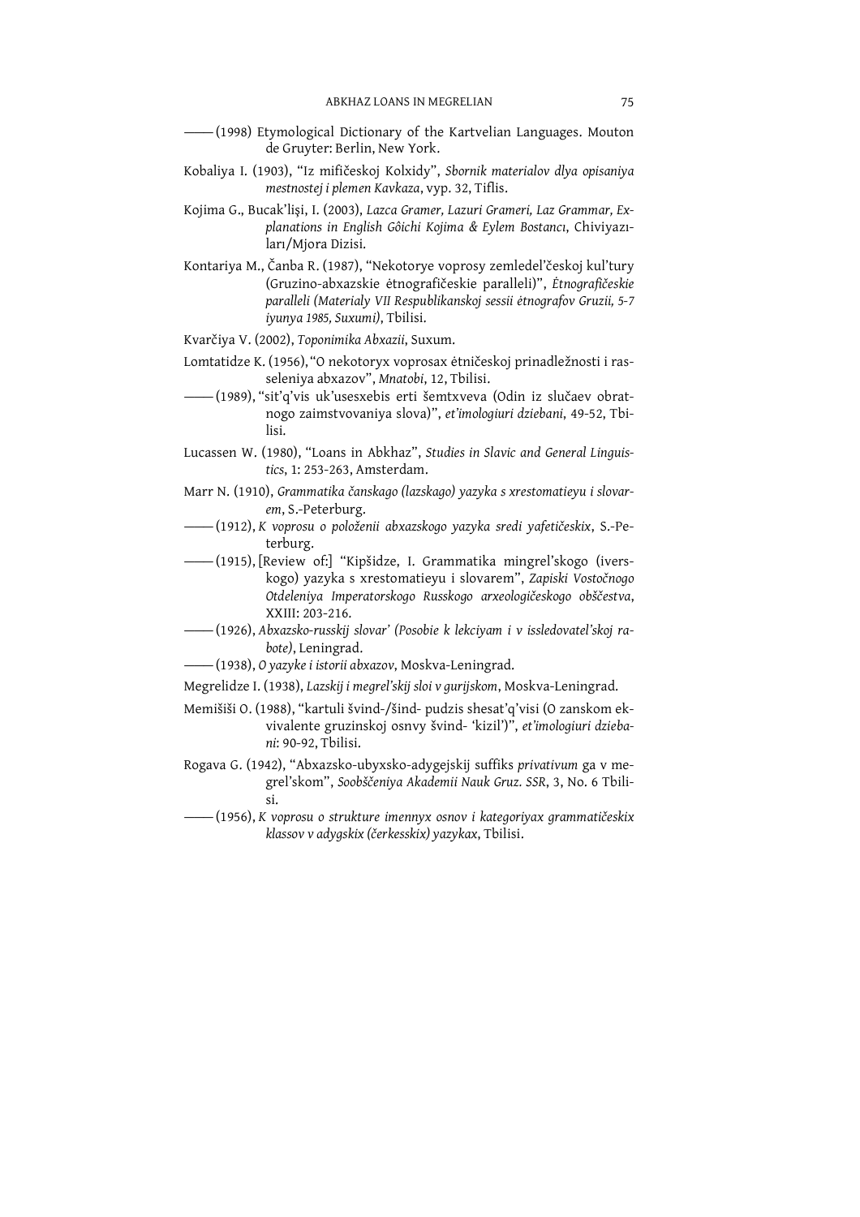—— (1998) Etymological Dictionary of the Kartvelian Languages. Mouton de Gruyter: Berlin, New York.

Kobaliya I. (1903), "Iz mifičeskoj Kolxidy", *Sbornik materialov dlya opisaniya mestnostej i plemen Kavkaza*, vyp. 32, Tiflis.

Kojima G., Bucak'lişi, I. (2003), *Lazca Gramer, Lazuri Grameri, Laz Grammar, Explanations in English Gôichi Kojima & Eylem Bostancı*, Chiviyazıları/Mjora Dizisi.

Kontariya M., Čanba R. (1987), "Nekotorye voprosy zemledel'českoj kul'tury (Gruzino-abxazskie ėtnografičeskie paralleli)", *Ėtnografičeskie paralleli (Materialy VII Respublikanskoj sessii étnografov Gruzii, 5-7 iyunya 1985, Suxumi)*, Tbilisi.

Kvarčiya V. (2002), *Toponimika Abxazii*, Suxum.

Lomtatidze K. (1956), "O nekotoryx voprosax ėtničeskoj prinadležnosti i rasseleniya abxazov", *Mnatobi*, 12, Tbilisi.

—— (1989), "sit'q'vis uk'usesxebis erti šemtxveva (Odin iz slučaev obratnogo zaimstvovaniya slova)", *et'imologiuri dziebani*, 49-52, Tbilisi.

Lucassen W. (1980), "Loans in Abkhaz", *Studies in Slavic and General Linguistics*, 1: 253-263, Amsterdam.

Marr N. (1910), *Grammatika čanskago (lazskago) yazyka s xrestomatieyu i slovarem*, S.-Peterburg.

—— (1912), *K voprosu o položenii abxazskogo yazyka sredi yafetičeskix*, S.-Peterburg.

—— (1915), [Review of:] "Kipšidze, I. Grammatika mingrel'skogo (iverskogo) yazyka s xrestomatieyu i slovarem", *Zapiski Vostočnogo Otdeleniya Imperatorskogo Russkogo arxeologičeskogo obščestva*, XXIII: 203-216.

—— (1926), *Abxazsko-russkij slovar' (Posobie k lekciyam i v issledovatel'skoj rabote)*, Leningrad.

—— (1938), *O yazyke i istorii abxazov*, Moskva-Leningrad.

Megrelidze I. (1938), *Lazskij i megrel'skij sloi v gurijskom*, Moskva-Leningrad.

Memišiši O. (1988), "kartuli švind-/šind- pudzis shesat'q'visi (O zanskom ekvivalente gruzinskoj osnovy švind- 'kizil')", *et'imologiuri dziebani*: 90-92, Tbilisi.

Rogava G. (1942), "Abxazsko-ubyxsko-adygejskij suffiks *privativum* ga v megrel'skom", *Soobščeniya Akademii Nauk Gruz. SSR*, 3, No. 6 Tbilisi.

—— (1956), *K voprosu o strukture imennyx osnov i kategoriyax grammatičeskix klassov v adygskix (čerkesskix) yazykax*, Tbilisi.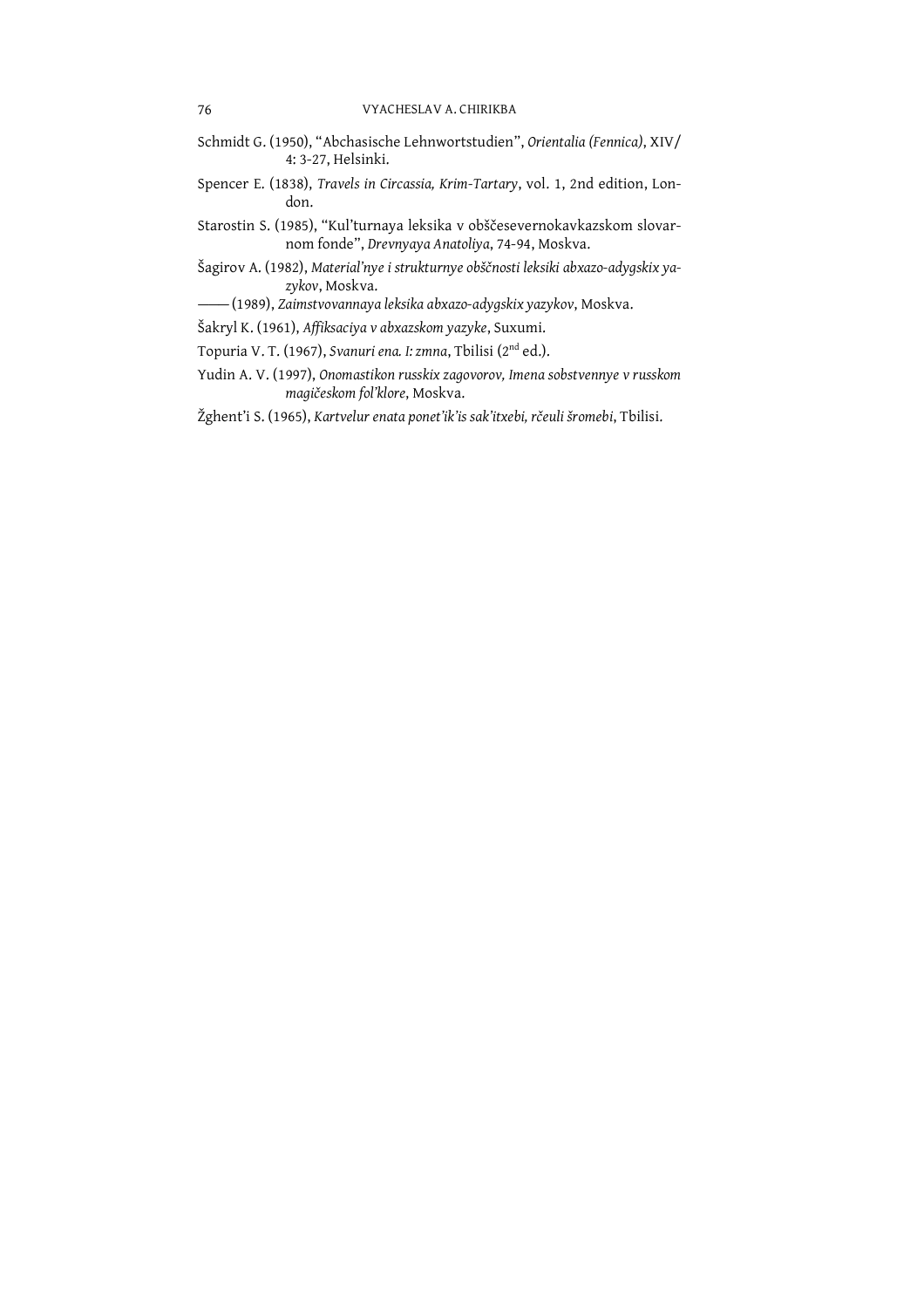Schmidt G. (1950), "Abchasische Lehnwortstudien", *Orientalia (Fennica)*, XIV/ 4: 3-27, Helsinki.

Spencer E. (1838), *Travels in Circassia, Krim-Tartary*, vol. 1, 2nd edition, London.

Starostin S. (1985), "Kul'turnaya leksika v obščesevernokavkazskom slovarnom fonde", *Drevnyaya Anatoliya*, 74-94, Moskva.

Šagirov A. (1982), *Material'nye i strukturnye obščnosti leksiki abxazo-adygskix yazykov*, Moskva.

—— (1989), *Zaimstvovannaya leksika abxazo-adygskix yazykov*, Moskva.

Šakryl K. (1961), *Affiksaciya v abxazskom yazyke*, Suxumi.

Topuria V. T. (1967), *Svanuri ena. I: zmna*, Tbilisi (2nd ed.).

Yudin A. V. (1997), *Onomastikon russkix zagovorov, Imena sobstvennye v russkom magičeskom fol'klore*, Moskva.

Žghent'i S. (1965), *Kartvelur enata ponet'ik'is sak'itxebi, rčeuli šromebi*, Tbilisi.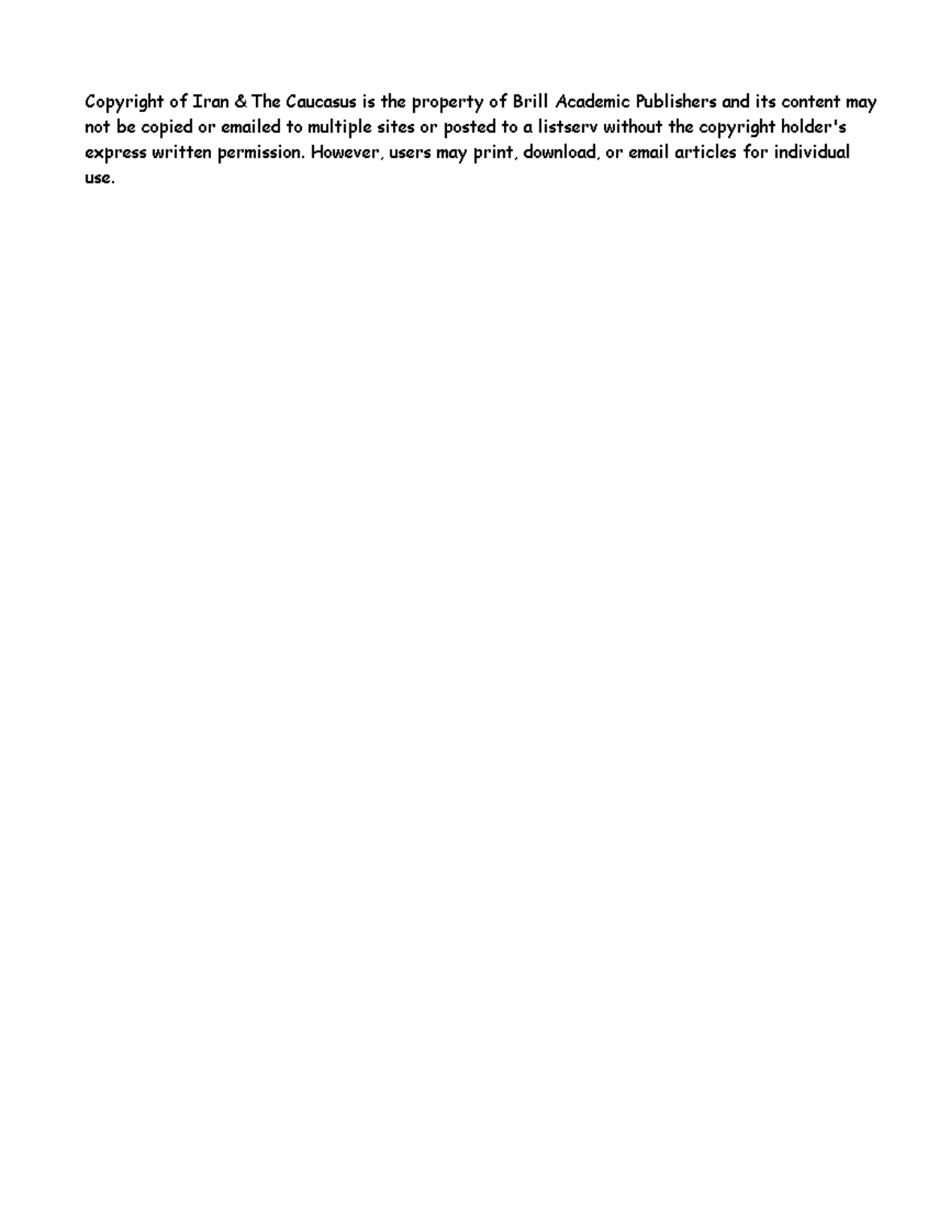Copyright of Iran & The Caucasus is the property of Brill Academic Publishers and its content may not be copied or emailed to multiple sites or posted to a listserv without the copyright holder's express written permission. However, users may print, download, or email articles for individual use.